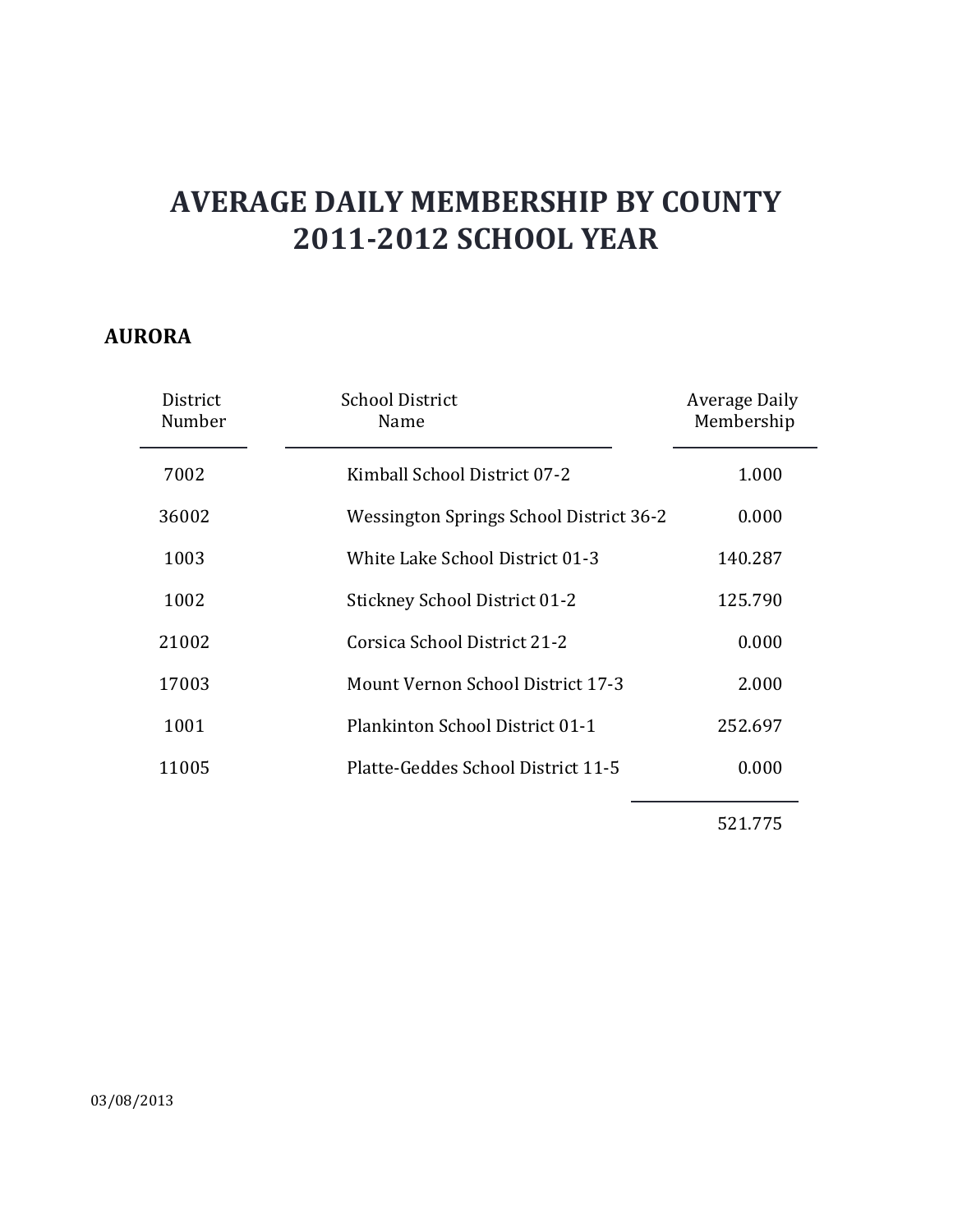# AVERAGE DAILY MEMBERSHIP BY COUNTY
# 2011-2012 SCHOOL YEAR

## AURORA

| District Number | School District Name | Average Daily Membership |
|---|---|---|
| 7002 | Kimball School District 07-2 | 1.000 |
| 36002 | Wessington Springs School District 36-2 | 0.000 |
| 1003 | White Lake School District 01-3 | 140.287 |
| 1002 | Stickney School District 01-2 | 125.790 |
| 21002 | Corsica School District 21-2 | 0.000 |
| 17003 | Mount Vernon School District 17-3 | 2.000 |
| 1001 | Plankinton School District 01-1 | 252.697 |
| 11005 | Platte-Geddes School District 11-5 | 0.000 |
| | | 521.775 |

03/08/2013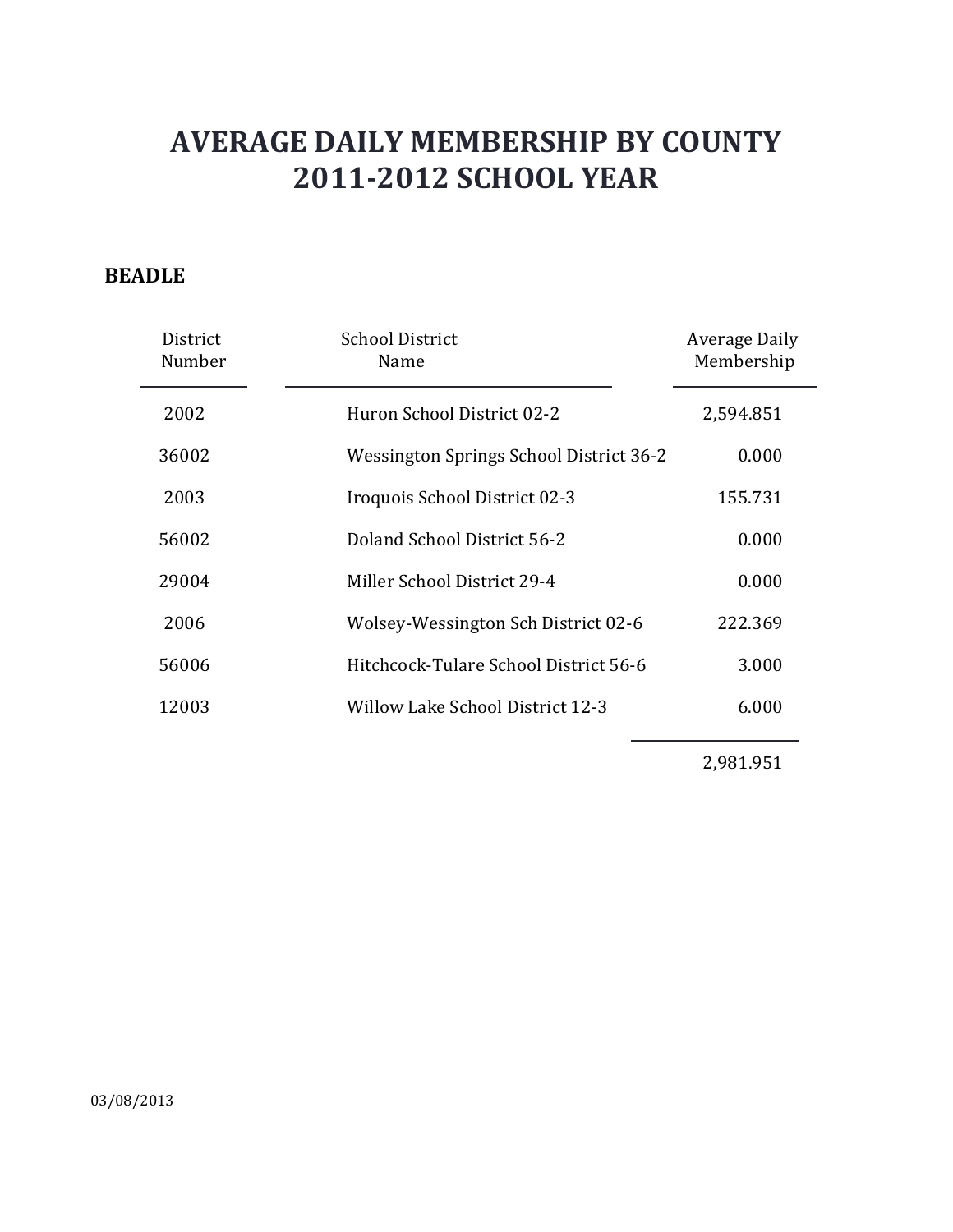# AVERAGE DAILY MEMBERSHIP BY COUNTY
# 2011-2012 SCHOOL YEAR

## BEADLE

| District Number | School District Name | Average Daily Membership |
|---|---|---|
| 2002 | Huron School District 02-2 | 2,594.851 |
| 36002 | Wessington Springs School District 36-2 | 0.000 |
| 2003 | Iroquois School District 02-3 | 155.731 |
| 56002 | Doland School District 56-2 | 0.000 |
| 29004 | Miller School District 29-4 | 0.000 |
| 2006 | Wolsey-Wessington Sch District 02-6 | 222.369 |
| 56006 | Hitchcock-Tulare School District 56-6 | 3.000 |
| 12003 | Willow Lake School District 12-3 | 6.000 |
| | | 2,981.951 |

03/08/2013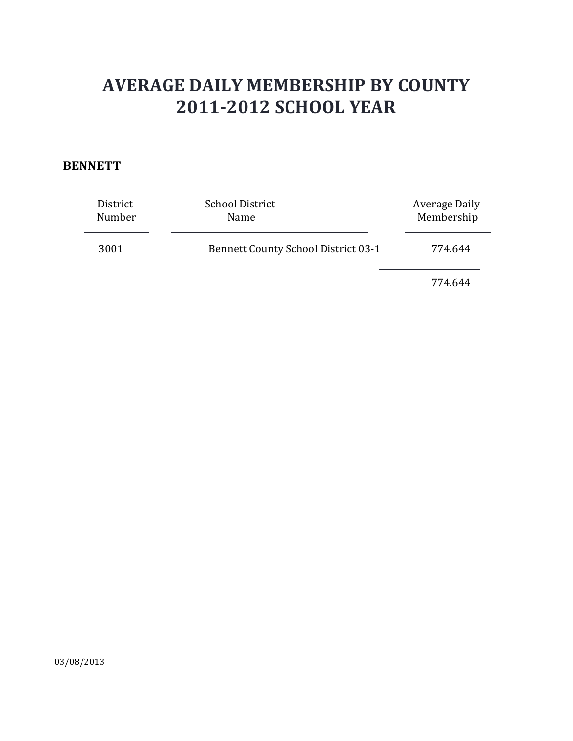# AVERAGE DAILY MEMBERSHIP BY COUNTY
# 2011-2012 SCHOOL YEAR

**BENNETT**

| District Number | School District Name | Average Daily Membership |
|---|---|---|
| 3001 | Bennett County School District 03-1 | 774.644 |
| | | 774.644 |

03/08/2013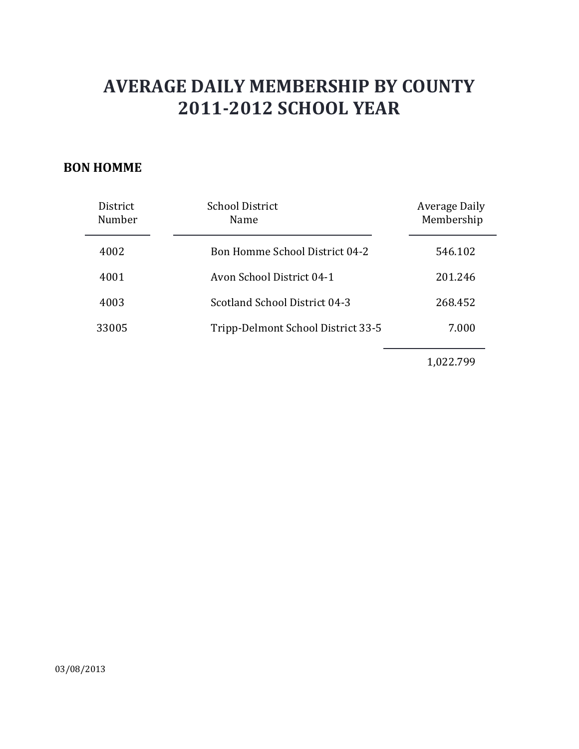# AVERAGE DAILY MEMBERSHIP BY COUNTY
# 2011-2012 SCHOOL YEAR

**BON HOMME**

| District Number | School District Name | Average Daily Membership |
|---|---|---|
| 4002 | Bon Homme School District 04-2 | 546.102 |
| 4001 | Avon School District 04-1 | 201.246 |
| 4003 | Scotland School District 04-3 | 268.452 |
| 33005 | Tripp-Delmont School District 33-5 | 7.000 |
| | | 1,022.799 |

03/08/2013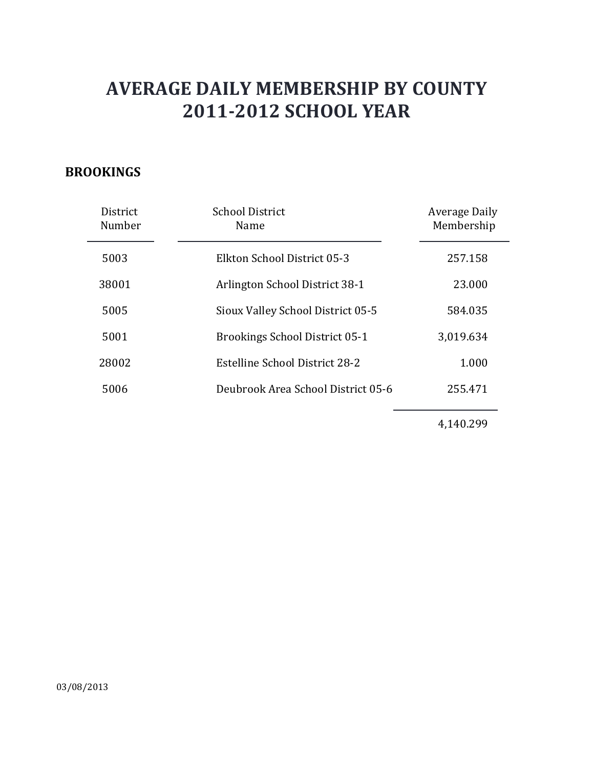# AVERAGE DAILY MEMBERSHIP BY COUNTY
# 2011-2012 SCHOOL YEAR

## BROOKINGS

| District Number | School District Name | Average Daily Membership |
| --- | --- | --- |
| 5003 | Elkton School District 05-3 | 257.158 |
| 38001 | Arlington School District 38-1 | 23.000 |
| 5005 | Sioux Valley School District 05-5 | 584.035 |
| 5001 | Brookings School District 05-1 | 3,019.634 |
| 28002 | Estelline School District 28-2 | 1.000 |
| 5006 | Deubrook Area School District 05-6 | 255.471 |
| | | 4,140.299 |

03/08/2013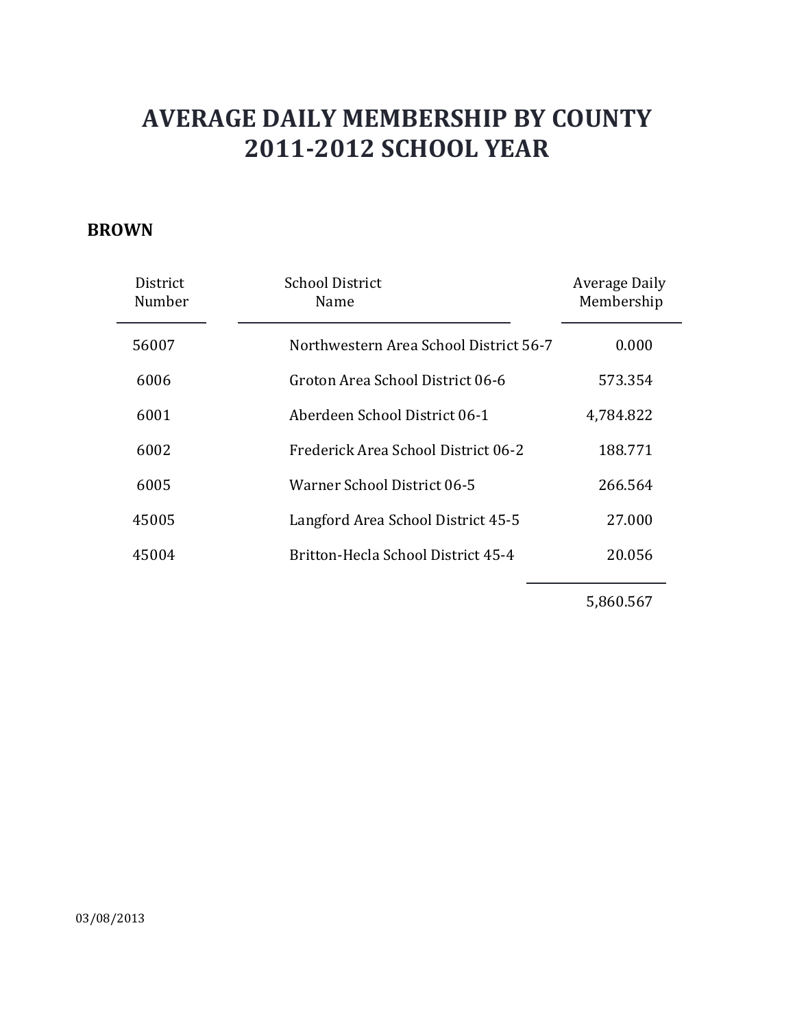# AVERAGE DAILY MEMBERSHIP BY COUNTY
# 2011-2012 SCHOOL YEAR

**BROWN**

| District Number | School District Name | Average Daily Membership |
|---|---|---|
| 56007 | Northwestern Area School District 56-7 | 0.000 |
| 6006 | Groton Area School District 06-6 | 573.354 |
| 6001 | Aberdeen School District 06-1 | 4,784.822 |
| 6002 | Frederick Area School District 06-2 | 188.771 |
| 6005 | Warner School District 06-5 | 266.564 |
| 45005 | Langford Area School District 45-5 | 27.000 |
| 45004 | Britton-Hecla School District 45-4 | 20.056 |
| | | 5,860.567 |

03/08/2013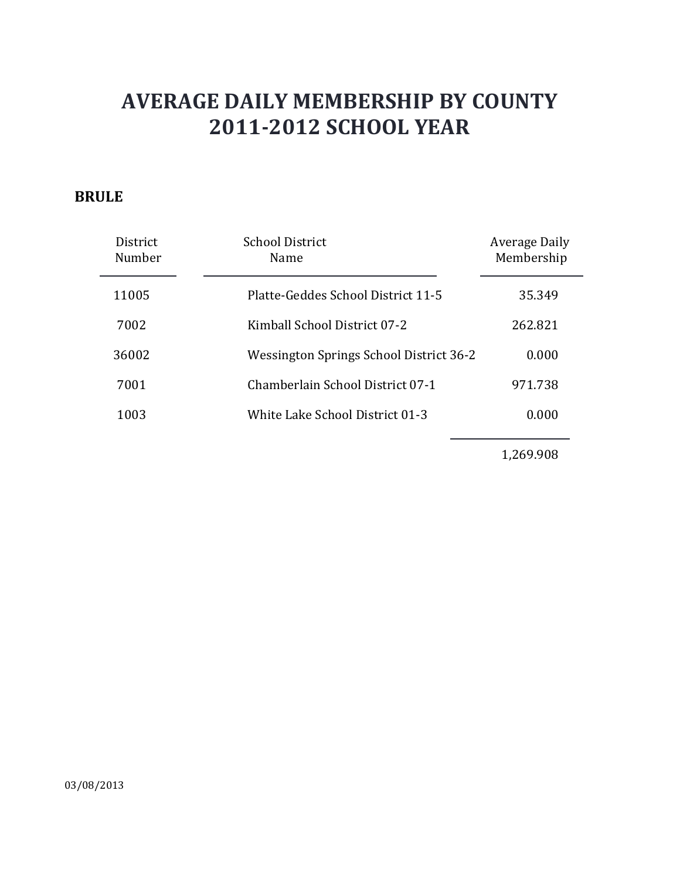# AVERAGE DAILY MEMBERSHIP BY COUNTY
# 2011-2012 SCHOOL YEAR

**BRULE**

| District Number | School District Name | Average Daily Membership |
|---|---|---|
| 11005 | Platte-Geddes School District 11-5 | 35.349 |
| 7002 | Kimball School District 07-2 | 262.821 |
| 36002 | Wessington Springs School District 36-2 | 0.000 |
| 7001 | Chamberlain School District 07-1 | 971.738 |
| 1003 | White Lake School District 01-3 | 0.000 |
| | | 1,269.908 |

03/08/2013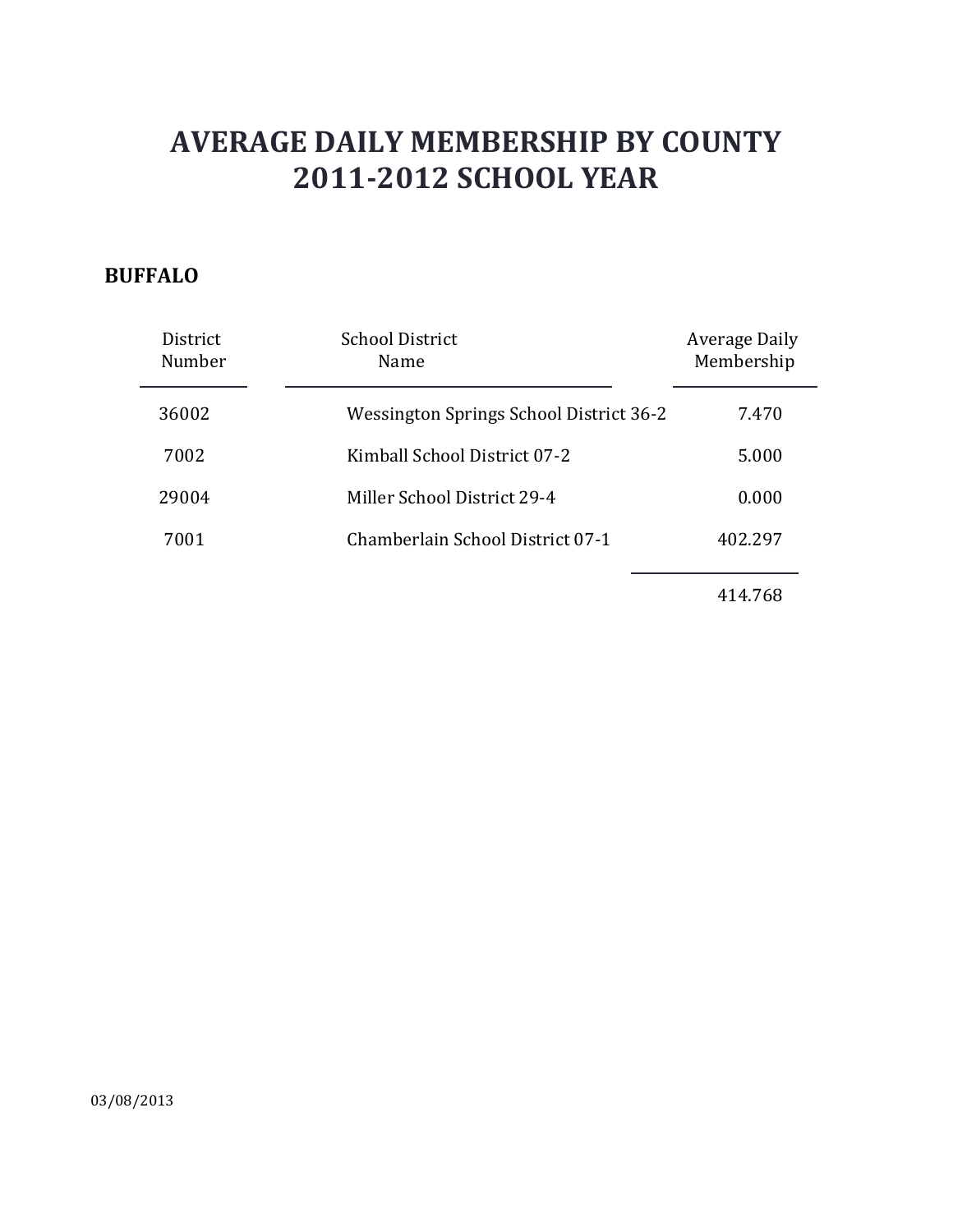# AVERAGE DAILY MEMBERSHIP BY COUNTY
# 2011-2012 SCHOOL YEAR

**BUFFALO**

| District Number | School District Name | Average Daily Membership |
|---|---|---|
| 36002 | Wessington Springs School District 36-2 | 7.470 |
| 7002 | Kimball School District 07-2 | 5.000 |
| 29004 | Miller School District 29-4 | 0.000 |
| 7001 | Chamberlain School District 07-1 | 402.297 |
| | | 414.768 |

03/08/2013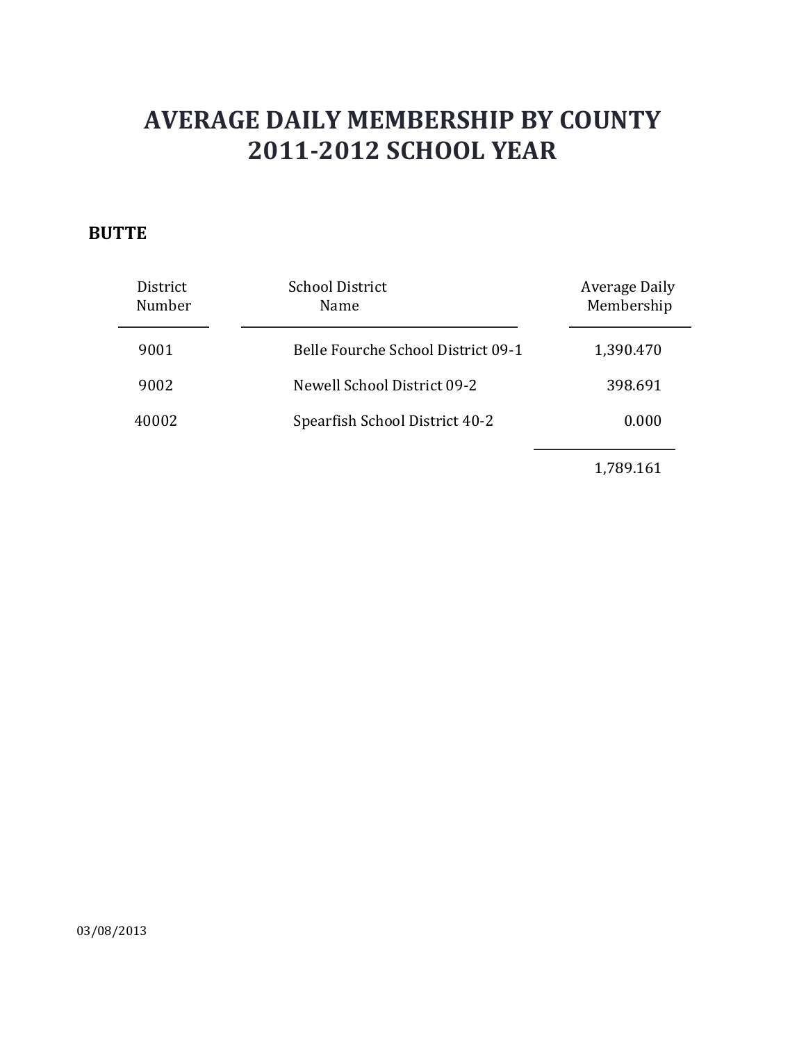# AVERAGE DAILY MEMBERSHIP BY COUNTY
# 2011-2012 SCHOOL YEAR

**BUTTE**

| District Number | School District Name | Average Daily Membership |
|---|---|---|
| 9001 | Belle Fourche School District 09-1 | 1,390.470 |
| 9002 | Newell School District 09-2 | 398.691 |
| 40002 | Spearfish School District 40-2 | 0.000 |
| | | 1,789.161 |

03/08/2013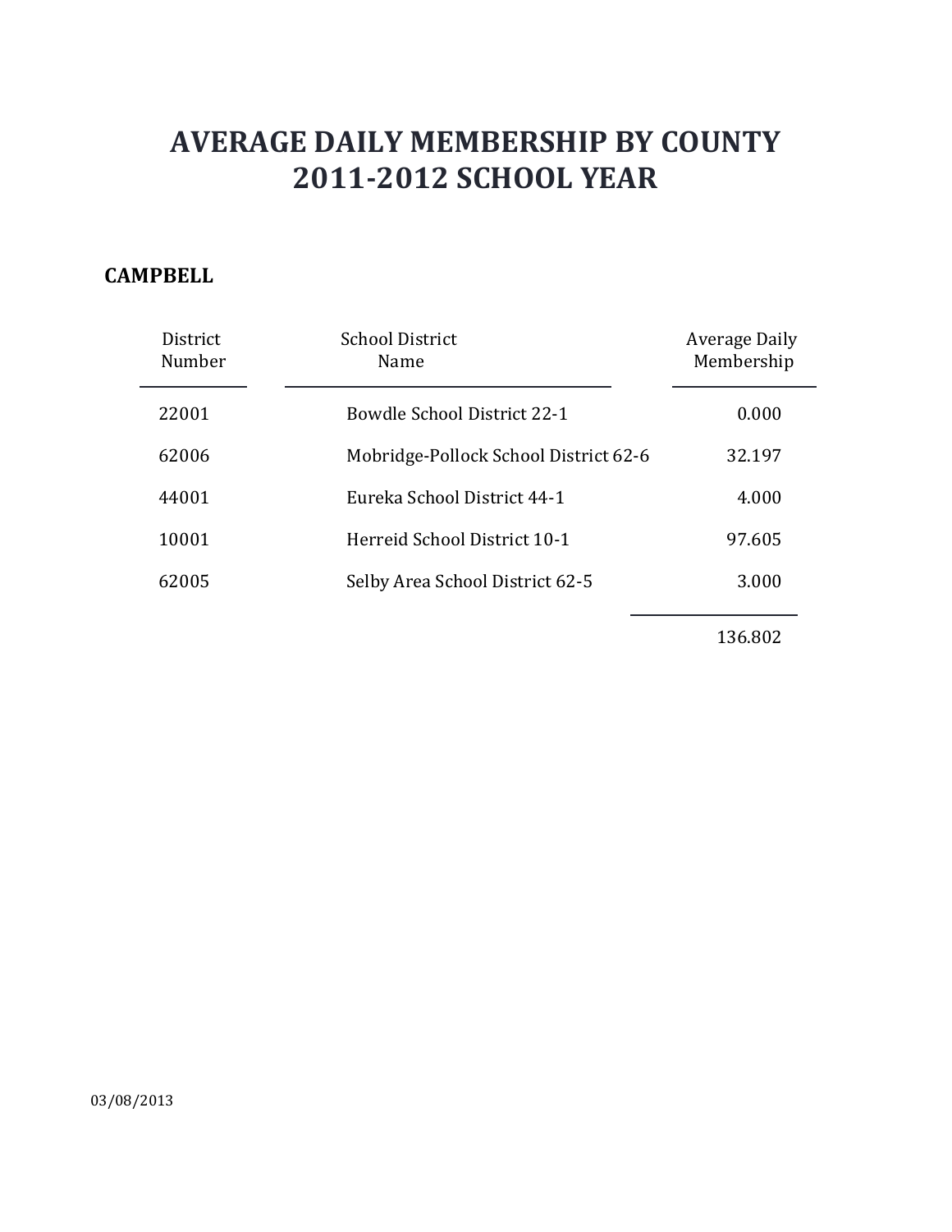# AVERAGE DAILY MEMBERSHIP BY COUNTY
# 2011-2012 SCHOOL YEAR

**CAMPBELL**

| District Number | School District Name | Average Daily Membership |
|---|---|---|
| 22001 | Bowdle School District 22-1 | 0.000 |
| 62006 | Mobridge-Pollock School District 62-6 | 32.197 |
| 44001 | Eureka School District 44-1 | 4.000 |
| 10001 | Herreid School District 10-1 | 97.605 |
| 62005 | Selby Area School District 62-5 | 3.000 |
| | | 136.802 |

03/08/2013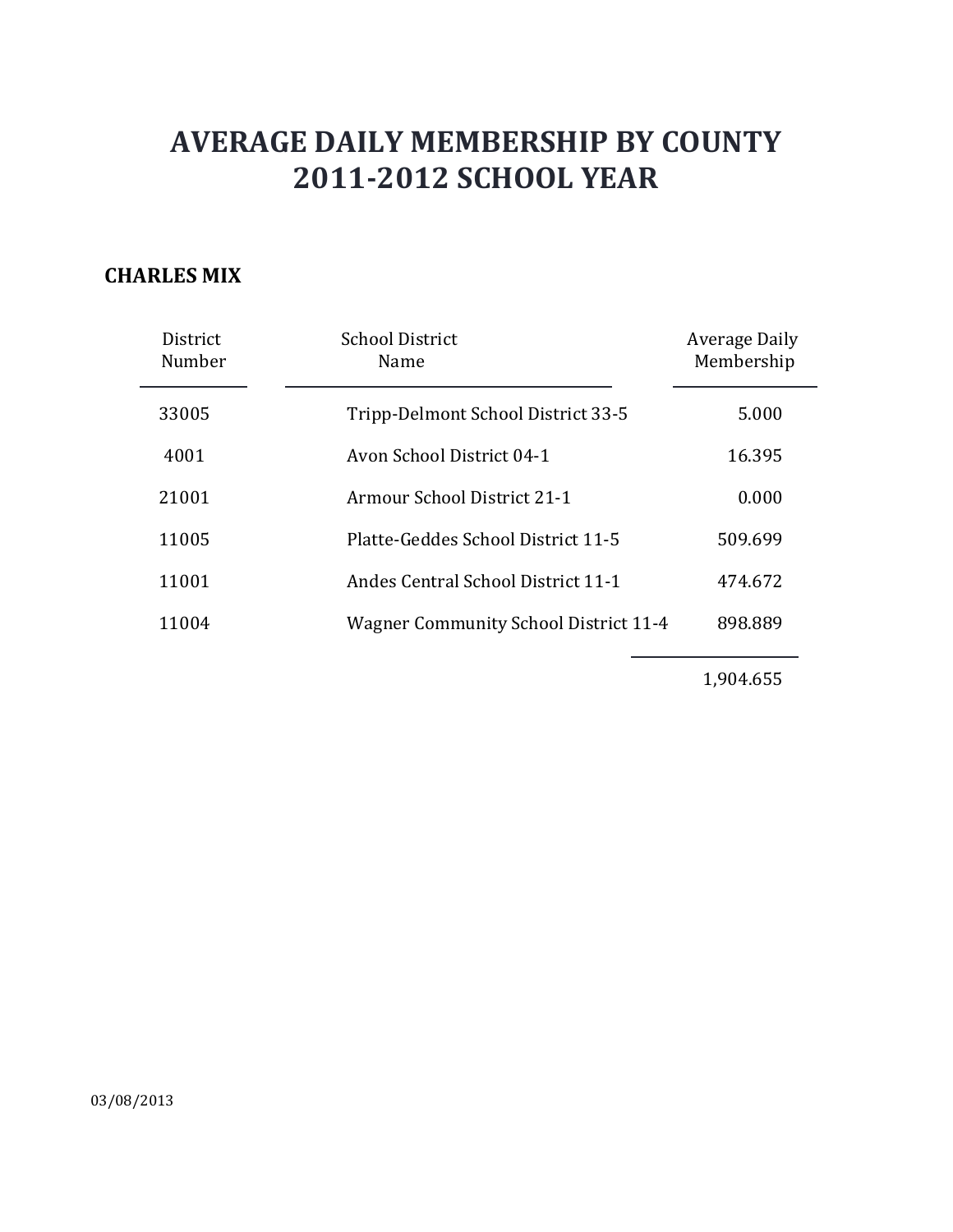# AVERAGE DAILY MEMBERSHIP BY COUNTY
# 2011-2012 SCHOOL YEAR

## CHARLES MIX

| District Number | School District Name | Average Daily Membership |
|---|---|---|
| 33005 | Tripp-Delmont School District 33-5 | 5.000 |
| 4001 | Avon School District 04-1 | 16.395 |
| 21001 | Armour School District 21-1 | 0.000 |
| 11005 | Platte-Geddes School District 11-5 | 509.699 |
| 11001 | Andes Central School District 11-1 | 474.672 |
| 11004 | Wagner Community School District 11-4 | 898.889 |
| | | 1,904.655 |

03/08/2013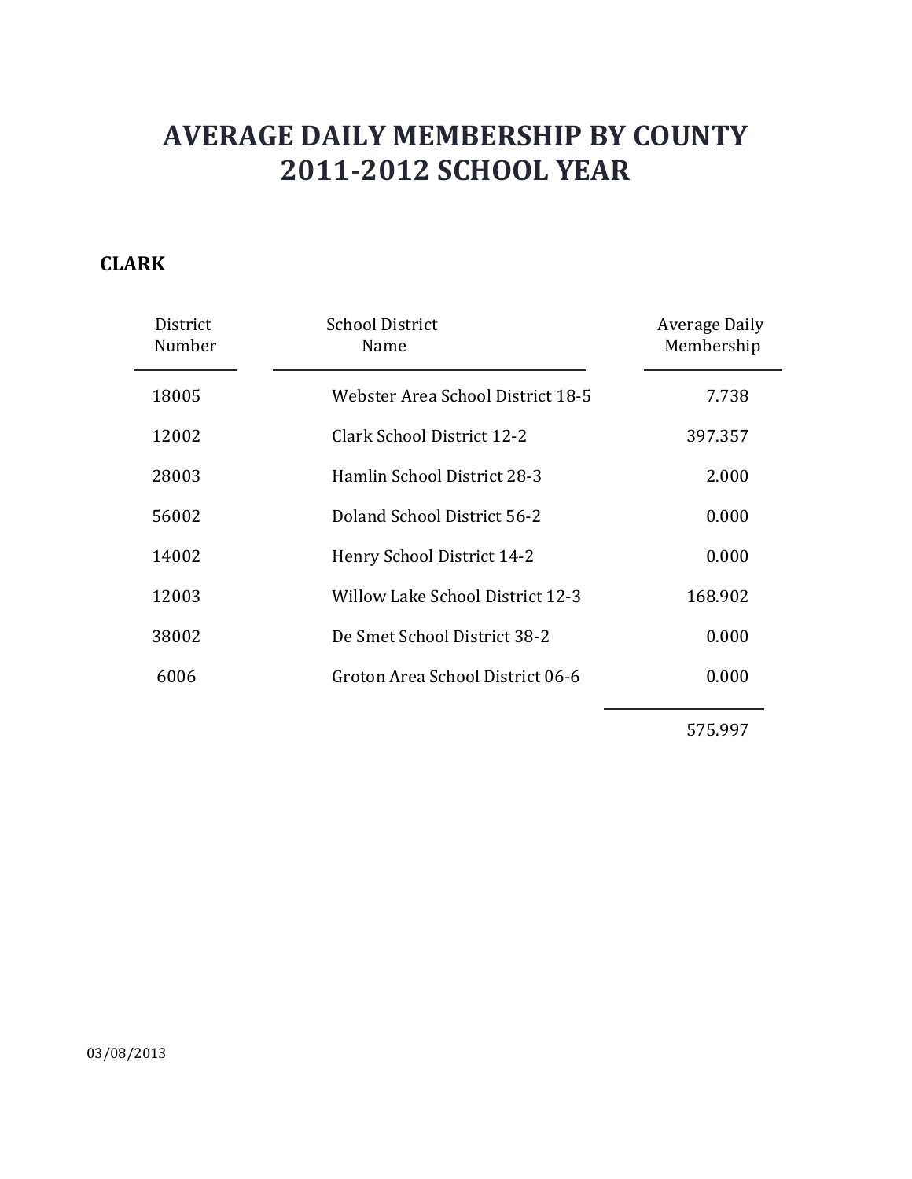# AVERAGE DAILY MEMBERSHIP BY COUNTY
# 2011-2012 SCHOOL YEAR

## CLARK

| District Number | School District Name | Average Daily Membership |
|---|---|---|
| 18005 | Webster Area School District 18-5 | 7.738 |
| 12002 | Clark School District 12-2 | 397.357 |
| 28003 | Hamlin School District 28-3 | 2.000 |
| 56002 | Doland School District 56-2 | 0.000 |
| 14002 | Henry School District 14-2 | 0.000 |
| 12003 | Willow Lake School District 12-3 | 168.902 |
| 38002 | De Smet School District 38-2 | 0.000 |
| 6006 | Groton Area School District 06-6 | 0.000 |
| | | 575.997 |

03/08/2013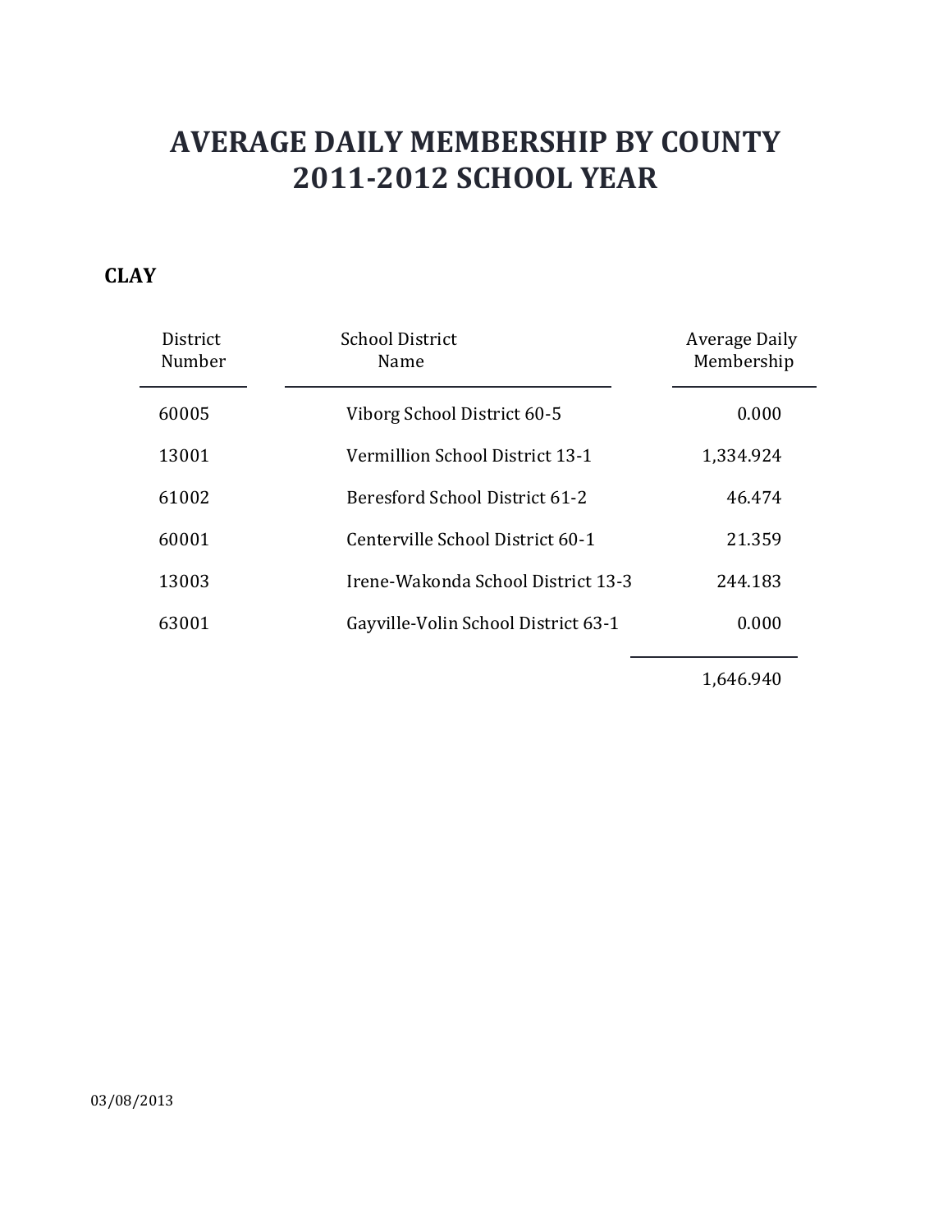# AVERAGE DAILY MEMBERSHIP BY COUNTY
# 2011-2012 SCHOOL YEAR

## CLAY

| District Number | School District Name | Average Daily Membership |
|---|---|---|
| 60005 | Viborg School District 60-5 | 0.000 |
| 13001 | Vermillion School District 13-1 | 1,334.924 |
| 61002 | Beresford School District 61-2 | 46.474 |
| 60001 | Centerville School District 60-1 | 21.359 |
| 13003 | Irene-Wakonda School District 13-3 | 244.183 |
| 63001 | Gayville-Volin School District 63-1 | 0.000 |
| | | 1,646.940 |

03/08/2013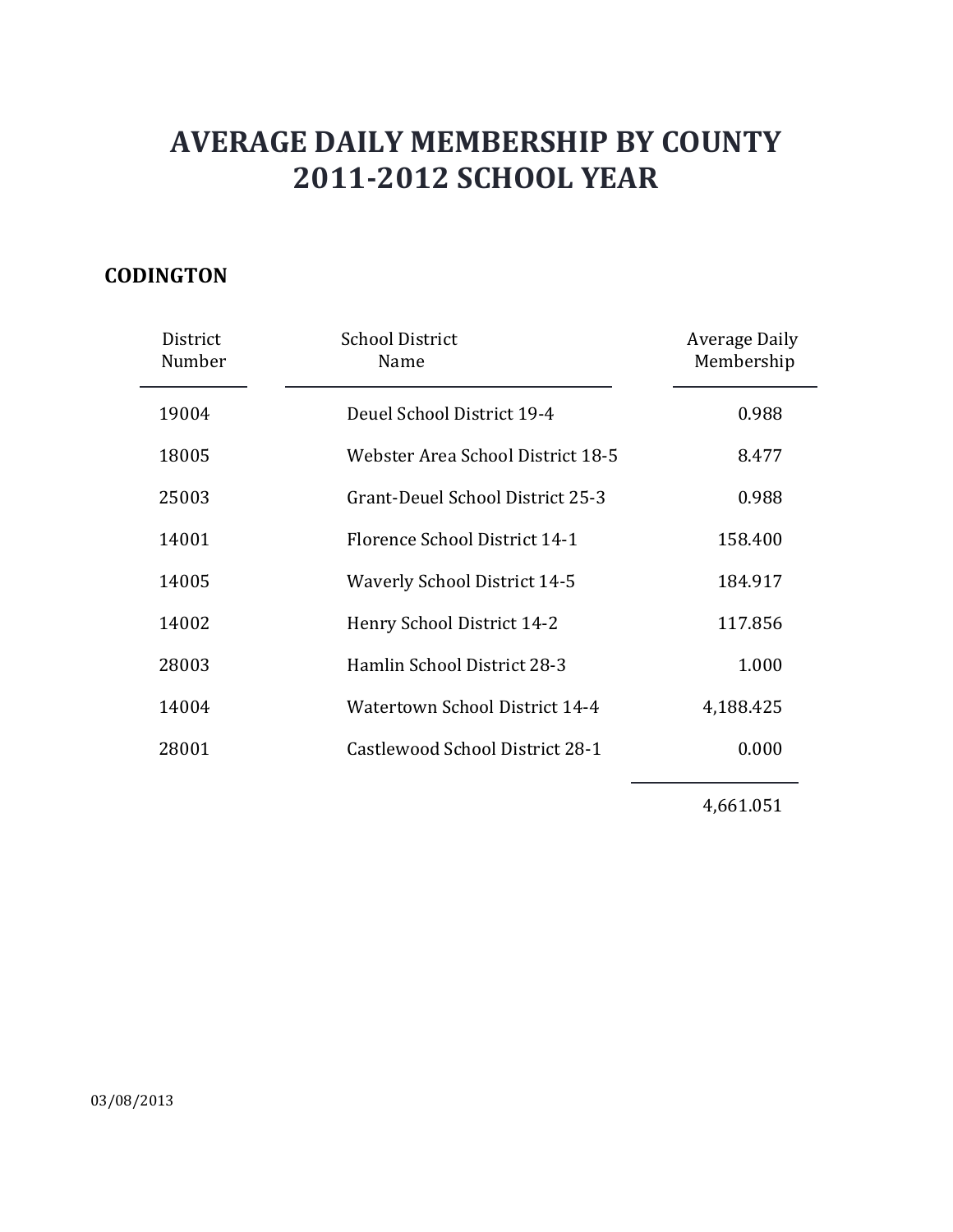# AVERAGE DAILY MEMBERSHIP BY COUNTY
# 2011-2012 SCHOOL YEAR

## CODINGTON

| District Number | School District Name | Average Daily Membership |
|---|---|---|
| 19004 | Deuel School District 19-4 | 0.988 |
| 18005 | Webster Area School District 18-5 | 8.477 |
| 25003 | Grant-Deuel School District 25-3 | 0.988 |
| 14001 | Florence School District 14-1 | 158.400 |
| 14005 | Waverly School District 14-5 | 184.917 |
| 14002 | Henry School District 14-2 | 117.856 |
| 28003 | Hamlin School District 28-3 | 1.000 |
| 14004 | Watertown School District 14-4 | 4,188.425 |
| 28001 | Castlewood School District 28-1 | 0.000 |
| | | 4,661.051 |

03/08/2013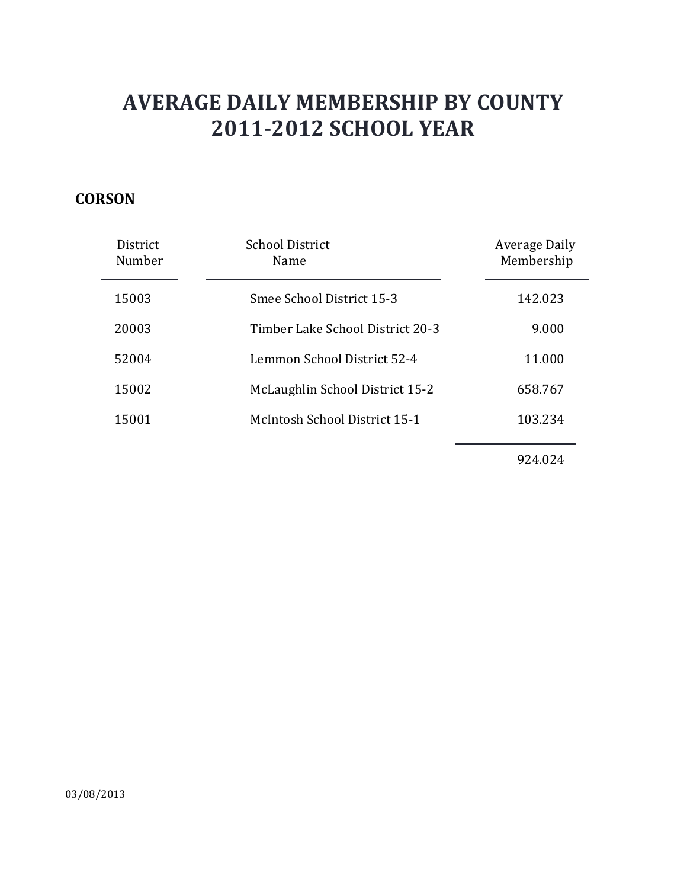# AVERAGE DAILY MEMBERSHIP BY COUNTY
# 2011-2012 SCHOOL YEAR

## CORSON

| District Number | School District Name | Average Daily Membership |
|---|---|---|
| 15003 | Smee School District 15-3 | 142.023 |
| 20003 | Timber Lake School District 20-3 | 9.000 |
| 52004 | Lemmon School District 52-4 | 11.000 |
| 15002 | McLaughlin School District 15-2 | 658.767 |
| 15001 | McIntosh School District 15-1 | 103.234 |
| | | 924.024 |

03/08/2013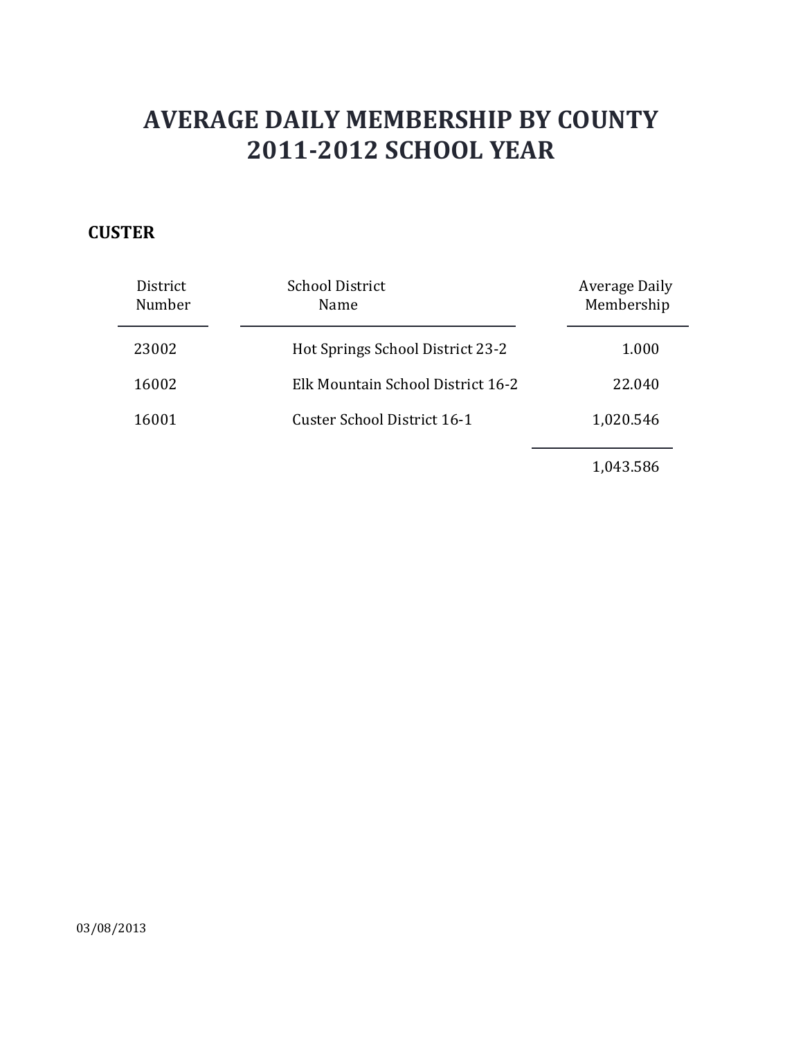# AVERAGE DAILY MEMBERSHIP BY COUNTY
# 2011-2012 SCHOOL YEAR

## CUSTER

| District Number | School District Name | Average Daily Membership |
|---|---|---|
| 23002 | Hot Springs School District 23-2 | 1.000 |
| 16002 | Elk Mountain School District 16-2 | 22.040 |
| 16001 | Custer School District 16-1 | 1,020.546 |
| | | 1,043.586 |

03/08/2013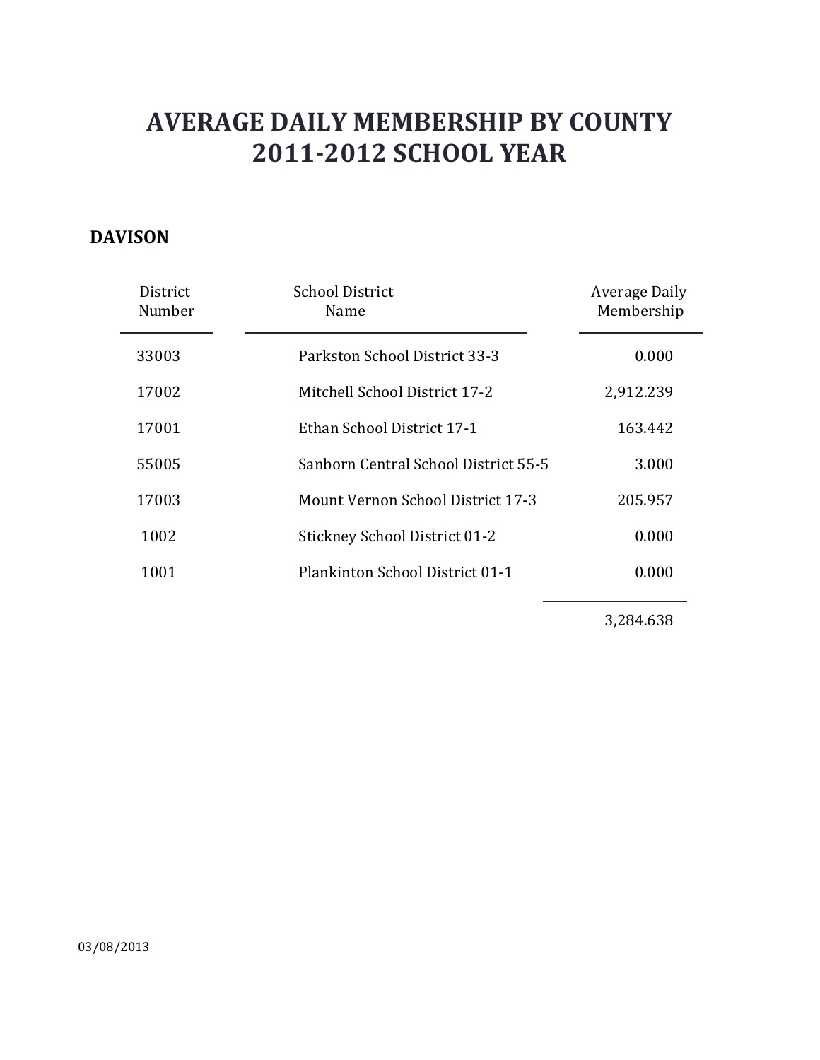# AVERAGE DAILY MEMBERSHIP BY COUNTY
# 2011-2012 SCHOOL YEAR

## DAVISON

| District Number | School District Name | Average Daily Membership |
|---|---|---|
| 33003 | Parkston School District 33-3 | 0.000 |
| 17002 | Mitchell School District 17-2 | 2,912.239 |
| 17001 | Ethan School District 17-1 | 163.442 |
| 55005 | Sanborn Central School District 55-5 | 3.000 |
| 17003 | Mount Vernon School District 17-3 | 205.957 |
| 1002 | Stickney School District 01-2 | 0.000 |
| 1001 | Plankinton School District 01-1 | 0.000 |
| | | 3,284.638 |

03/08/2013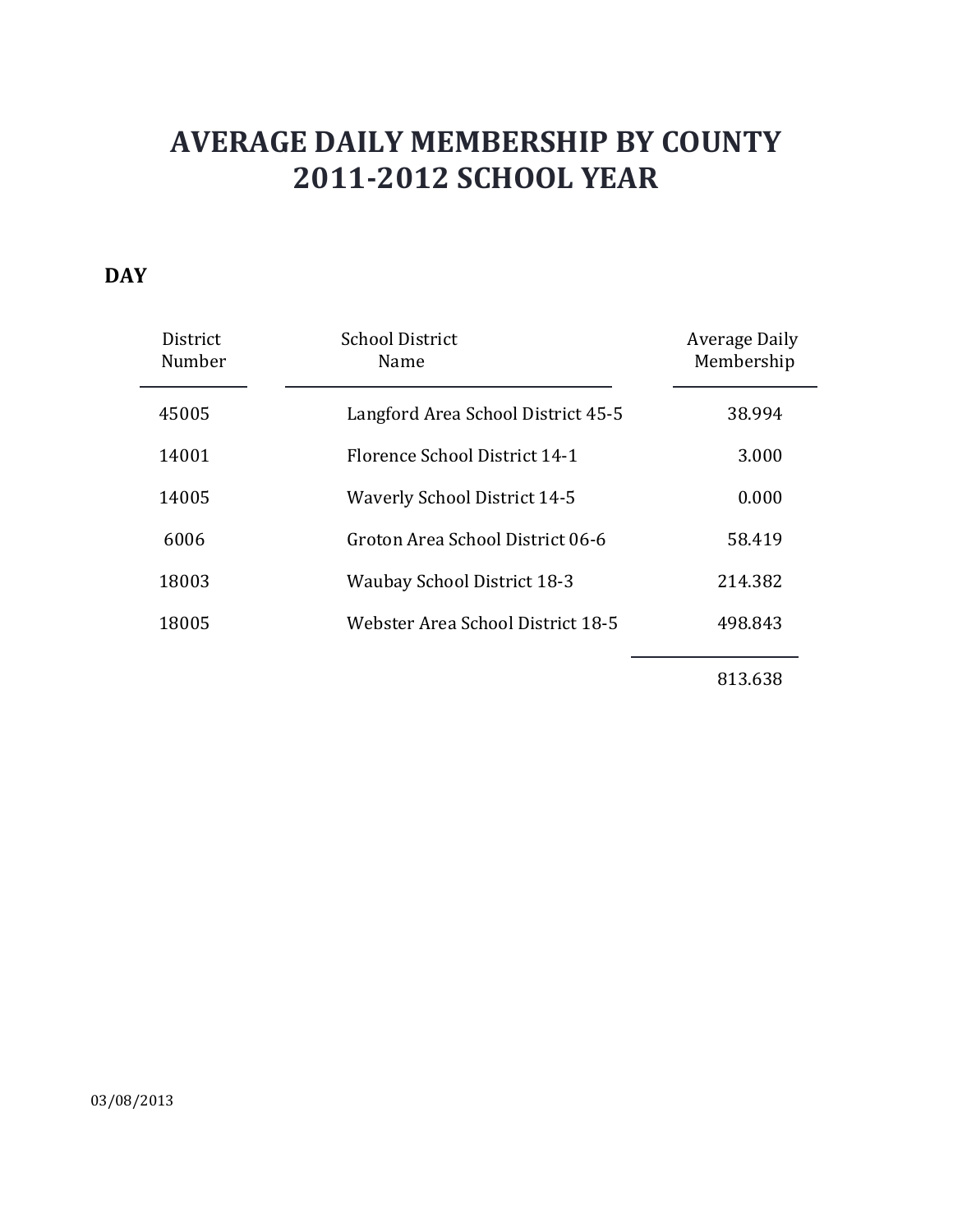# AVERAGE DAILY MEMBERSHIP BY COUNTY
# 2011-2012 SCHOOL YEAR

**DAY**

| District Number | School District Name | Average Daily Membership |
|---|---|---|
| 45005 | Langford Area School District 45-5 | 38.994 |
| 14001 | Florence School District 14-1 | 3.000 |
| 14005 | Waverly School District 14-5 | 0.000 |
| 6006 | Groton Area School District 06-6 | 58.419 |
| 18003 | Waubay School District 18-3 | 214.382 |
| 18005 | Webster Area School District 18-5 | 498.843 |
| | | 813.638 |

03/08/2013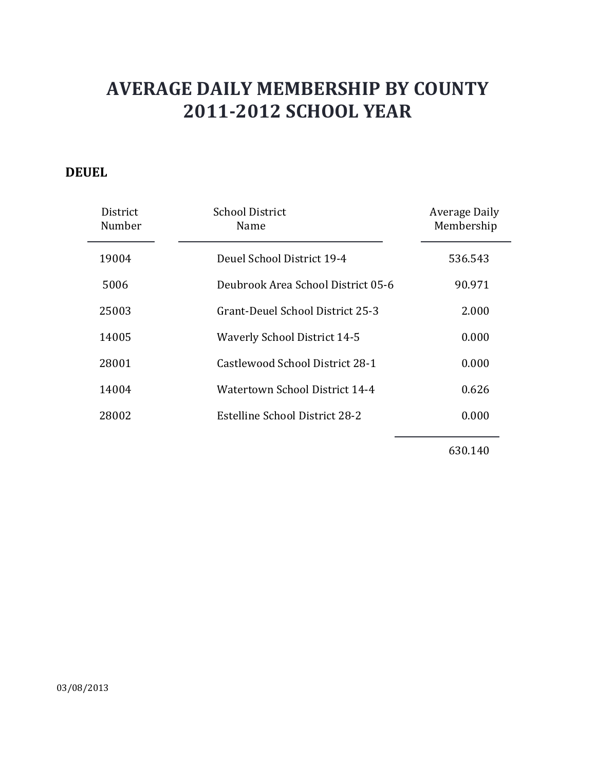# AVERAGE DAILY MEMBERSHIP BY COUNTY
# 2011-2012 SCHOOL YEAR

## DEUEL

| District Number | School District Name | Average Daily Membership |
|---|---|---|
| 19004 | Deuel School District 19-4 | 536.543 |
| 5006 | Deubrook Area School District 05-6 | 90.971 |
| 25003 | Grant-Deuel School District 25-3 | 2.000 |
| 14005 | Waverly School District 14-5 | 0.000 |
| 28001 | Castlewood School District 28-1 | 0.000 |
| 14004 | Watertown School District 14-4 | 0.626 |
| 28002 | Estelline School District 28-2 | 0.000 |
| | | 630.140 |

03/08/2013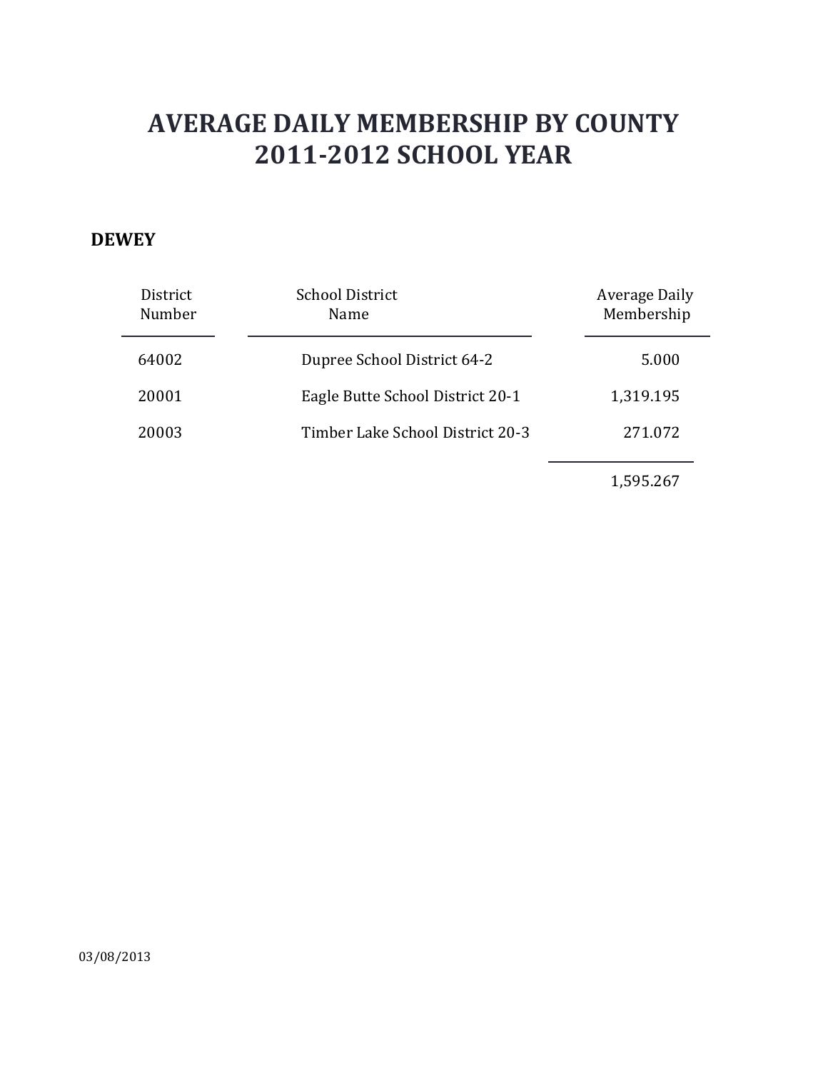# AVERAGE DAILY MEMBERSHIP BY COUNTY
# 2011-2012 SCHOOL YEAR

**DEWEY**

| District Number | School District Name | Average Daily Membership |
|---|---|---|
| 64002 | Dupree School District 64-2 | 5.000 |
| 20001 | Eagle Butte School District 20-1 | 1,319.195 |
| 20003 | Timber Lake School District 20-3 | 271.072 |
| | | 1,595.267 |

03/08/2013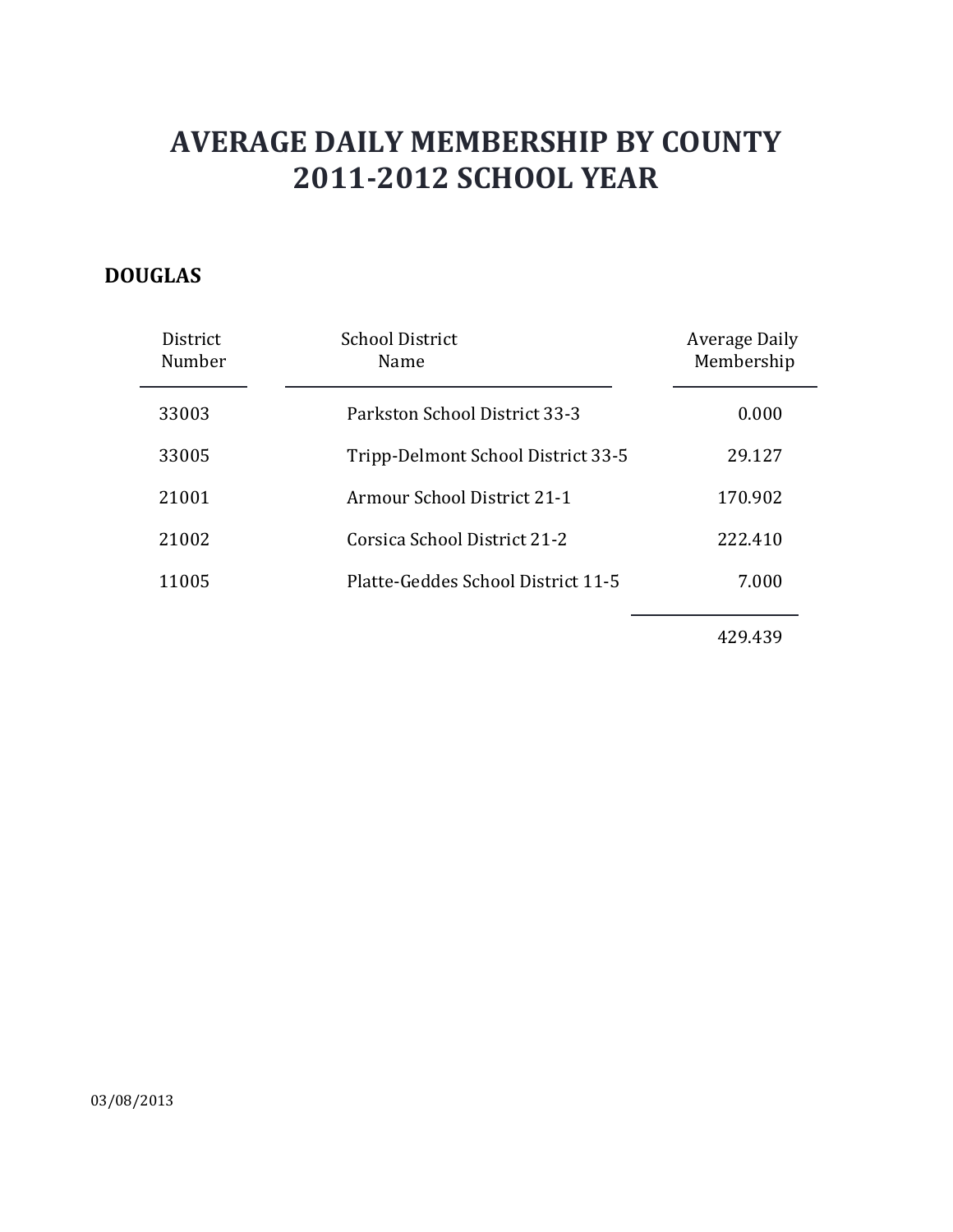# AVERAGE DAILY MEMBERSHIP BY COUNTY
# 2011-2012 SCHOOL YEAR

**DOUGLAS**

| District Number | School District Name | Average Daily Membership |
| --- | --- | --- |
| 33003 | Parkston School District 33-3 | 0.000 |
| 33005 | Tripp-Delmont School District 33-5 | 29.127 |
| 21001 | Armour School District 21-1 | 170.902 |
| 21002 | Corsica School District 21-2 | 222.410 |
| 11005 | Platte-Geddes School District 11-5 | 7.000 |
| | | 429.439 |

03/08/2013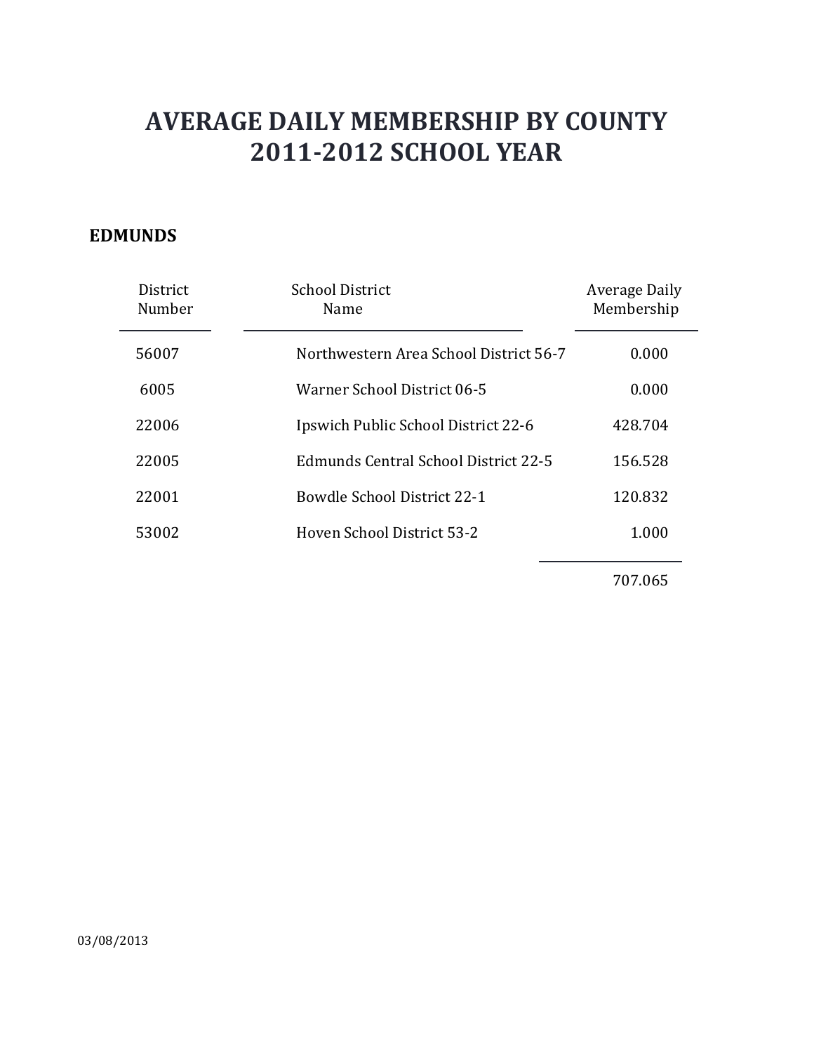# AVERAGE DAILY MEMBERSHIP BY COUNTY
# 2011-2012 SCHOOL YEAR

**EDMUNDS**

| District Number | School District Name | Average Daily Membership |
|---|---|---|
| 56007 | Northwestern Area School District 56-7 | 0.000 |
| 6005 | Warner School District 06-5 | 0.000 |
| 22006 | Ipswich Public School District 22-6 | 428.704 |
| 22005 | Edmunds Central School District 22-5 | 156.528 |
| 22001 | Bowdle School District 22-1 | 120.832 |
| 53002 | Hoven School District 53-2 | 1.000 |
| | | 707.065 |

03/08/2013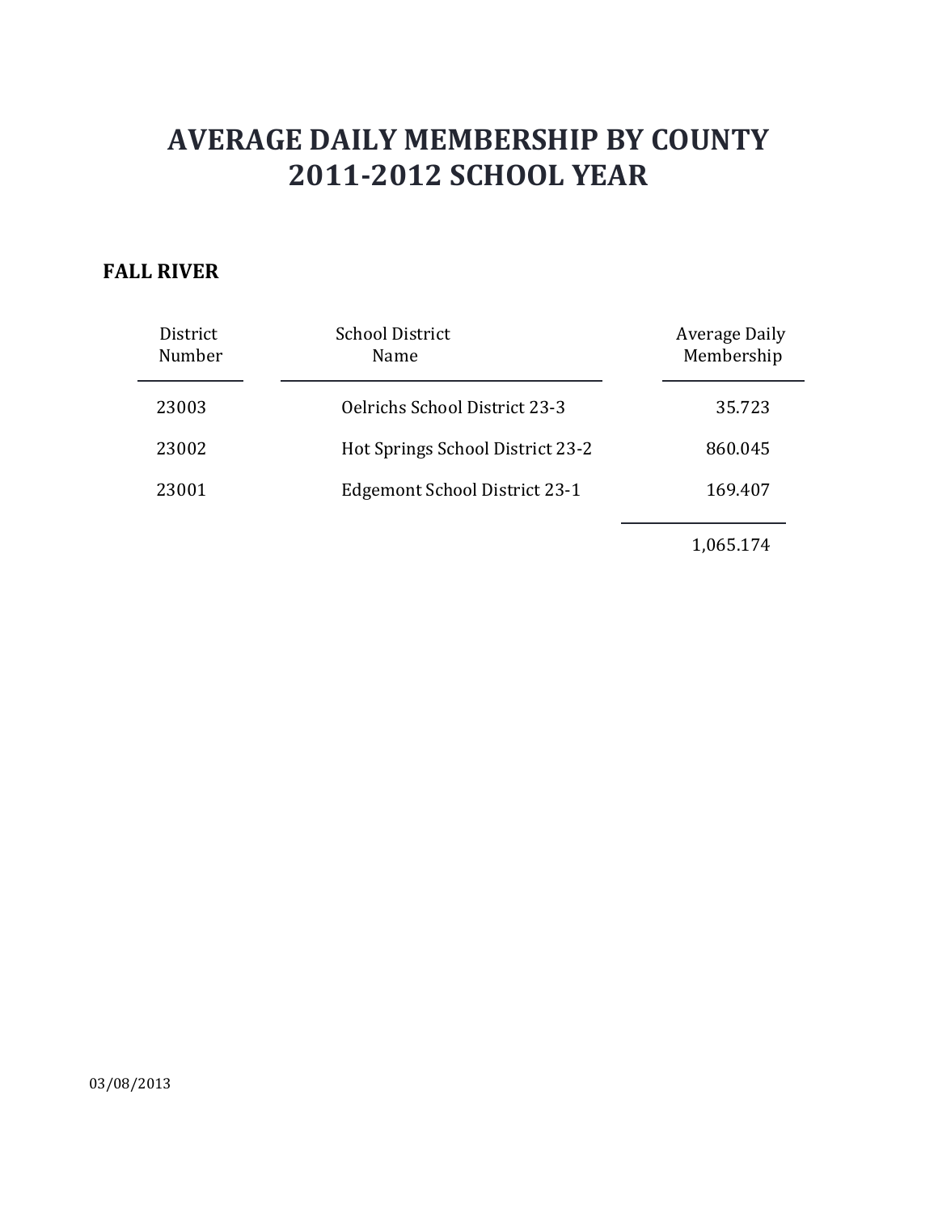# AVERAGE DAILY MEMBERSHIP BY COUNTY
# 2011-2012 SCHOOL YEAR

**FALL RIVER**

| District Number | School District Name | Average Daily Membership |
|---|---|---|
| 23003 | Oelrichs School District 23-3 | 35.723 |
| 23002 | Hot Springs School District 23-2 | 860.045 |
| 23001 | Edgemont School District 23-1 | 169.407 |
| | | 1,065.174 |

03/08/2013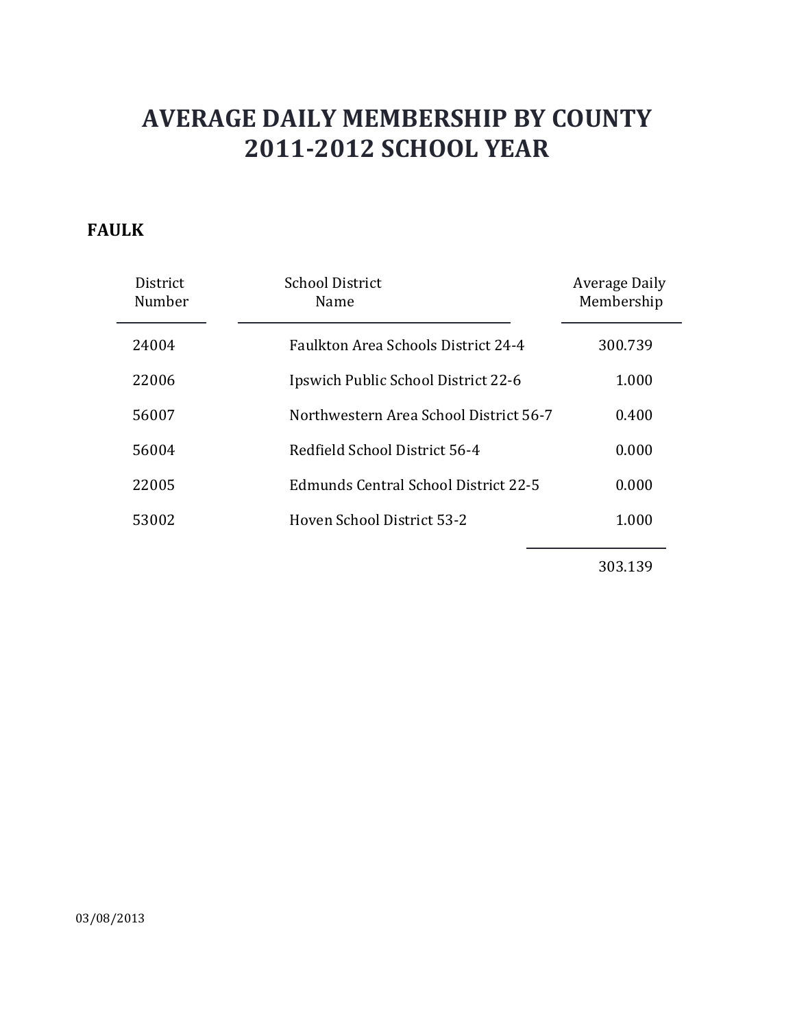# AVERAGE DAILY MEMBERSHIP BY COUNTY
# 2011-2012 SCHOOL YEAR

**FAULK**

| District Number | School District Name | Average Daily Membership |
|---|---|---|
| 24004 | Faulkton Area Schools District 24-4 | 300.739 |
| 22006 | Ipswich Public School District 22-6 | 1.000 |
| 56007 | Northwestern Area School District 56-7 | 0.400 |
| 56004 | Redfield School District 56-4 | 0.000 |
| 22005 | Edmunds Central School District 22-5 | 0.000 |
| 53002 | Hoven School District 53-2 | 1.000 |
| | | 303.139 |

03/08/2013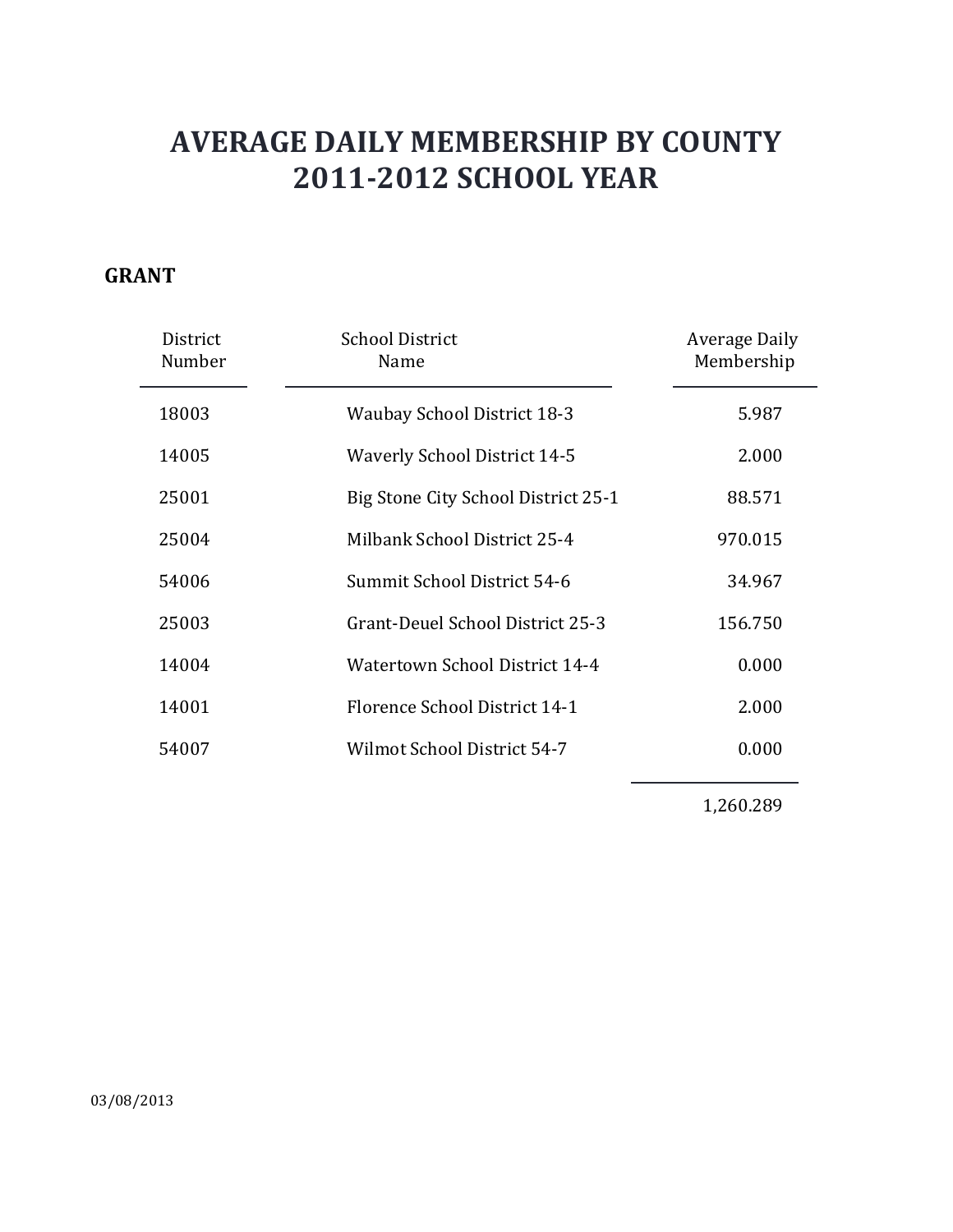# AVERAGE DAILY MEMBERSHIP BY COUNTY
# 2011-2012 SCHOOL YEAR

## GRANT

| District Number | School District Name | Average Daily Membership |
|---|---|---|
| 18003 | Waubay School District 18-3 | 5.987 |
| 14005 | Waverly School District 14-5 | 2.000 |
| 25001 | Big Stone City School District 25-1 | 88.571 |
| 25004 | Milbank School District 25-4 | 970.015 |
| 54006 | Summit School District 54-6 | 34.967 |
| 25003 | Grant-Deuel School District 25-3 | 156.750 |
| 14004 | Watertown School District 14-4 | 0.000 |
| 14001 | Florence School District 14-1 | 2.000 |
| 54007 | Wilmot School District 54-7 | 0.000 |
| | | 1,260.289 |

03/08/2013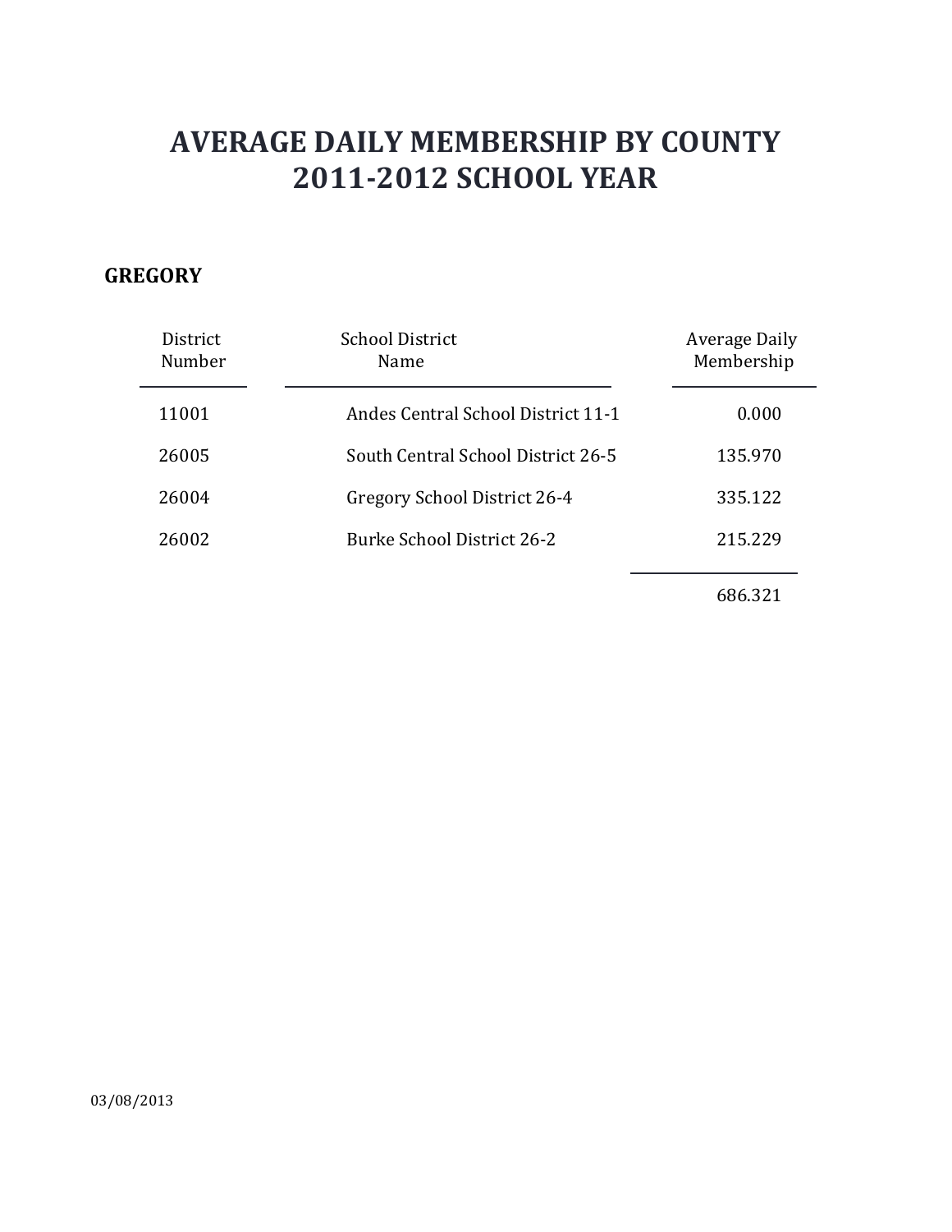# AVERAGE DAILY MEMBERSHIP BY COUNTY
# 2011-2012 SCHOOL YEAR

**GREGORY**

| District Number | School District Name | Average Daily Membership |
|---|---|---|
| 11001 | Andes Central School District 11-1 | 0.000 |
| 26005 | South Central School District 26-5 | 135.970 |
| 26004 | Gregory School District 26-4 | 335.122 |
| 26002 | Burke School District 26-2 | 215.229 |
| | | 686.321 |

03/08/2013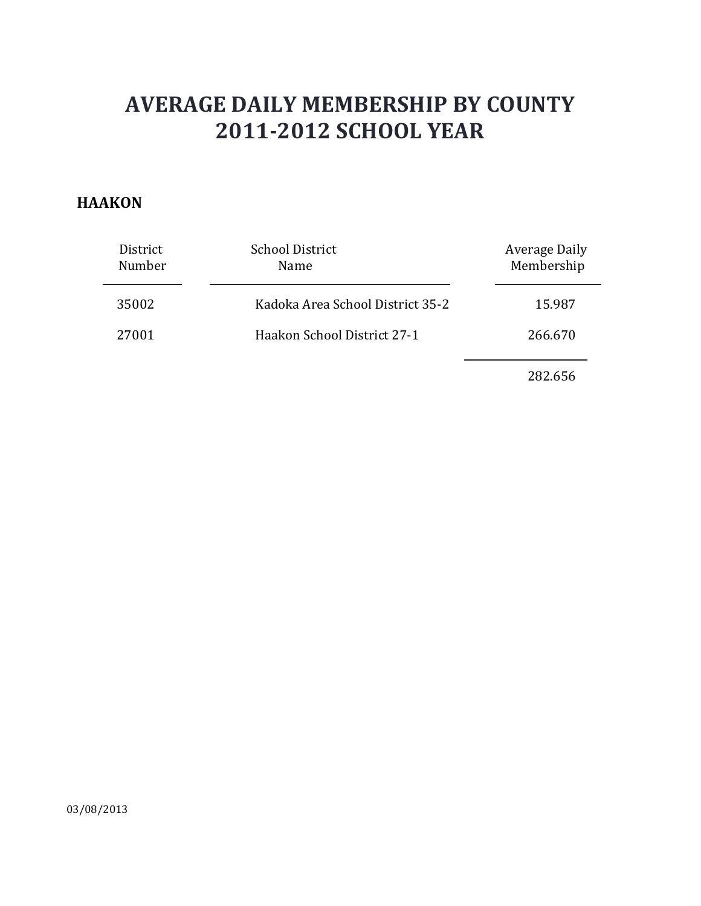# AVERAGE DAILY MEMBERSHIP BY COUNTY
# 2011-2012 SCHOOL YEAR

## HAAKON

| District Number | School District Name | Average Daily Membership |
|---|---|---|
| 35002 | Kadoka Area School District 35-2 | 15.987 |
| 27001 | Haakon School District 27-1 | 266.670 |
| | | 282.656 |

03/08/2013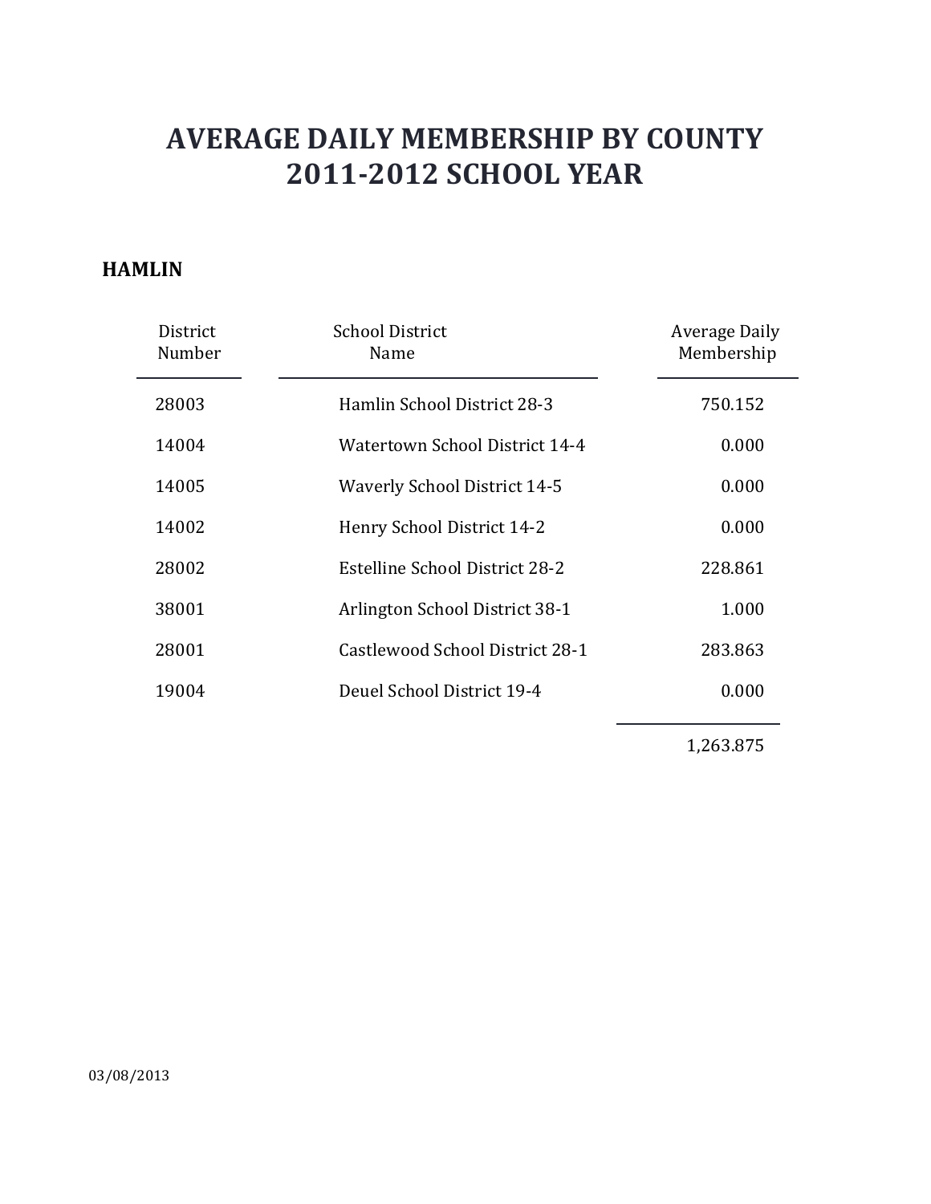# AVERAGE DAILY MEMBERSHIP BY COUNTY
# 2011-2012 SCHOOL YEAR

**HAMLIN**

| District Number | School District Name | Average Daily Membership |
|---|---|---|
| 28003 | Hamlin School District 28-3 | 750.152 |
| 14004 | Watertown School District 14-4 | 0.000 |
| 14005 | Waverly School District 14-5 | 0.000 |
| 14002 | Henry School District 14-2 | 0.000 |
| 28002 | Estelline School District 28-2 | 228.861 |
| 38001 | Arlington School District 38-1 | 1.000 |
| 28001 | Castlewood School District 28-1 | 283.863 |
| 19004 | Deuel School District 19-4 | 0.000 |
| | | 1,263.875 |

03/08/2013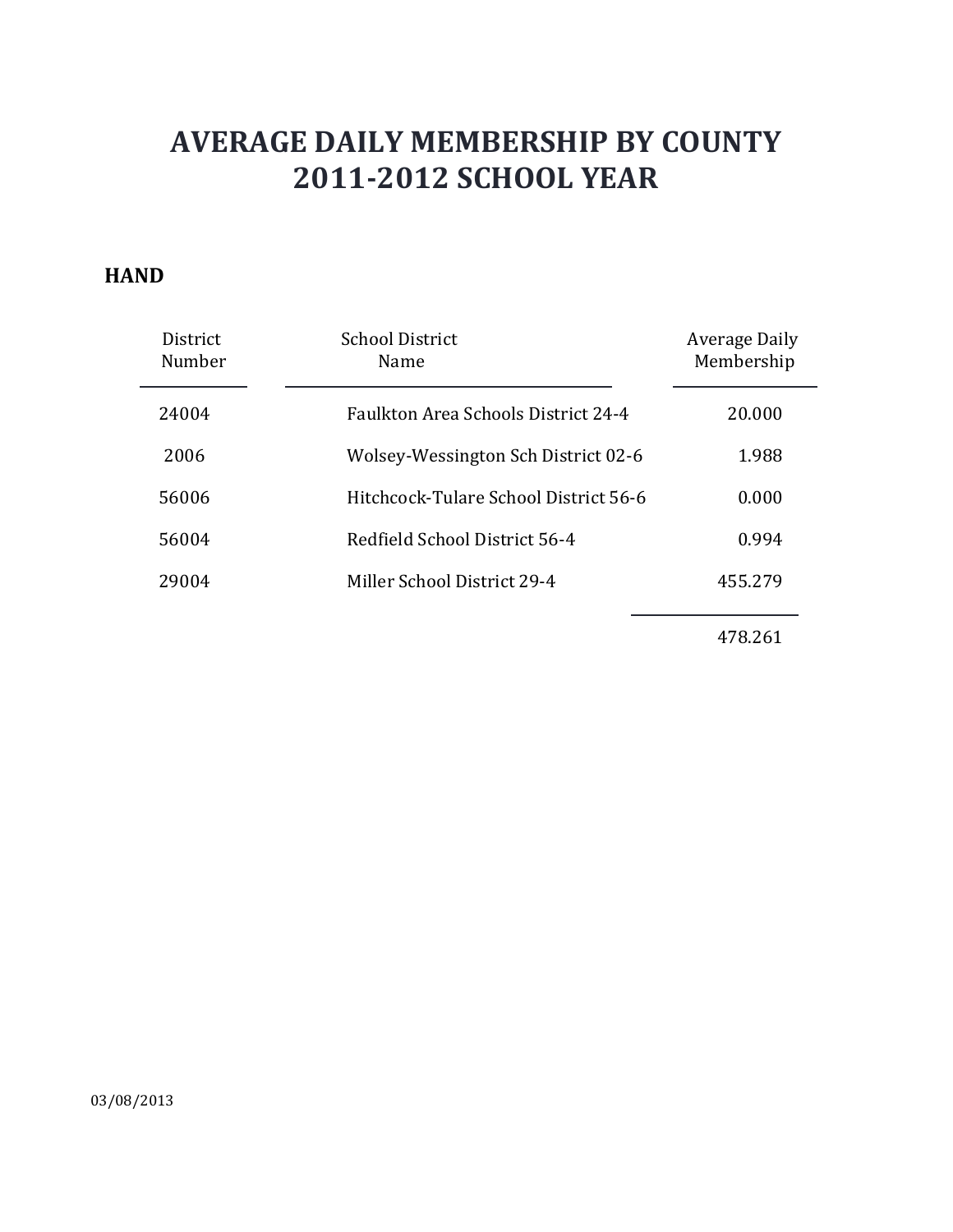# AVERAGE DAILY MEMBERSHIP BY COUNTY
# 2011-2012 SCHOOL YEAR

## HAND

| District Number | School District Name | Average Daily Membership |
|---|---|---|
| 24004 | Faulkton Area Schools District 24-4 | 20.000 |
| 2006 | Wolsey-Wessington Sch District 02-6 | 1.988 |
| 56006 | Hitchcock-Tulare School District 56-6 | 0.000 |
| 56004 | Redfield School District 56-4 | 0.994 |
| 29004 | Miller School District 29-4 | 455.279 |
| | | 478.261 |

03/08/2013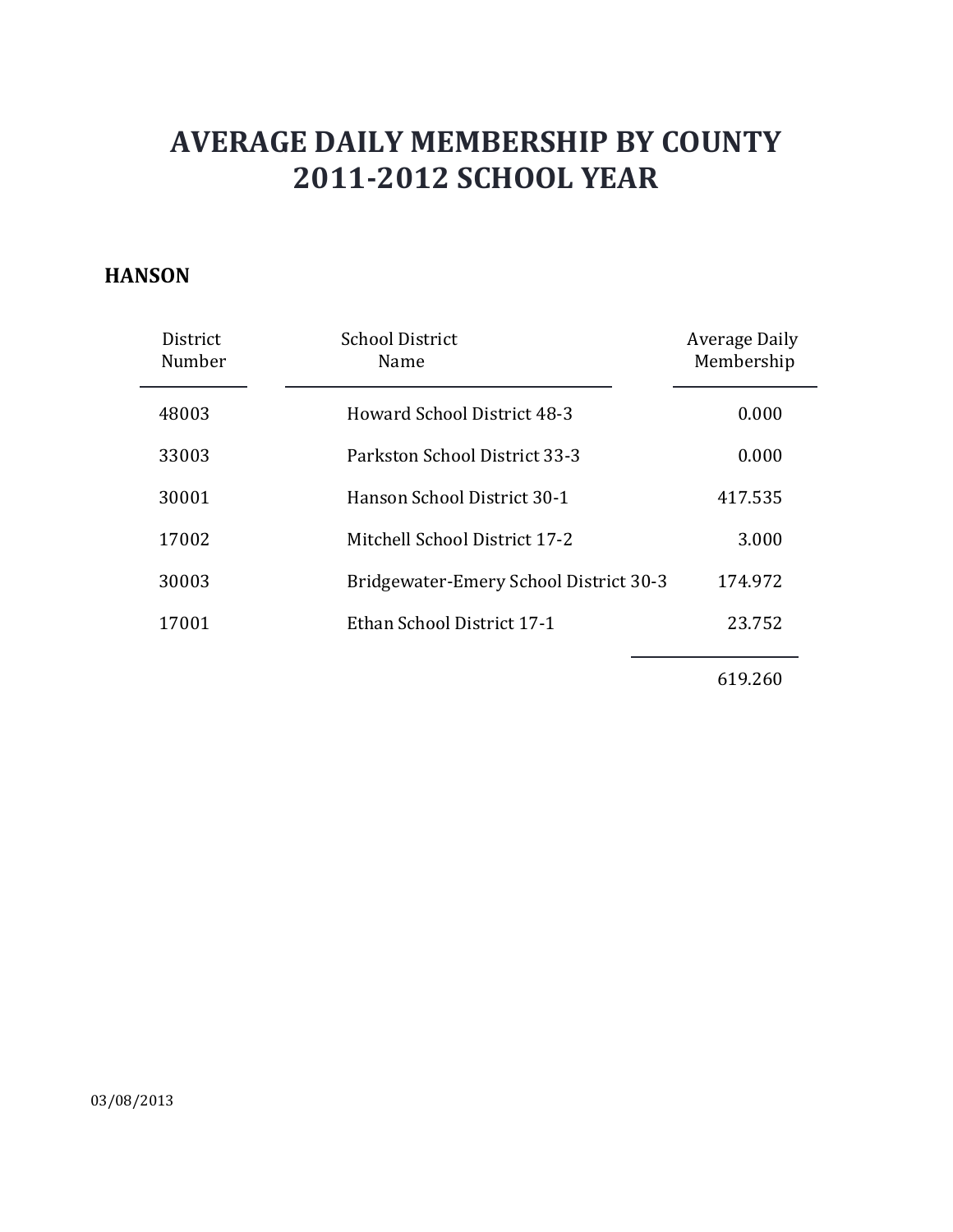# AVERAGE DAILY MEMBERSHIP BY COUNTY
# 2011-2012 SCHOOL YEAR

**HANSON**

| District Number | School District Name | Average Daily Membership |
|---|---|---|
| 48003 | Howard School District 48-3 | 0.000 |
| 33003 | Parkston School District 33-3 | 0.000 |
| 30001 | Hanson School District 30-1 | 417.535 |
| 17002 | Mitchell School District 17-2 | 3.000 |
| 30003 | Bridgewater-Emery School District 30-3 | 174.972 |
| 17001 | Ethan School District 17-1 | 23.752 |
| | | 619.260 |

03/08/2013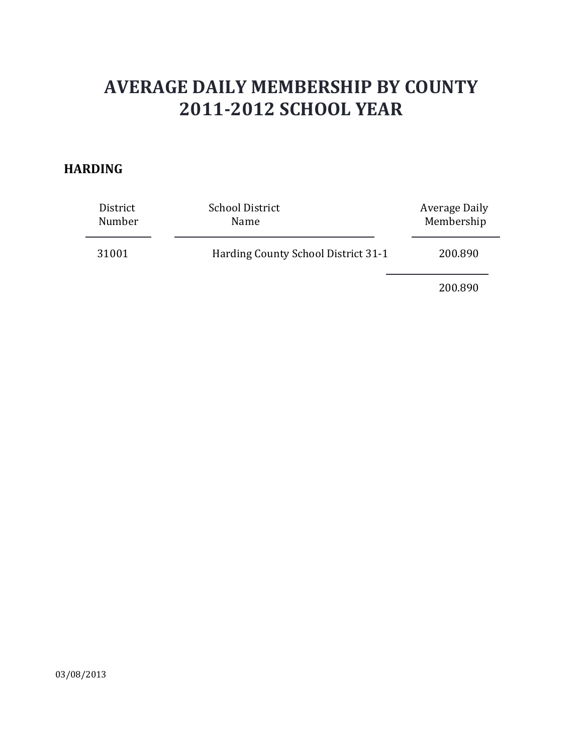# AVERAGE DAILY MEMBERSHIP BY COUNTY
# 2011-2012 SCHOOL YEAR

## HARDING

| District Number | School District Name | Average Daily Membership |
|---|---|---|
| 31001 | Harding County School District 31-1 | 200.890 |
| | | 200.890 |

03/08/2013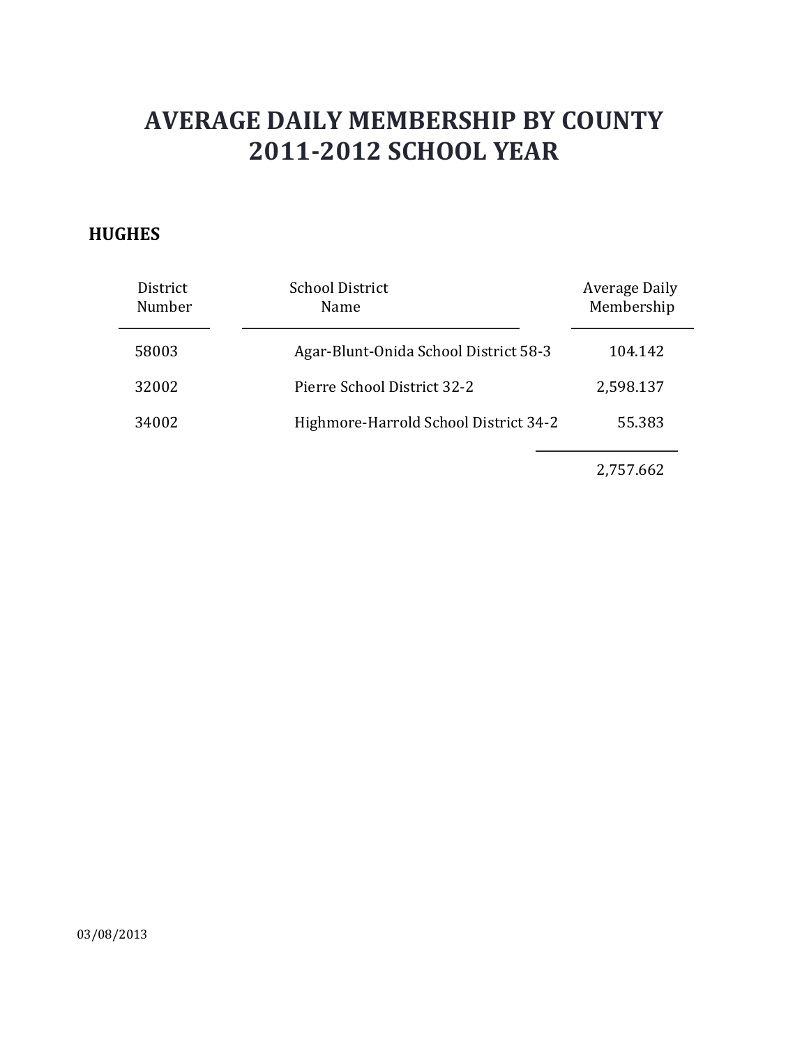# AVERAGE DAILY MEMBERSHIP BY COUNTY
# 2011-2012 SCHOOL YEAR

## HUGHES

| District Number | School District Name | Average Daily Membership |
|---|---|---|
| 58003 | Agar-Blunt-Onida School District 58-3 | 104.142 |
| 32002 | Pierre School District 32-2 | 2,598.137 |
| 34002 | Highmore-Harrold School District 34-2 | 55.383 |
| | | 2,757.662 |

03/08/2013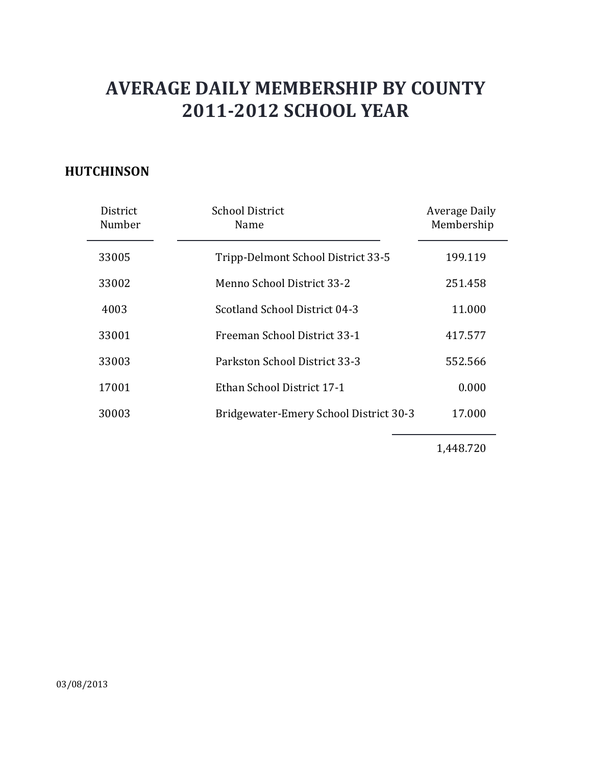# AVERAGE DAILY MEMBERSHIP BY COUNTY
# 2011-2012 SCHOOL YEAR

**HUTCHINSON**

| District Number | School District Name | Average Daily Membership |
|---|---|---|
| 33005 | Tripp-Delmont School District 33-5 | 199.119 |
| 33002 | Menno School District 33-2 | 251.458 |
| 4003 | Scotland School District 04-3 | 11.000 |
| 33001 | Freeman School District 33-1 | 417.577 |
| 33003 | Parkston School District 33-3 | 552.566 |
| 17001 | Ethan School District 17-1 | 0.000 |
| 30003 | Bridgewater-Emery School District 30-3 | 17.000 |
| | | 1,448.720 |

03/08/2013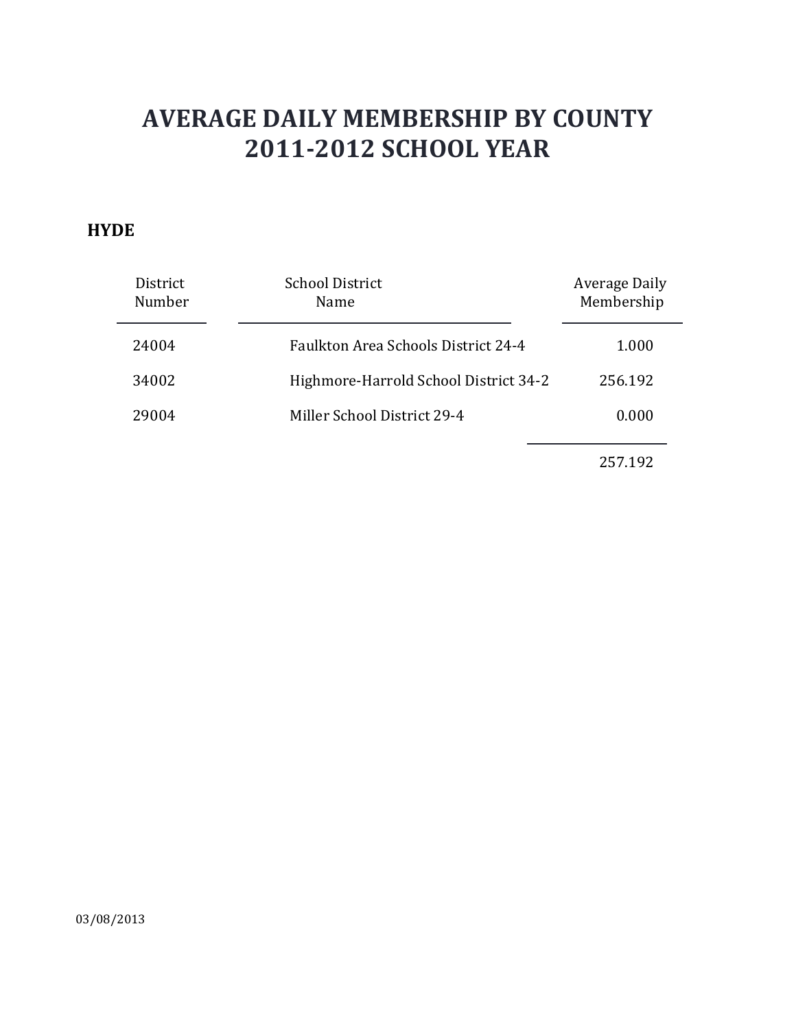# AVERAGE DAILY MEMBERSHIP BY COUNTY
# 2011-2012 SCHOOL YEAR

## HYDE

| District Number | School District Name | Average Daily Membership |
|---|---|---|
| 24004 | Faulkton Area Schools District 24-4 | 1.000 |
| 34002 | Highmore-Harrold School District 34-2 | 256.192 |
| 29004 | Miller School District 29-4 | 0.000 |
| | | 257.192 |

03/08/2013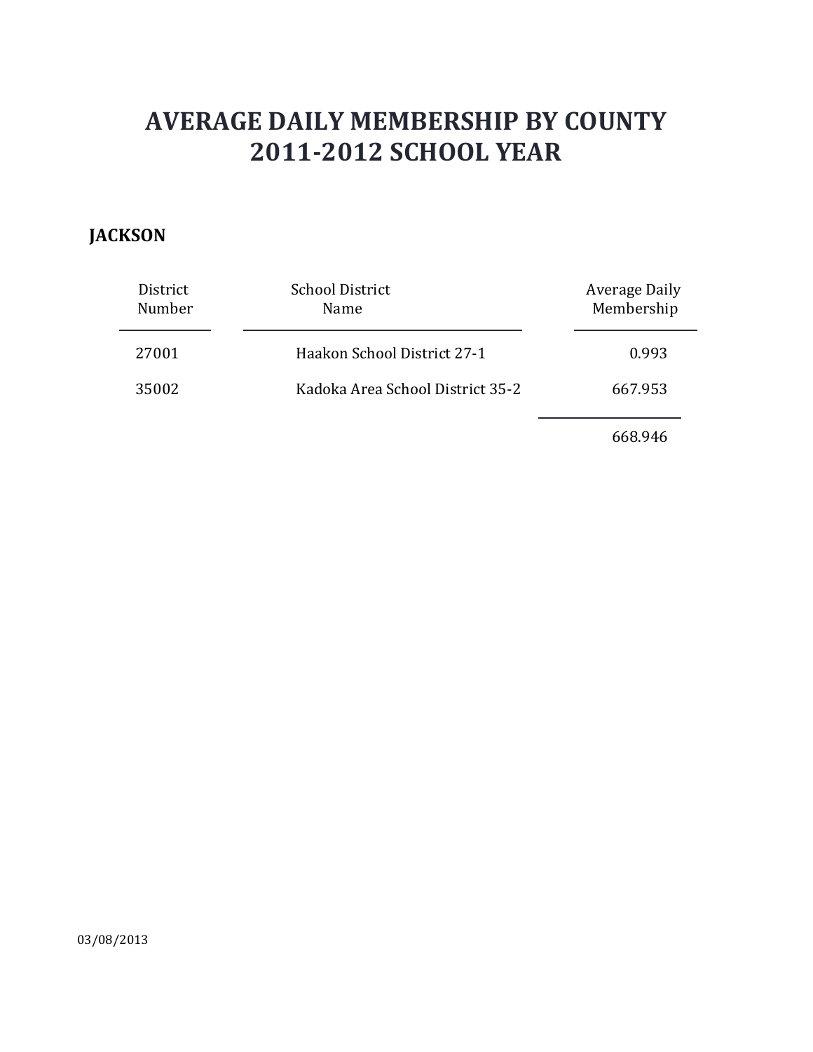# AVERAGE DAILY MEMBERSHIP BY COUNTY
# 2011-2012 SCHOOL YEAR

## JACKSON

| District Number | School District Name | Average Daily Membership |
|---|---|---|
| 27001 | Haakon School District 27-1 | 0.993 |
| 35002 | Kadoka Area School District 35-2 | 667.953 |
| | | 668.946 |

03/08/2013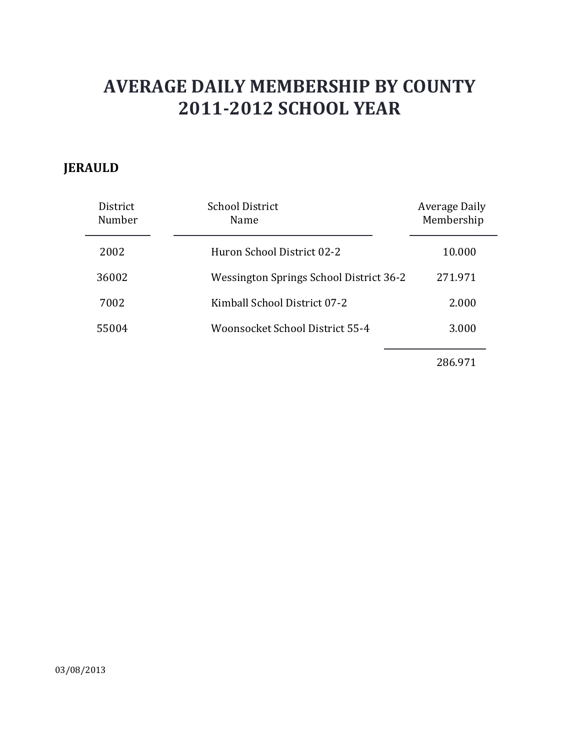# AVERAGE DAILY MEMBERSHIP BY COUNTY
# 2011-2012 SCHOOL YEAR

**JERAULD**

| District Number | School District Name | Average Daily Membership |
|---|---|---|
| 2002 | Huron School District 02-2 | 10.000 |
| 36002 | Wessington Springs School District 36-2 | 271.971 |
| 7002 | Kimball School District 07-2 | 2.000 |
| 55004 | Woonsocket School District 55-4 | 3.000 |
| | | 286.971 |

03/08/2013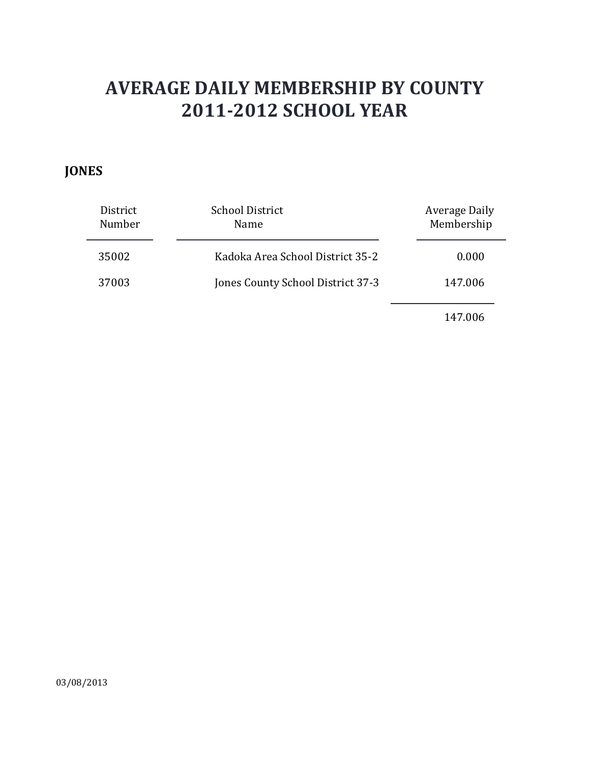# AVERAGE DAILY MEMBERSHIP BY COUNTY
# 2011-2012 SCHOOL YEAR

**JONES**

| District Number | School District Name | Average Daily Membership |
|---|---|---|
| 35002 | Kadoka Area School District 35-2 | 0.000 |
| 37003 | Jones County School District 37-3 | 147.006 |
| | | 147.006 |

03/08/2013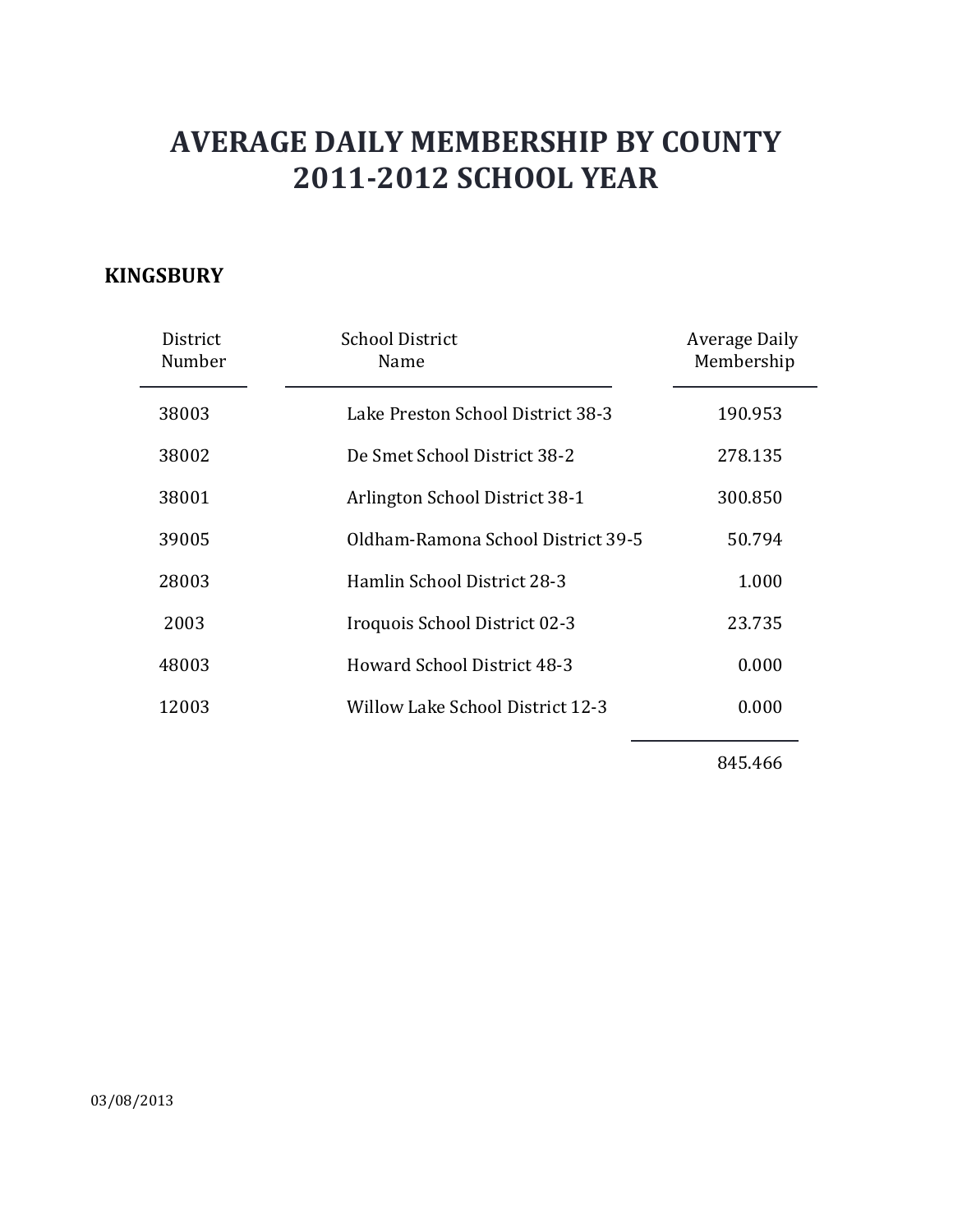# AVERAGE DAILY MEMBERSHIP BY COUNTY
# 2011-2012 SCHOOL YEAR

**KINGSBURY**

| District Number | School District Name | Average Daily Membership |
|---|---|---|
| 38003 | Lake Preston School District 38-3 | 190.953 |
| 38002 | De Smet School District 38-2 | 278.135 |
| 38001 | Arlington School District 38-1 | 300.850 |
| 39005 | Oldham-Ramona School District 39-5 | 50.794 |
| 28003 | Hamlin School District 28-3 | 1.000 |
| 2003 | Iroquois School District 02-3 | 23.735 |
| 48003 | Howard School District 48-3 | 0.000 |
| 12003 | Willow Lake School District 12-3 | 0.000 |
| | | 845.466 |

03/08/2013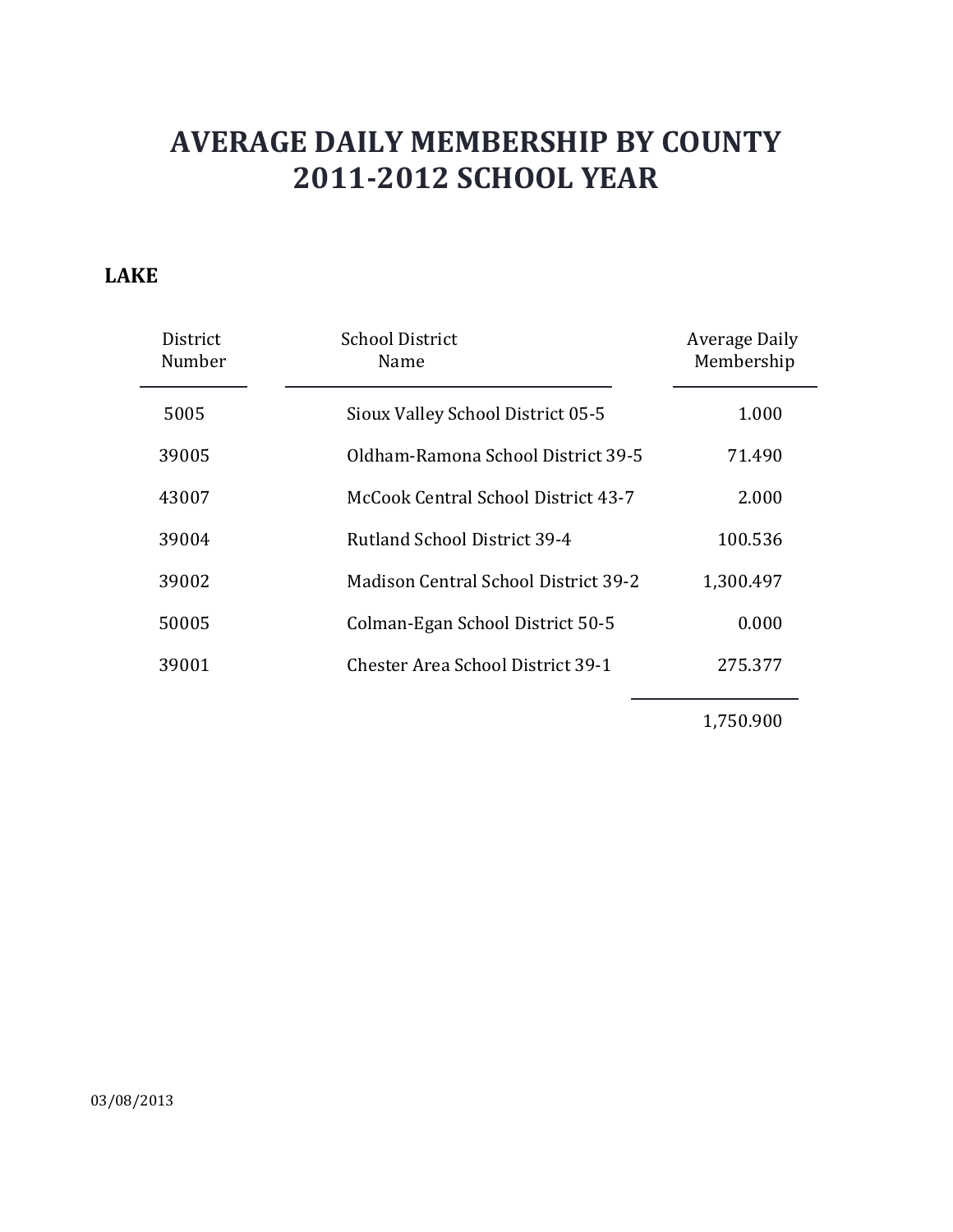# AVERAGE DAILY MEMBERSHIP BY COUNTY
# 2011-2012 SCHOOL YEAR

**LAKE**

| District Number | School District Name | Average Daily Membership |
|---|---|---|
| 5005 | Sioux Valley School District 05-5 | 1.000 |
| 39005 | Oldham-Ramona School District 39-5 | 71.490 |
| 43007 | McCook Central School District 43-7 | 2.000 |
| 39004 | Rutland School District 39-4 | 100.536 |
| 39002 | Madison Central School District 39-2 | 1,300.497 |
| 50005 | Colman-Egan School District 50-5 | 0.000 |
| 39001 | Chester Area School District 39-1 | 275.377 |
| | | 1,750.900 |

03/08/2013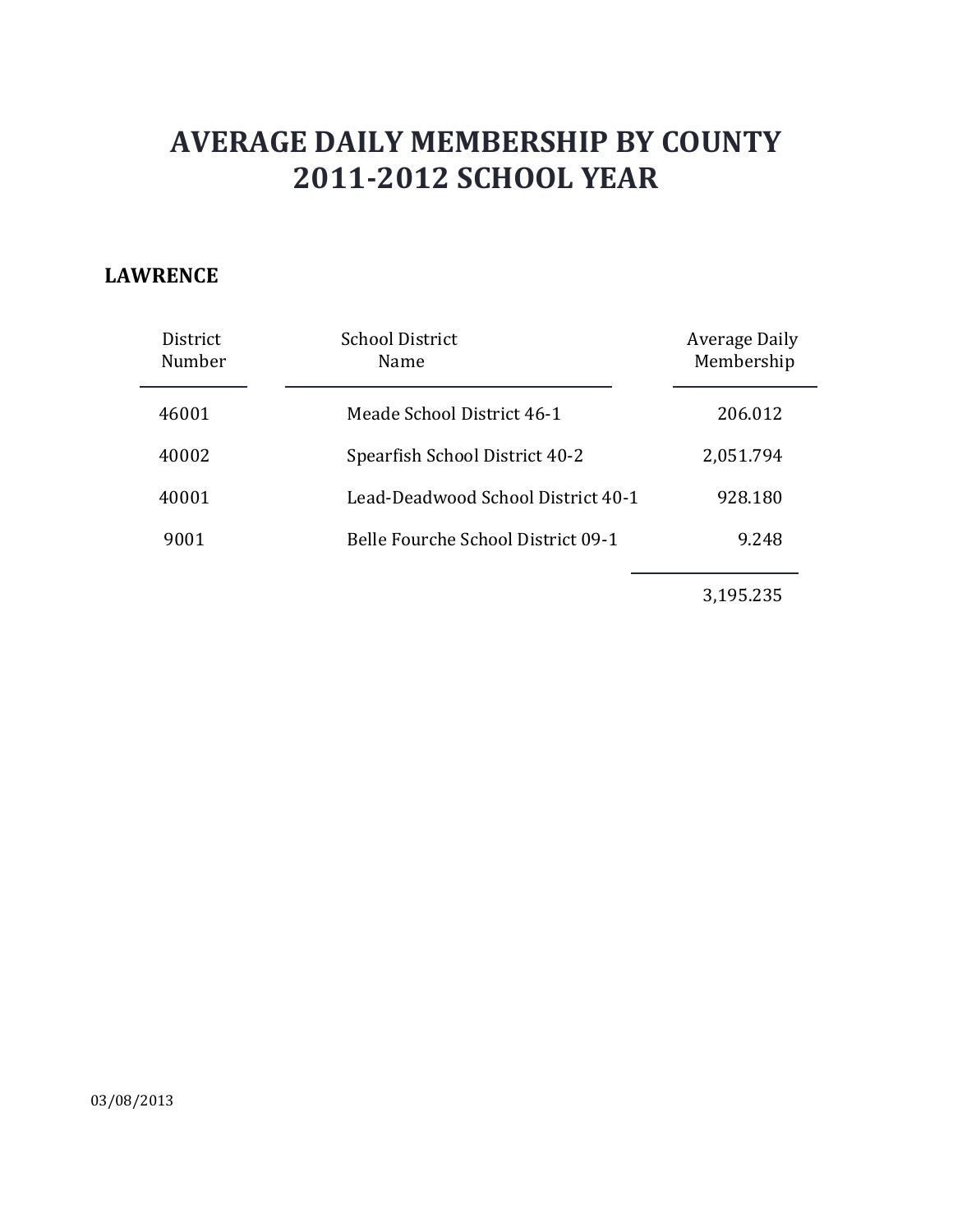# AVERAGE DAILY MEMBERSHIP BY COUNTY
# 2011-2012 SCHOOL YEAR

**LAWRENCE**

| District Number | School District Name | Average Daily Membership |
|---|---|---|
| 46001 | Meade School District 46-1 | 206.012 |
| 40002 | Spearfish School District 40-2 | 2,051.794 |
| 40001 | Lead-Deadwood School District 40-1 | 928.180 |
| 9001 | Belle Fourche School District 09-1 | 9.248 |
| | | 3,195.235 |

03/08/2013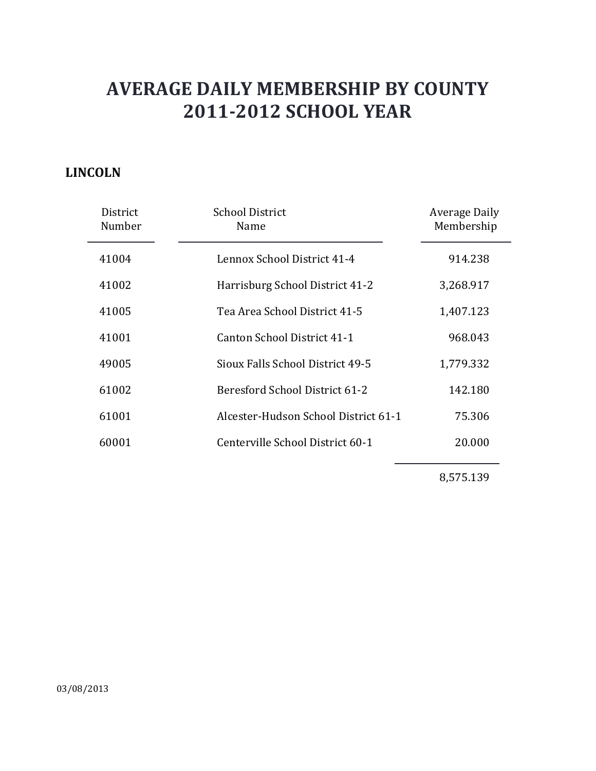# AVERAGE DAILY MEMBERSHIP BY COUNTY
# 2011-2012 SCHOOL YEAR

**LINCOLN**

| District Number | School District Name | Average Daily Membership |
|---|---|---|
| 41004 | Lennox School District 41-4 | 914.238 |
| 41002 | Harrisburg School District 41-2 | 3,268.917 |
| 41005 | Tea Area School District 41-5 | 1,407.123 |
| 41001 | Canton School District 41-1 | 968.043 |
| 49005 | Sioux Falls School District 49-5 | 1,779.332 |
| 61002 | Beresford School District 61-2 | 142.180 |
| 61001 | Alcester-Hudson School District 61-1 | 75.306 |
| 60001 | Centerville School District 60-1 | 20.000 |
| | | 8,575.139 |

03/08/2013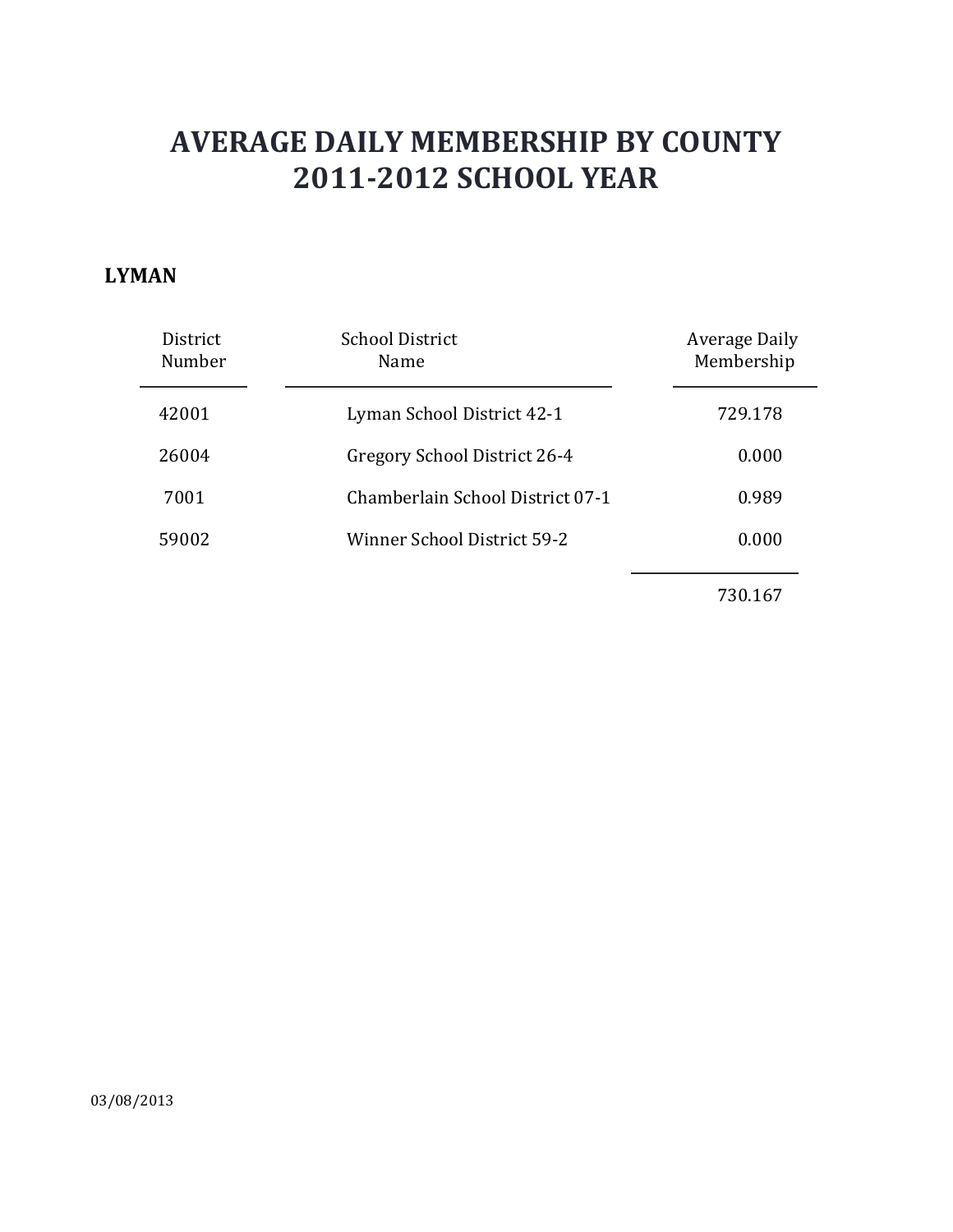# AVERAGE DAILY MEMBERSHIP BY COUNTY
# 2011-2012 SCHOOL YEAR

**LYMAN**

| District Number | School District Name | Average Daily Membership |
|---|---|---|
| 42001 | Lyman School District 42-1 | 729.178 |
| 26004 | Gregory School District 26-4 | 0.000 |
| 7001 | Chamberlain School District 07-1 | 0.989 |
| 59002 | Winner School District 59-2 | 0.000 |
| | | 730.167 |

03/08/2013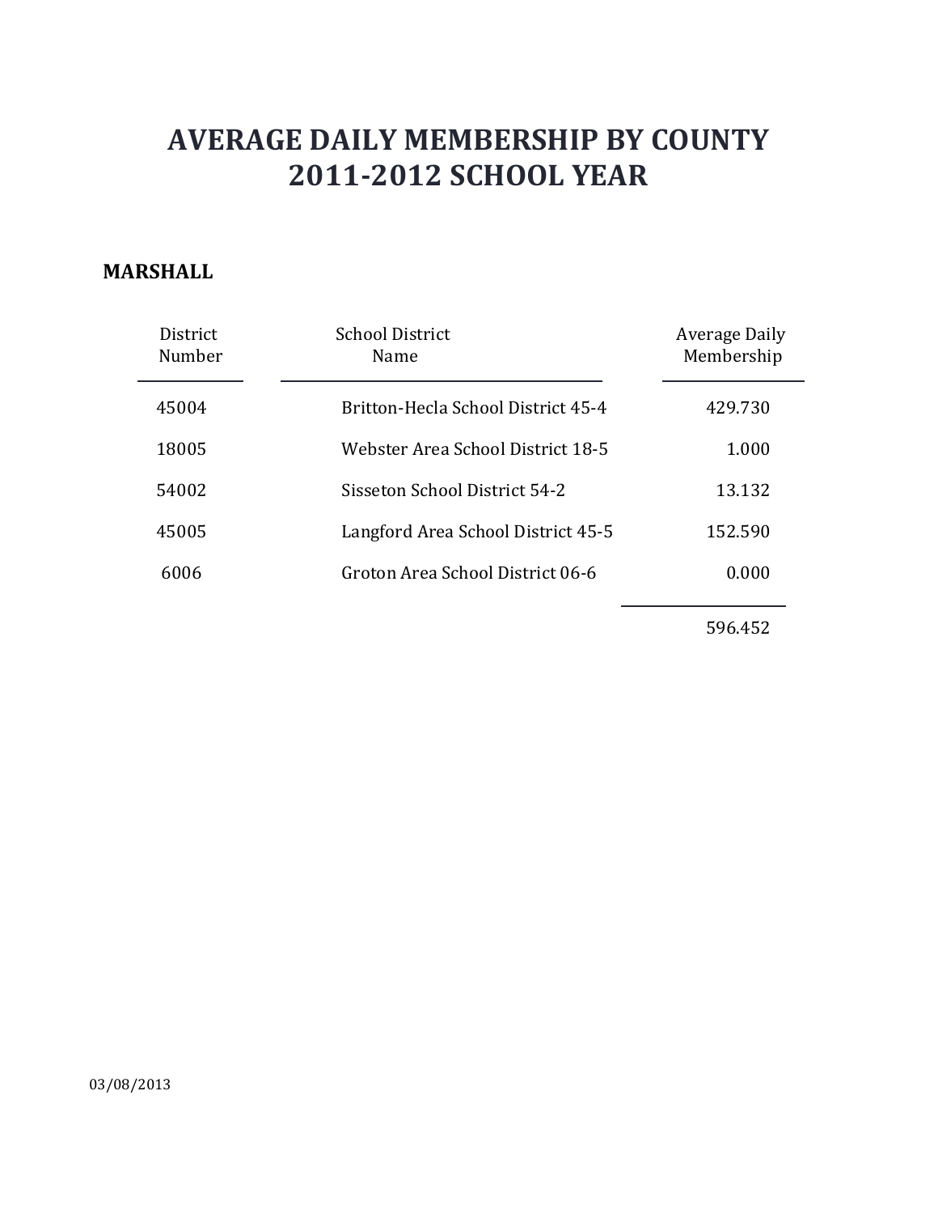# AVERAGE DAILY MEMBERSHIP BY COUNTY
# 2011-2012 SCHOOL YEAR

**MARSHALL**

| District Number | School District Name | Average Daily Membership |
|---|---|---|
| 45004 | Britton-Hecla School District 45-4 | 429.730 |
| 18005 | Webster Area School District 18-5 | 1.000 |
| 54002 | Sisseton School District 54-2 | 13.132 |
| 45005 | Langford Area School District 45-5 | 152.590 |
| 6006 | Groton Area School District 06-6 | 0.000 |
| | | 596.452 |

03/08/2013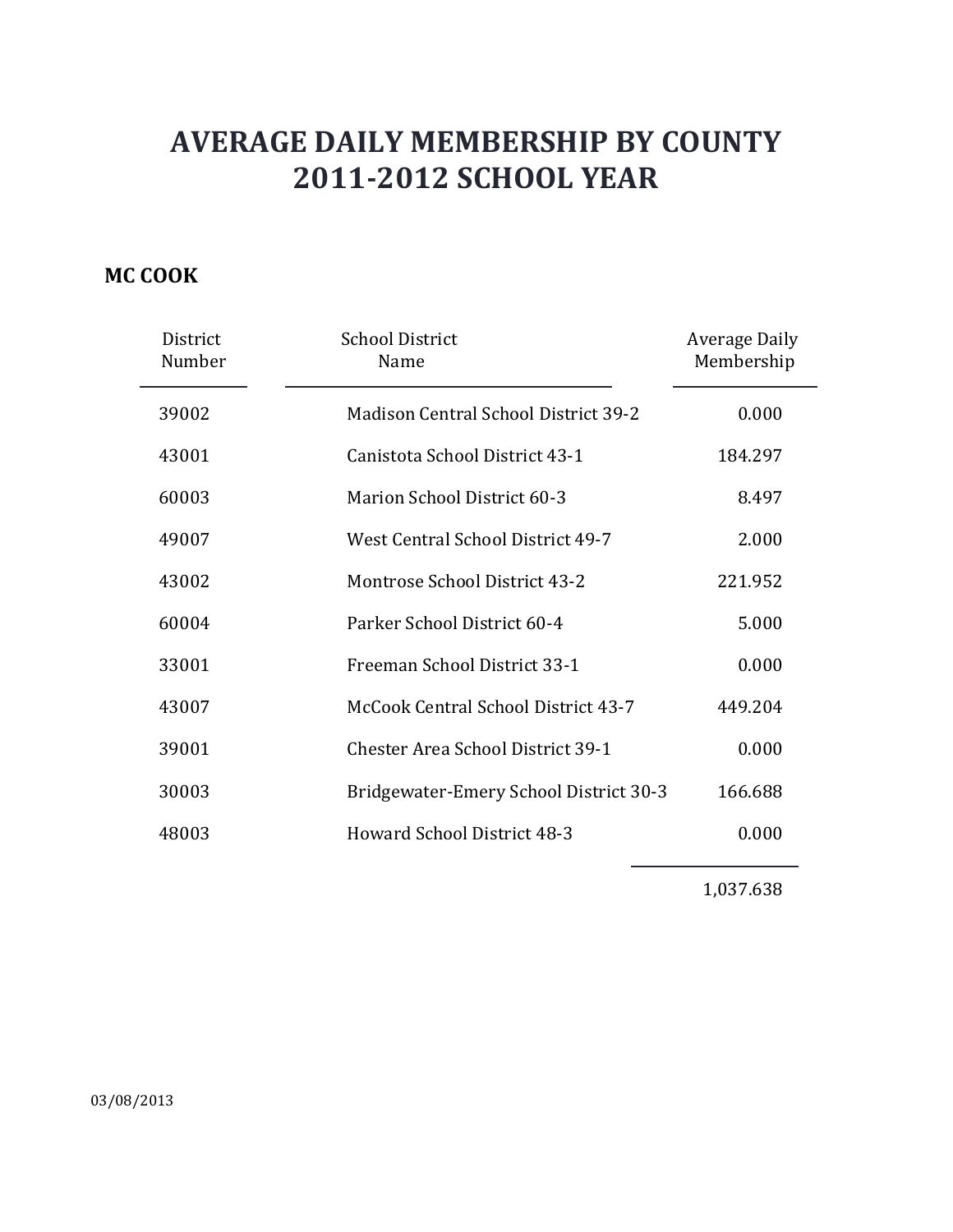# AVERAGE DAILY MEMBERSHIP BY COUNTY
# 2011-2012 SCHOOL YEAR

## MC COOK

| District Number | School District Name | Average Daily Membership |
|---|---|---|
| 39002 | Madison Central School District 39-2 | 0.000 |
| 43001 | Canistota School District 43-1 | 184.297 |
| 60003 | Marion School District 60-3 | 8.497 |
| 49007 | West Central School District 49-7 | 2.000 |
| 43002 | Montrose School District 43-2 | 221.952 |
| 60004 | Parker School District 60-4 | 5.000 |
| 33001 | Freeman School District 33-1 | 0.000 |
| 43007 | McCook Central School District 43-7 | 449.204 |
| 39001 | Chester Area School District 39-1 | 0.000 |
| 30003 | Bridgewater-Emery School District 30-3 | 166.688 |
| 48003 | Howard School District 48-3 | 0.000 |
| | | 1,037.638 |

03/08/2013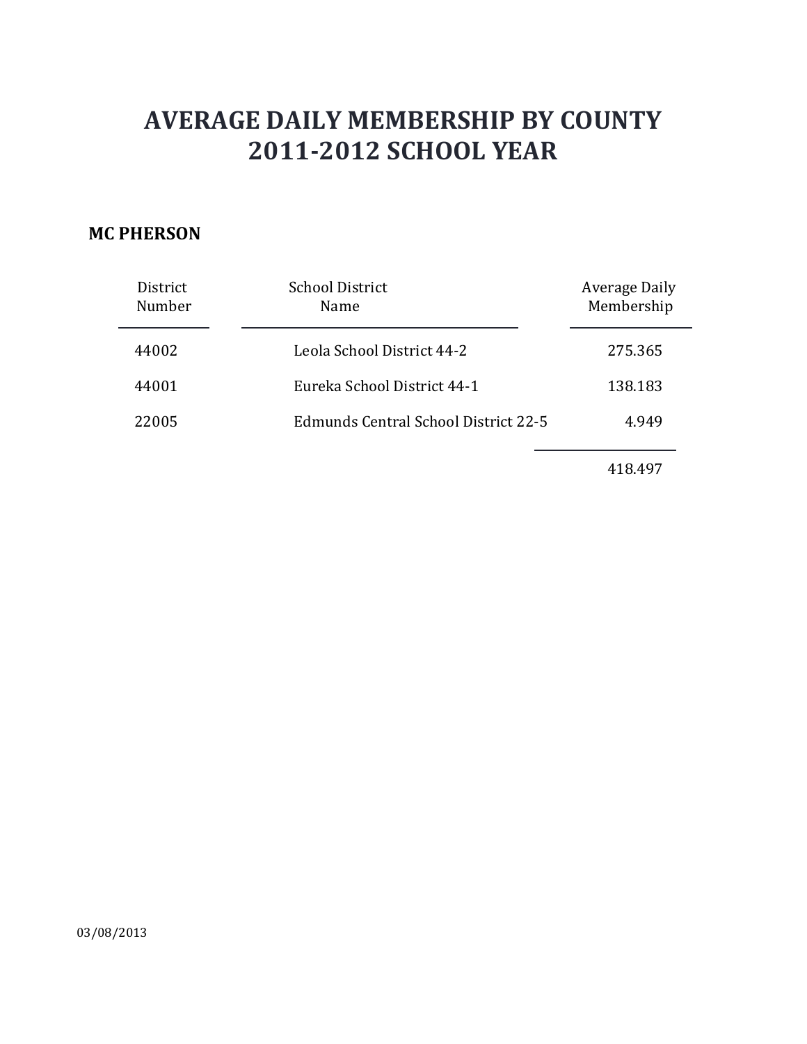# AVERAGE DAILY MEMBERSHIP BY COUNTY
# 2011-2012 SCHOOL YEAR

**MC PHERSON**

| District Number | School District Name | Average Daily Membership |
|---|---|---|
| 44002 | Leola School District 44-2 | 275.365 |
| 44001 | Eureka School District 44-1 | 138.183 |
| 22005 | Edmunds Central School District 22-5 | 4.949 |
| | | 418.497 |

03/08/2013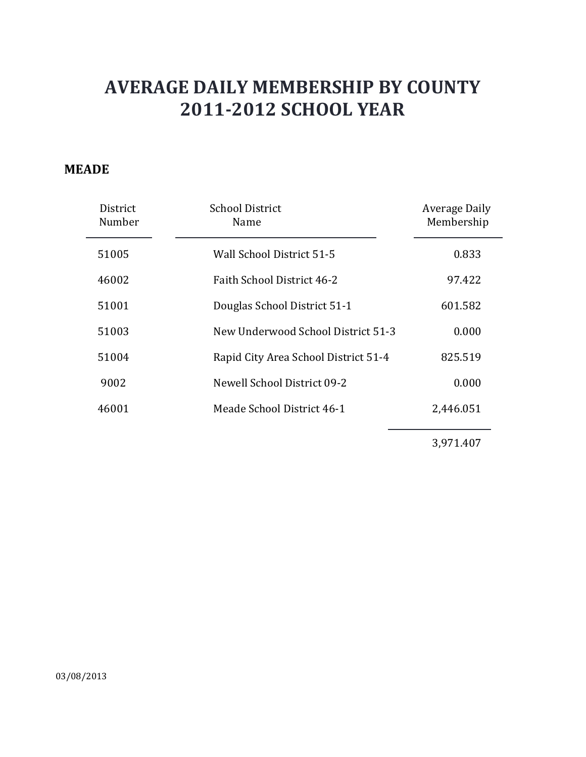# AVERAGE DAILY MEMBERSHIP BY COUNTY
# 2011-2012 SCHOOL YEAR

**MEADE**

| District Number | School District Name | Average Daily Membership |
|---|---|---|
| 51005 | Wall School District 51-5 | 0.833 |
| 46002 | Faith School District 46-2 | 97.422 |
| 51001 | Douglas School District 51-1 | 601.582 |
| 51003 | New Underwood School District 51-3 | 0.000 |
| 51004 | Rapid City Area School District 51-4 | 825.519 |
| 9002 | Newell School District 09-2 | 0.000 |
| 46001 | Meade School District 46-1 | 2,446.051 |
| | | 3,971.407 |

03/08/2013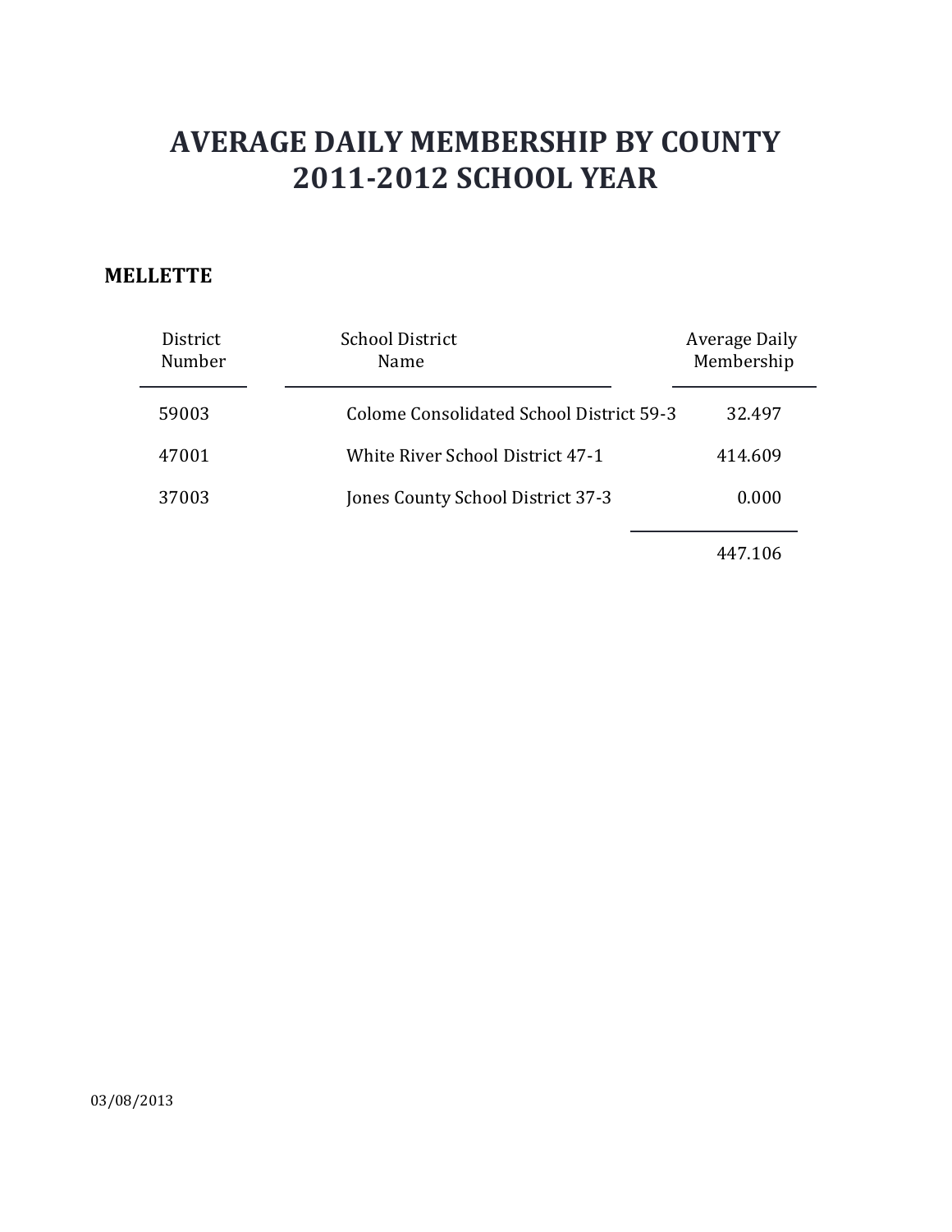# AVERAGE DAILY MEMBERSHIP BY COUNTY
# 2011-2012 SCHOOL YEAR

**MELLETTE**

| District Number | School District Name | Average Daily Membership |
|---|---|---|
| 59003 | Colome Consolidated School District 59-3 | 32.497 |
| 47001 | White River School District 47-1 | 414.609 |
| 37003 | Jones County School District 37-3 | 0.000 |
| | | 447.106 |

03/08/2013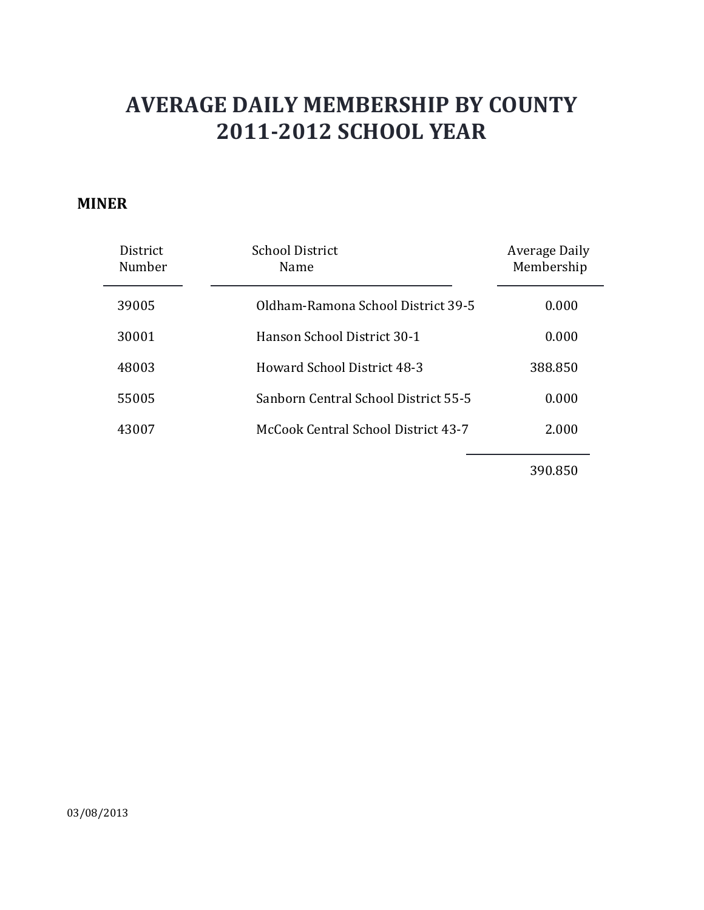# AVERAGE DAILY MEMBERSHIP BY COUNTY
# 2011-2012 SCHOOL YEAR

**MINER**

| District Number | School District Name | Average Daily Membership |
|---|---|---|
| 39005 | Oldham-Ramona School District 39-5 | 0.000 |
| 30001 | Hanson School District 30-1 | 0.000 |
| 48003 | Howard School District 48-3 | 388.850 |
| 55005 | Sanborn Central School District 55-5 | 0.000 |
| 43007 | McCook Central School District 43-7 | 2.000 |
| | | 390.850 |

03/08/2013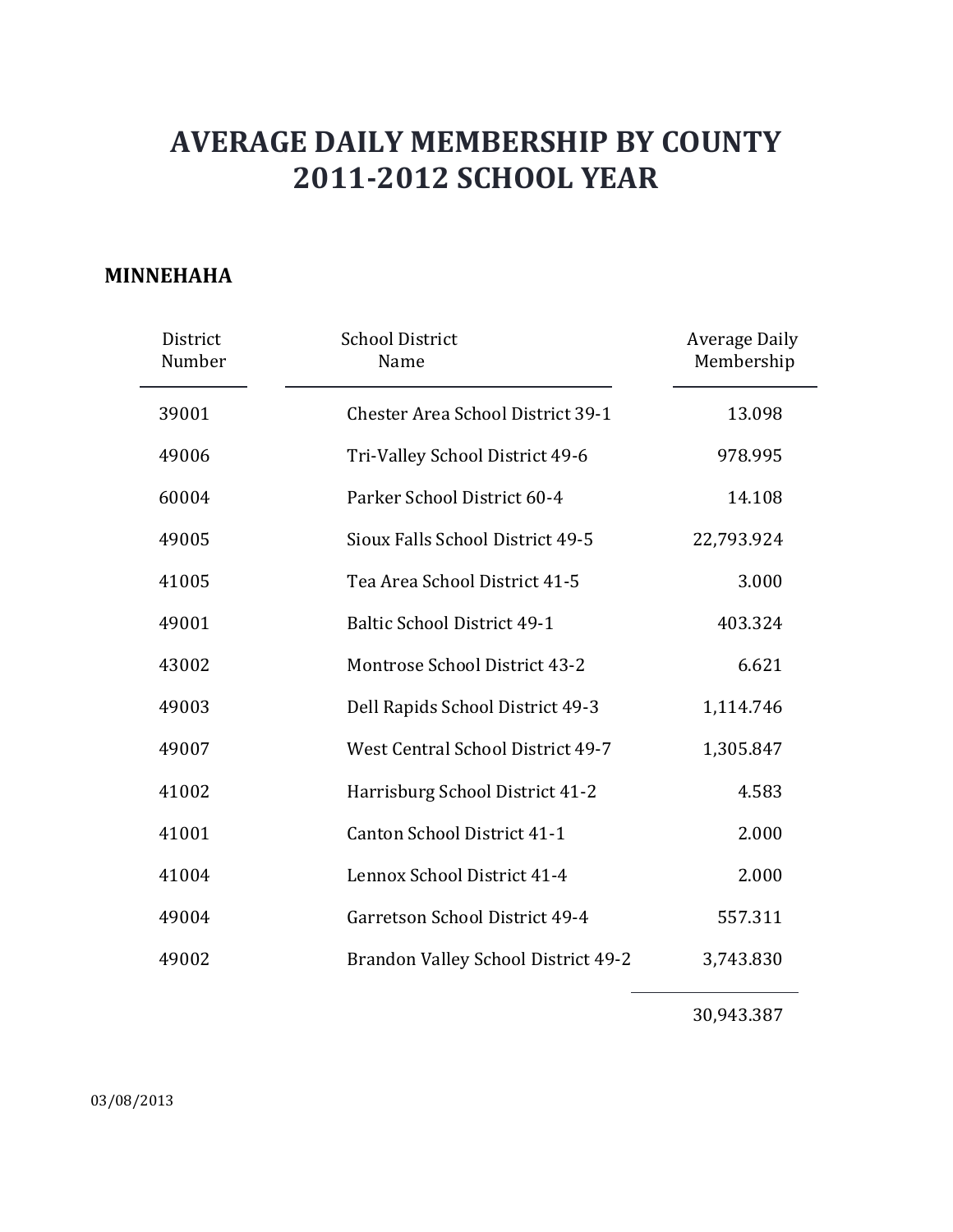# AVERAGE DAILY MEMBERSHIP BY COUNTY
# 2011-2012 SCHOOL YEAR

**MINNEHAHA**

| District Number | School District Name | Average Daily Membership |
|---|---|---|
| 39001 | Chester Area School District 39-1 | 13.098 |
| 49006 | Tri-Valley School District 49-6 | 978.995 |
| 60004 | Parker School District 60-4 | 14.108 |
| 49005 | Sioux Falls School District 49-5 | 22,793.924 |
| 41005 | Tea Area School District 41-5 | 3.000 |
| 49001 | Baltic School District 49-1 | 403.324 |
| 43002 | Montrose School District 43-2 | 6.621 |
| 49003 | Dell Rapids School District 49-3 | 1,114.746 |
| 49007 | West Central School District 49-7 | 1,305.847 |
| 41002 | Harrisburg School District 41-2 | 4.583 |
| 41001 | Canton School District 41-1 | 2.000 |
| 41004 | Lennox School District 41-4 | 2.000 |
| 49004 | Garretson School District 49-4 | 557.311 |
| 49002 | Brandon Valley School District 49-2 | 3,743.830 |
| | | 30,943.387 |

03/08/2013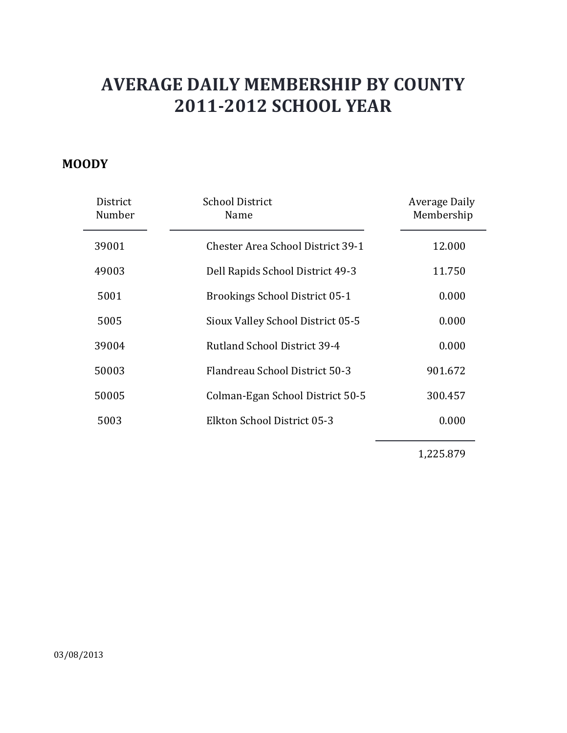# AVERAGE DAILY MEMBERSHIP BY COUNTY
# 2011-2012 SCHOOL YEAR

**MOODY**

| District Number | School District Name | Average Daily Membership |
|---|---|---|
| 39001 | Chester Area School District 39-1 | 12.000 |
| 49003 | Dell Rapids School District 49-3 | 11.750 |
| 5001 | Brookings School District 05-1 | 0.000 |
| 5005 | Sioux Valley School District 05-5 | 0.000 |
| 39004 | Rutland School District 39-4 | 0.000 |
| 50003 | Flandreau School District 50-3 | 901.672 |
| 50005 | Colman-Egan School District 50-5 | 300.457 |
| 5003 | Elkton School District 05-3 | 0.000 |
| | | 1,225.879 |

03/08/2013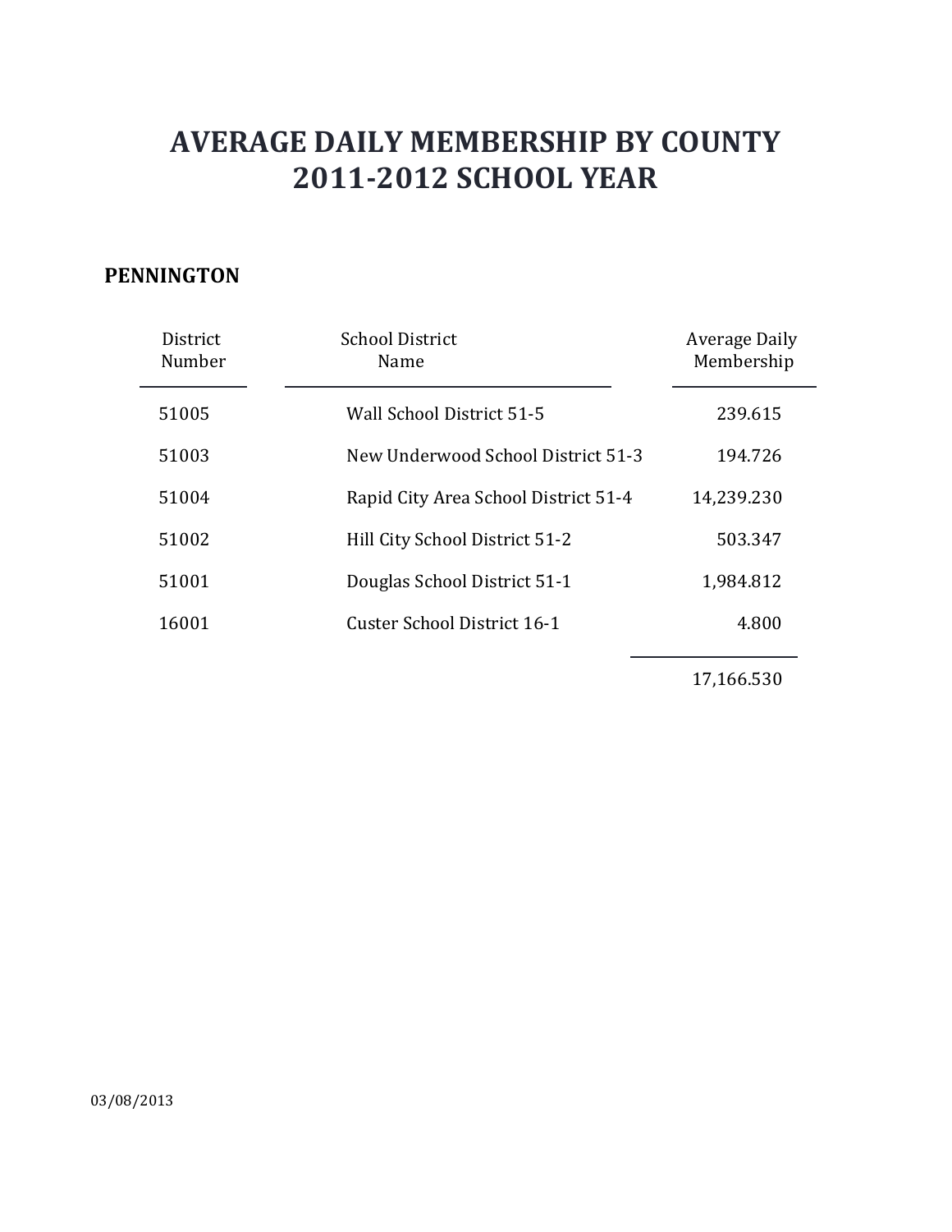# AVERAGE DAILY MEMBERSHIP BY COUNTY
# 2011-2012 SCHOOL YEAR

**PENNINGTON**

| District Number | School District Name | Average Daily Membership |
|---|---|---|
| 51005 | Wall School District 51-5 | 239.615 |
| 51003 | New Underwood School District 51-3 | 194.726 |
| 51004 | Rapid City Area School District 51-4 | 14,239.230 |
| 51002 | Hill City School District 51-2 | 503.347 |
| 51001 | Douglas School District 51-1 | 1,984.812 |
| 16001 | Custer School District 16-1 | 4.800 |
| | | 17,166.530 |

03/08/2013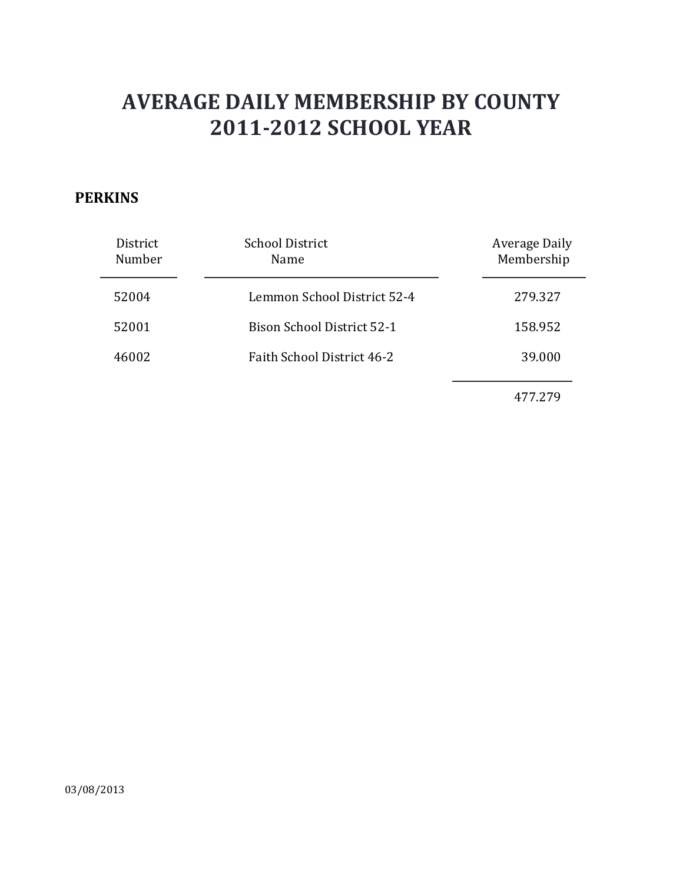# AVERAGE DAILY MEMBERSHIP BY COUNTY
# 2011-2012 SCHOOL YEAR

**PERKINS**

| District Number | School District Name | Average Daily Membership |
|---|---|---|
| 52004 | Lemmon School District 52-4 | 279.327 |
| 52001 | Bison School District 52-1 | 158.952 |
| 46002 | Faith School District 46-2 | 39.000 |
| | | 477.279 |

03/08/2013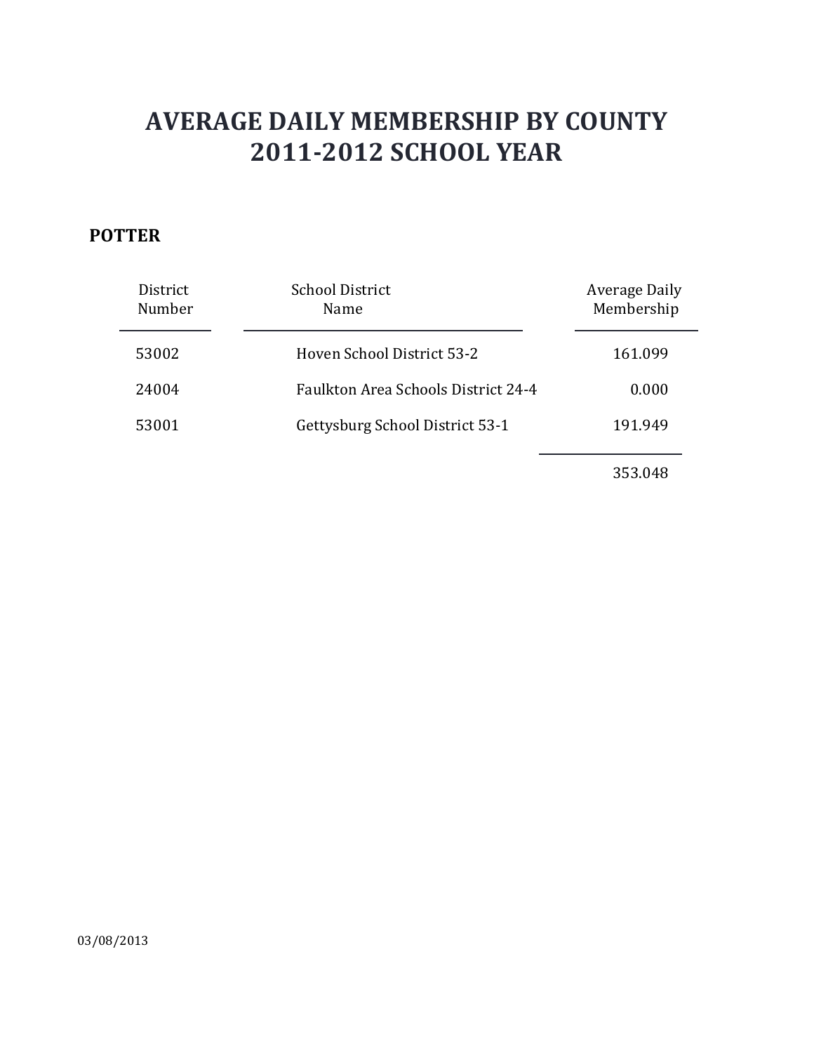# AVERAGE DAILY MEMBERSHIP BY COUNTY
# 2011-2012 SCHOOL YEAR

**POTTER**

| District Number | School District Name | Average Daily Membership |
|---|---|---|
| 53002 | Hoven School District 53-2 | 161.099 |
| 24004 | Faulkton Area Schools District 24-4 | 0.000 |
| 53001 | Gettysburg School District 53-1 | 191.949 |
| | | 353.048 |

03/08/2013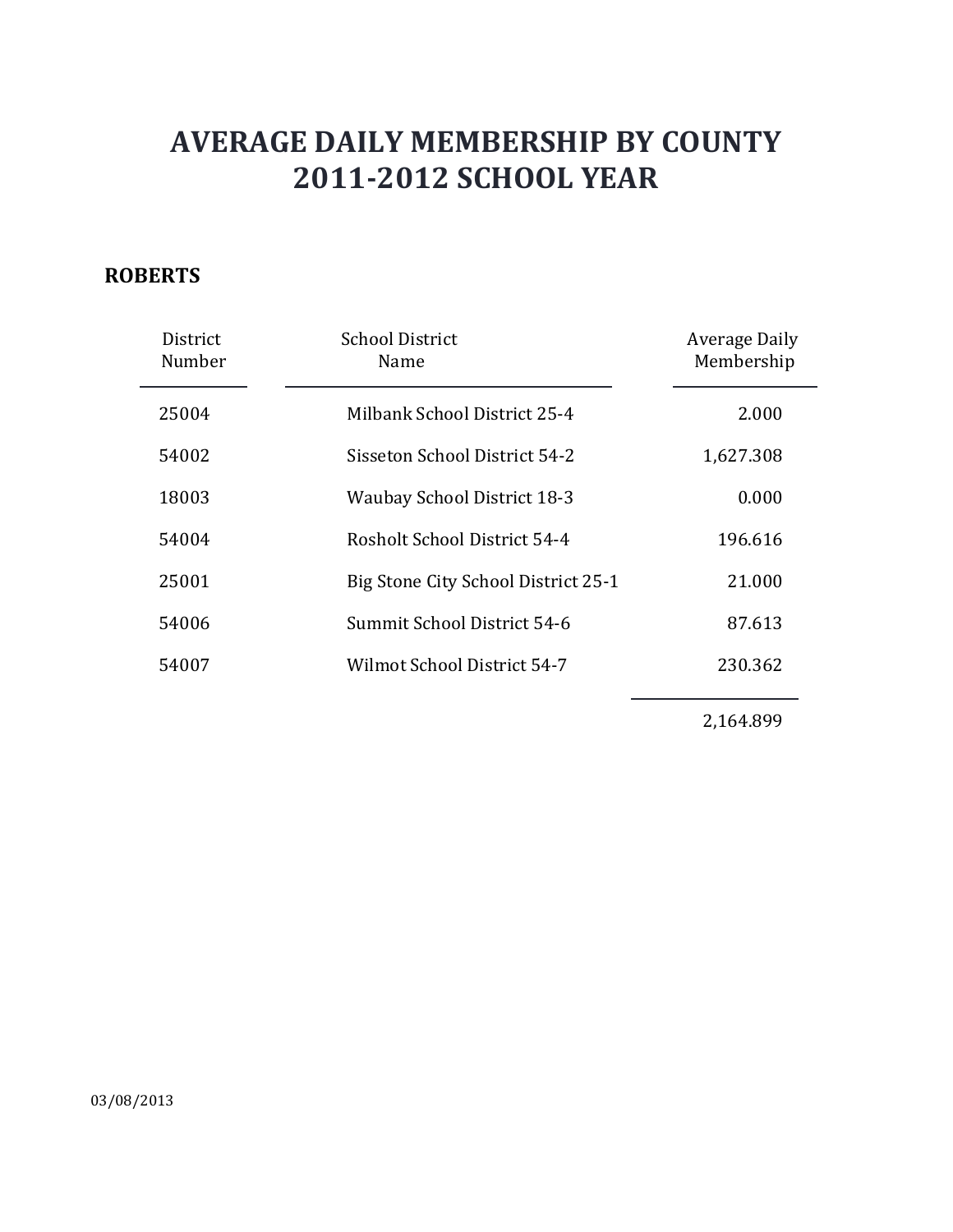# AVERAGE DAILY MEMBERSHIP BY COUNTY
# 2011-2012 SCHOOL YEAR

**ROBERTS**

| District Number | School District Name | Average Daily Membership |
|---|---|---|
| 25004 | Milbank School District 25-4 | 2.000 |
| 54002 | Sisseton School District 54-2 | 1,627.308 |
| 18003 | Waubay School District 18-3 | 0.000 |
| 54004 | Rosholt School District 54-4 | 196.616 |
| 25001 | Big Stone City School District 25-1 | 21.000 |
| 54006 | Summit School District 54-6 | 87.613 |
| 54007 | Wilmot School District 54-7 | 230.362 |
| | | 2,164.899 |

03/08/2013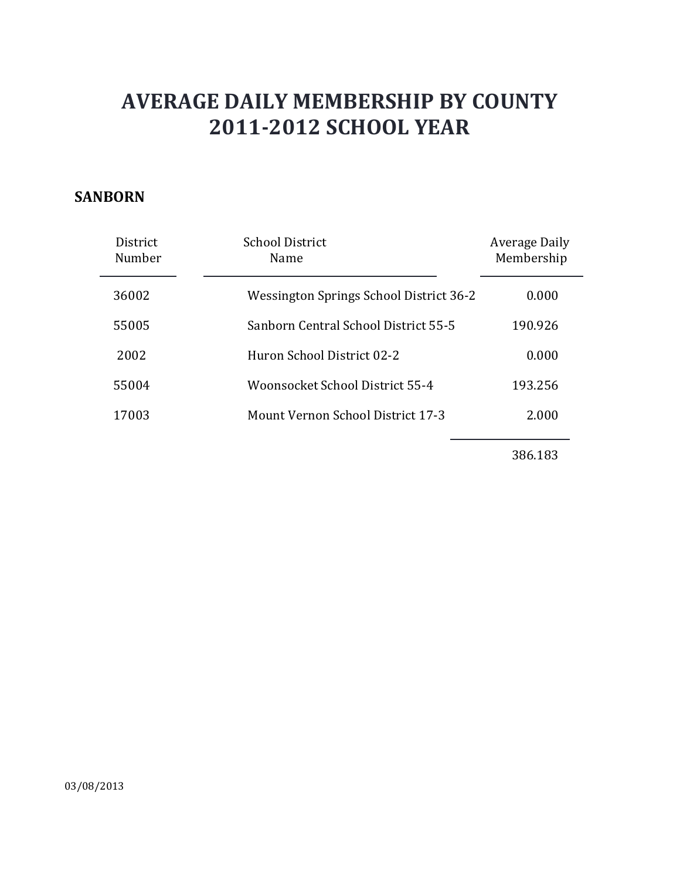# AVERAGE DAILY MEMBERSHIP BY COUNTY
# 2011-2012 SCHOOL YEAR

**SANBORN**

| District Number | School District Name | Average Daily Membership |
|---|---|---|
| 36002 | Wessington Springs School District 36-2 | 0.000 |
| 55005 | Sanborn Central School District 55-5 | 190.926 |
| 2002 | Huron School District 02-2 | 0.000 |
| 55004 | Woonsocket School District 55-4 | 193.256 |
| 17003 | Mount Vernon School District 17-3 | 2.000 |
| | | 386.183 |

03/08/2013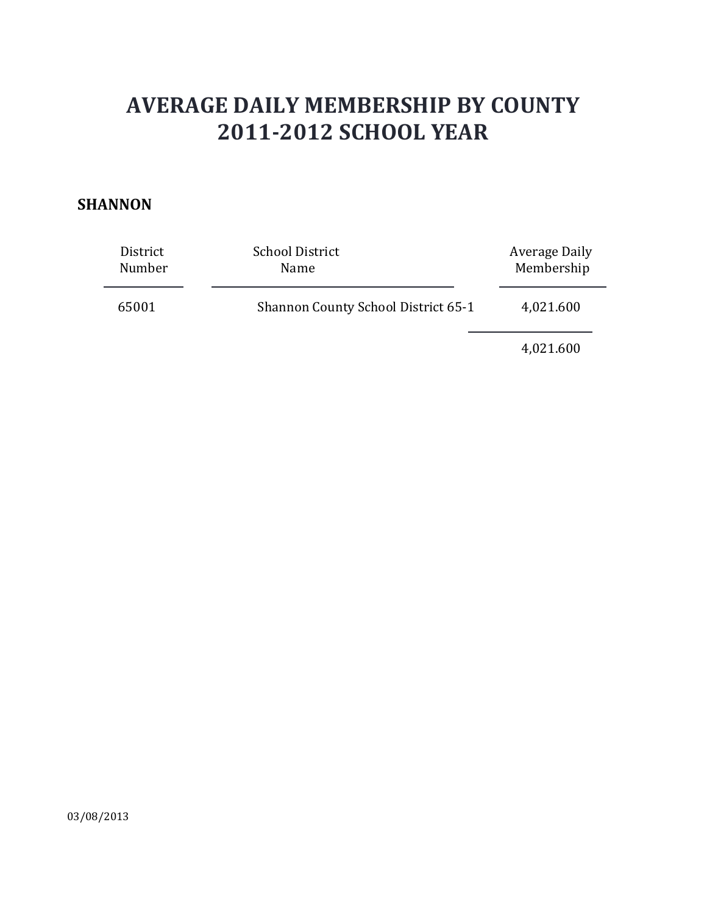# AVERAGE DAILY MEMBERSHIP BY COUNTY
# 2011-2012 SCHOOL YEAR

**SHANNON**

| District Number | School District Name | Average Daily Membership |
|---|---|---|
| 65001 | Shannon County School District 65-1 | 4,021.600 |
| | | 4,021.600 |

03/08/2013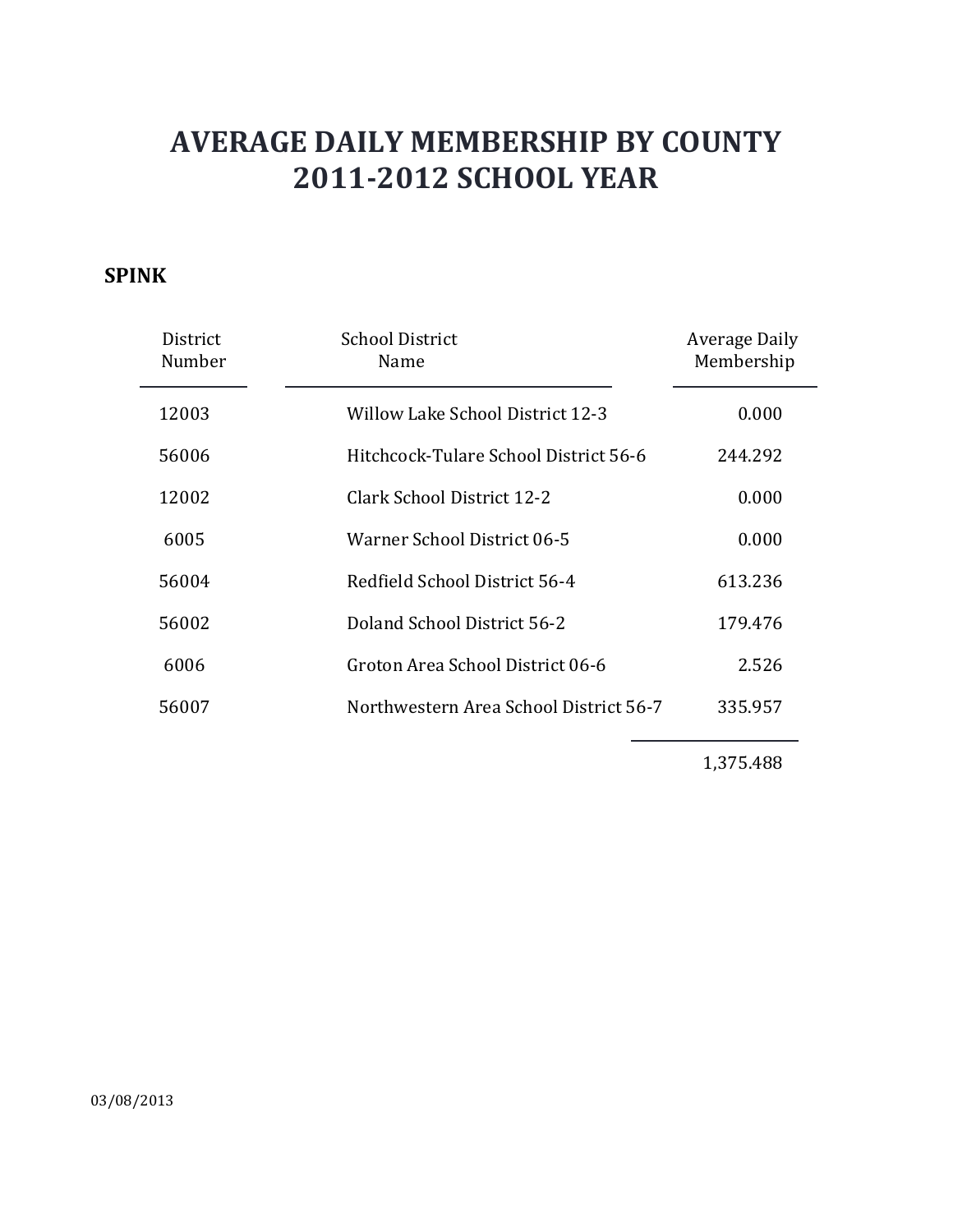# AVERAGE DAILY MEMBERSHIP BY COUNTY
# 2011-2012 SCHOOL YEAR

**SPINK**

| District Number | School District Name | Average Daily Membership |
|---|---|---|
| 12003 | Willow Lake School District 12-3 | 0.000 |
| 56006 | Hitchcock-Tulare School District 56-6 | 244.292 |
| 12002 | Clark School District 12-2 | 0.000 |
| 6005 | Warner School District 06-5 | 0.000 |
| 56004 | Redfield School District 56-4 | 613.236 |
| 56002 | Doland School District 56-2 | 179.476 |
| 6006 | Groton Area School District 06-6 | 2.526 |
| 56007 | Northwestern Area School District 56-7 | 335.957 |
| | | 1,375.488 |

03/08/2013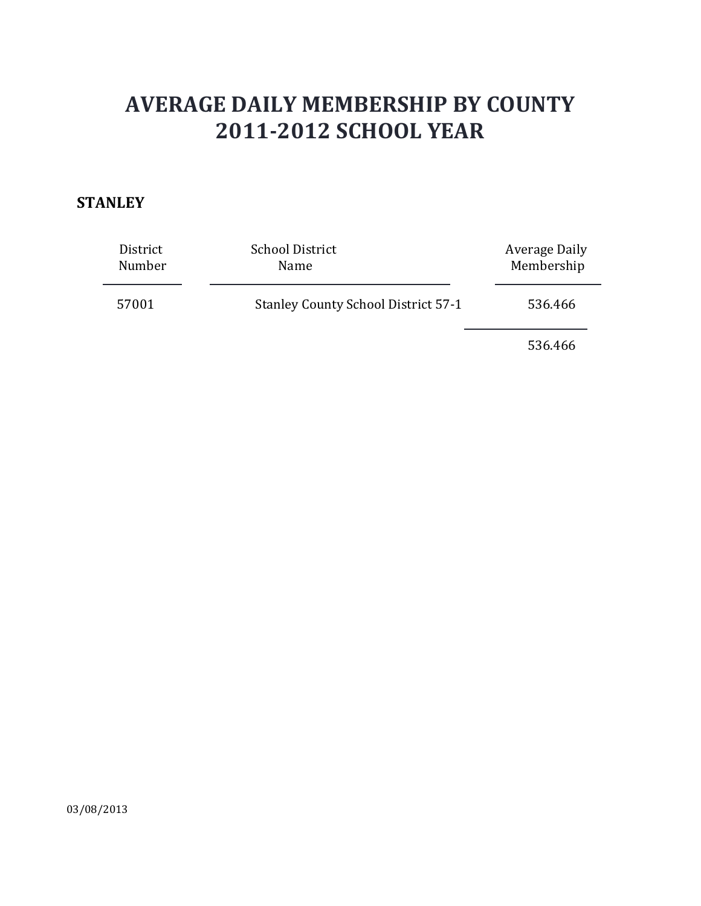# AVERAGE DAILY MEMBERSHIP BY COUNTY
# 2011-2012 SCHOOL YEAR

**STANLEY**

| District Number | School District Name | Average Daily Membership |
|---|---|---|
| 57001 | Stanley County School District 57-1 | 536.466 |
| | | 536.466 |

03/08/2013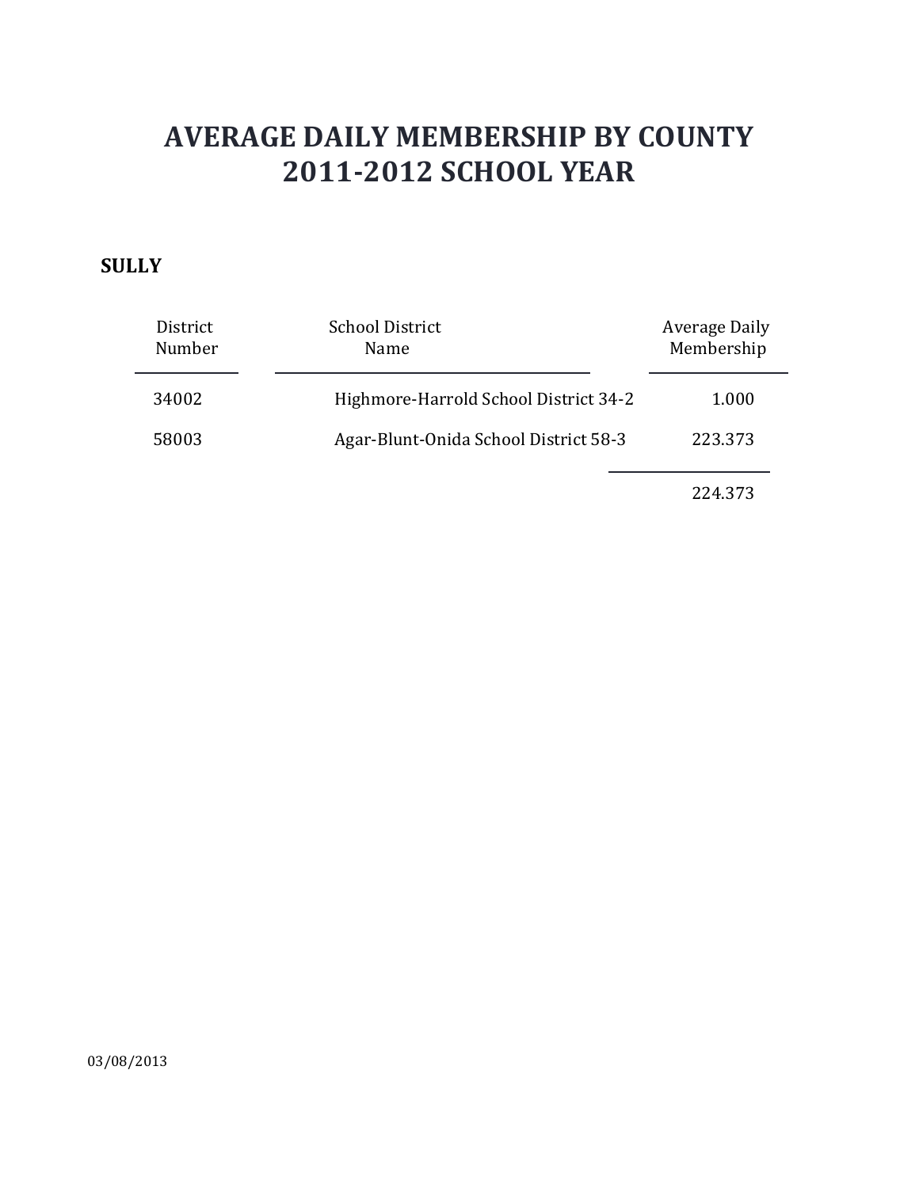# AVERAGE DAILY MEMBERSHIP BY COUNTY
# 2011-2012 SCHOOL YEAR

**SULLY**

| District Number | School District Name | Average Daily Membership |
|---|---|---|
| 34002 | Highmore-Harrold School District 34-2 | 1.000 |
| 58003 | Agar-Blunt-Onida School District 58-3 | 223.373 |
| | | 224.373 |

03/08/2013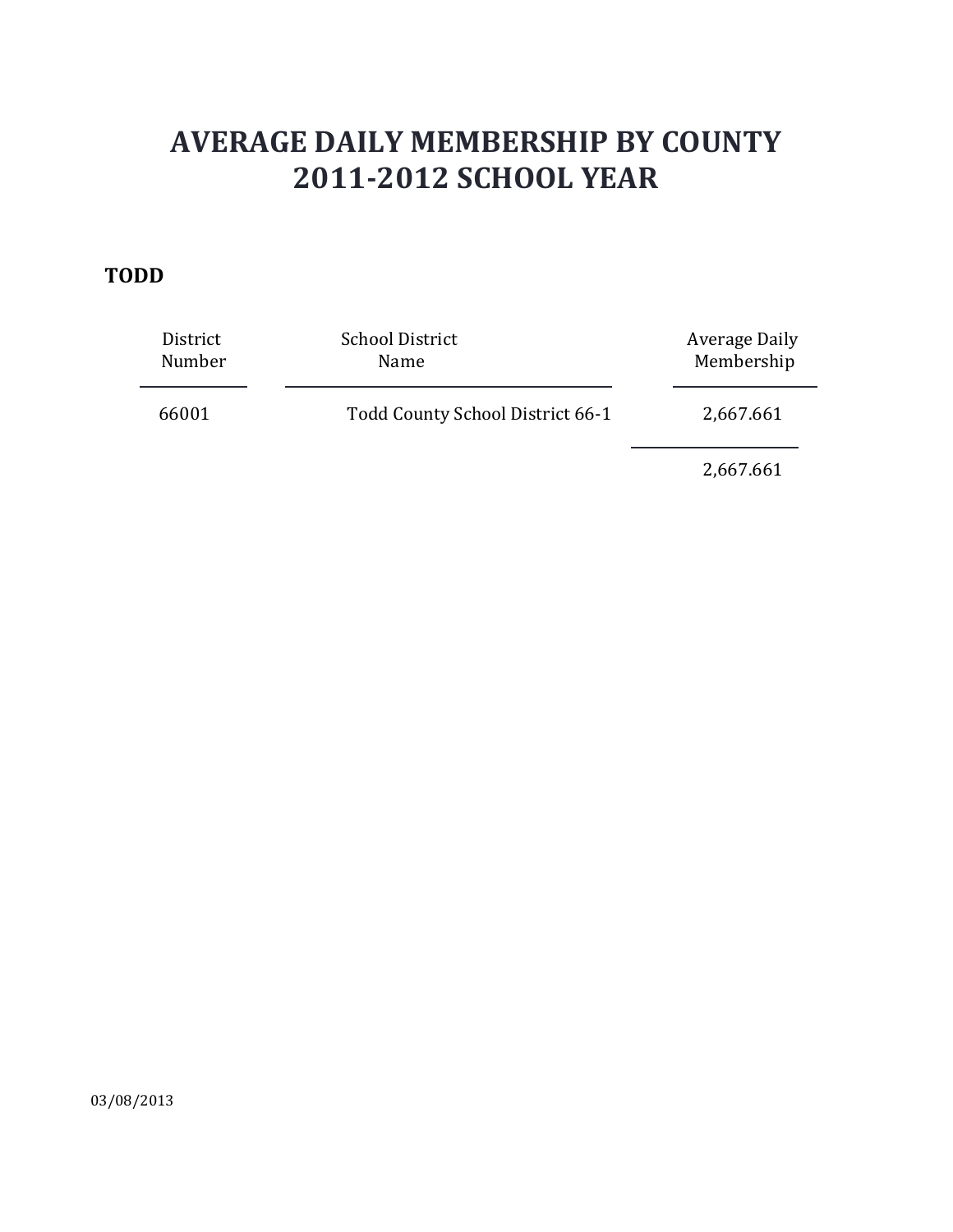# AVERAGE DAILY MEMBERSHIP BY COUNTY
# 2011-2012 SCHOOL YEAR

**TODD**

| District Number | School District Name | Average Daily Membership |
|---|---|---|
| 66001 | Todd County School District 66-1 | 2,667.661 |
| | | 2,667.661 |

03/08/2013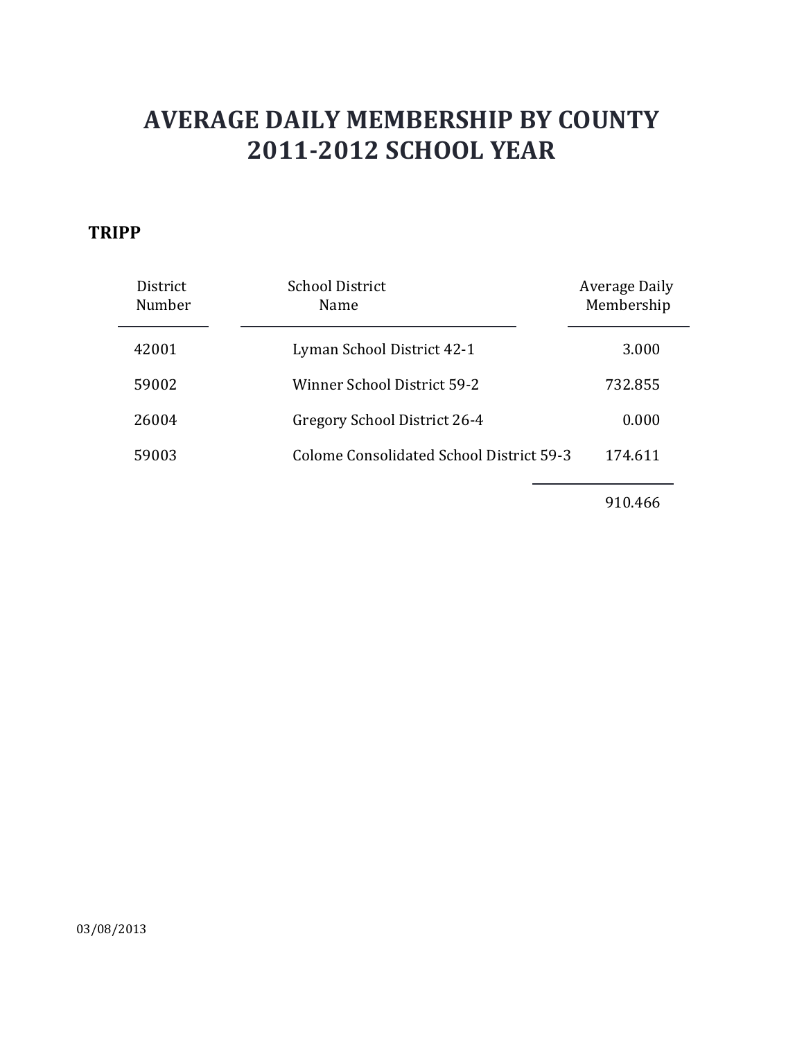# AVERAGE DAILY MEMBERSHIP BY COUNTY
# 2011-2012 SCHOOL YEAR

**TRIPP**

| District Number | School District Name | Average Daily Membership |
|---|---|---|
| 42001 | Lyman School District 42-1 | 3.000 |
| 59002 | Winner School District 59-2 | 732.855 |
| 26004 | Gregory School District 26-4 | 0.000 |
| 59003 | Colome Consolidated School District 59-3 | 174.611 |
| | | 910.466 |

03/08/2013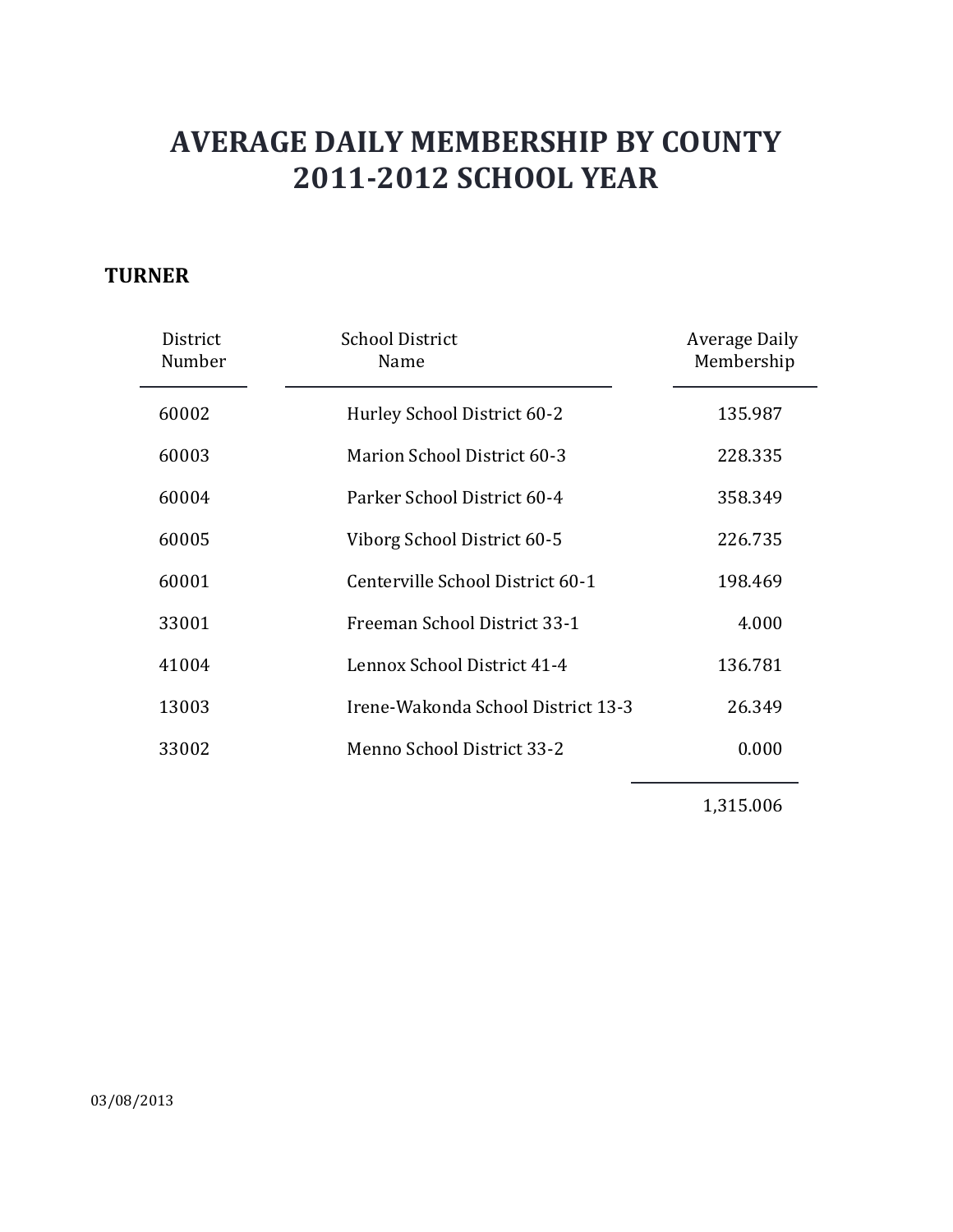# AVERAGE DAILY MEMBERSHIP BY COUNTY
# 2011-2012 SCHOOL YEAR

## TURNER

| District Number | School District Name | Average Daily Membership |
|---|---|---|
| 60002 | Hurley School District 60-2 | 135.987 |
| 60003 | Marion School District 60-3 | 228.335 |
| 60004 | Parker School District 60-4 | 358.349 |
| 60005 | Viborg School District 60-5 | 226.735 |
| 60001 | Centerville School District 60-1 | 198.469 |
| 33001 | Freeman School District 33-1 | 4.000 |
| 41004 | Lennox School District 41-4 | 136.781 |
| 13003 | Irene-Wakonda School District 13-3 | 26.349 |
| 33002 | Menno School District 33-2 | 0.000 |
| | | 1,315.006 |

03/08/2013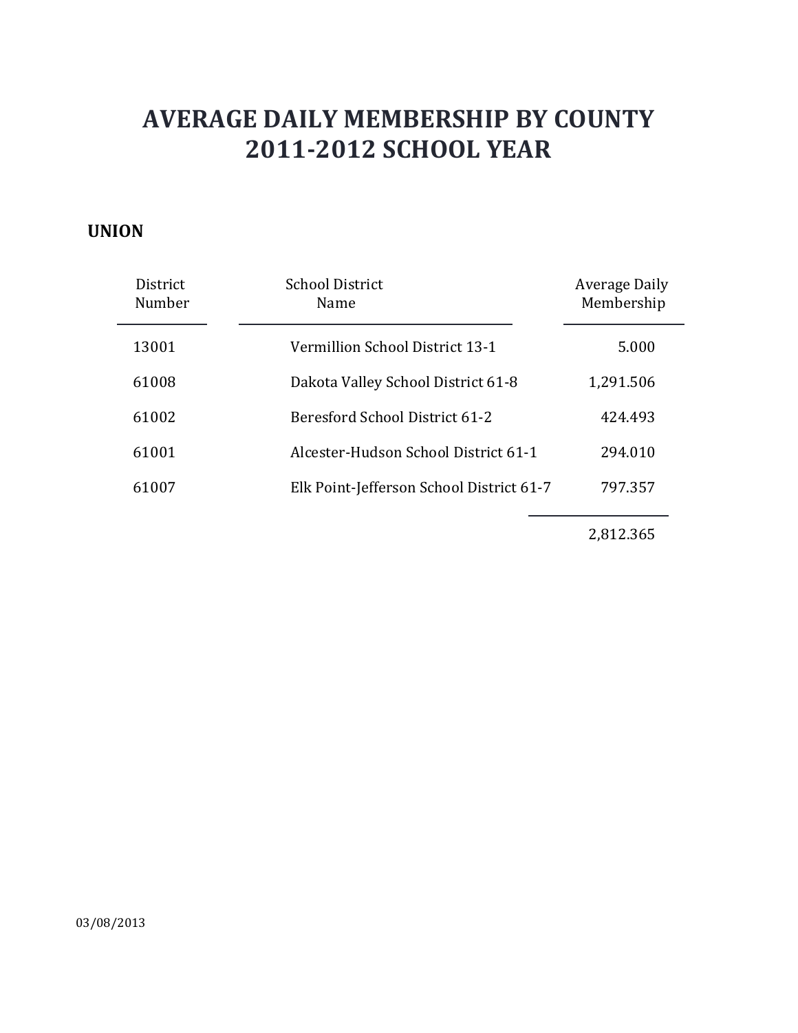# AVERAGE DAILY MEMBERSHIP BY COUNTY
# 2011-2012 SCHOOL YEAR

**UNION**

| District Number | School District Name | Average Daily Membership |
|---|---|---|
| 13001 | Vermillion School District 13-1 | 5.000 |
| 61008 | Dakota Valley School District 61-8 | 1,291.506 |
| 61002 | Beresford School District 61-2 | 424.493 |
| 61001 | Alcester-Hudson School District 61-1 | 294.010 |
| 61007 | Elk Point-Jefferson School District 61-7 | 797.357 |
| | | 2,812.365 |

03/08/2013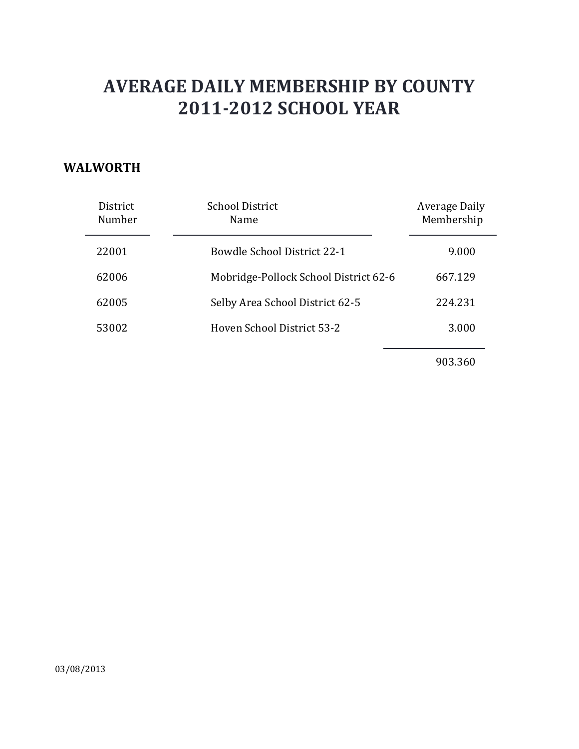# AVERAGE DAILY MEMBERSHIP BY COUNTY
# 2011-2012 SCHOOL YEAR

## WALWORTH

| District Number | School District Name | Average Daily Membership |
|---|---|---|
| 22001 | Bowdle School District 22-1 | 9.000 |
| 62006 | Mobridge-Pollock School District 62-6 | 667.129 |
| 62005 | Selby Area School District 62-5 | 224.231 |
| 53002 | Hoven School District 53-2 | 3.000 |
| | | 903.360 |

03/08/2013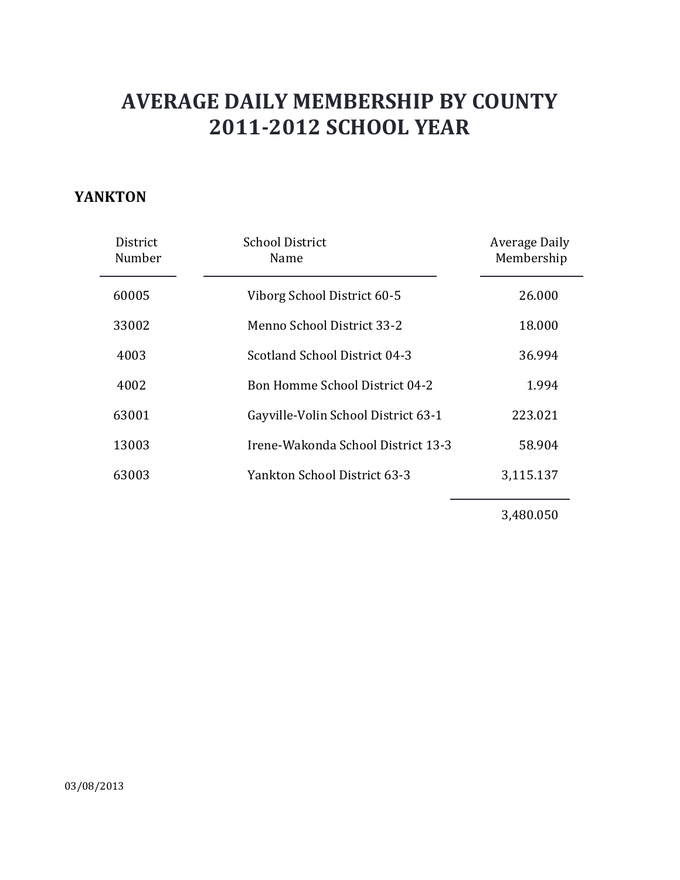# AVERAGE DAILY MEMBERSHIP BY COUNTY
# 2011-2012 SCHOOL YEAR

**YANKTON**

| District Number | School District Name | Average Daily Membership |
|---|---|---|
| 60005 | Viborg School District 60-5 | 26.000 |
| 33002 | Menno School District 33-2 | 18.000 |
| 4003 | Scotland School District 04-3 | 36.994 |
| 4002 | Bon Homme School District 04-2 | 1.994 |
| 63001 | Gayville-Volin School District 63-1 | 223.021 |
| 13003 | Irene-Wakonda School District 13-3 | 58.904 |
| 63003 | Yankton School District 63-3 | 3,115.137 |
| | | 3,480.050 |

03/08/2013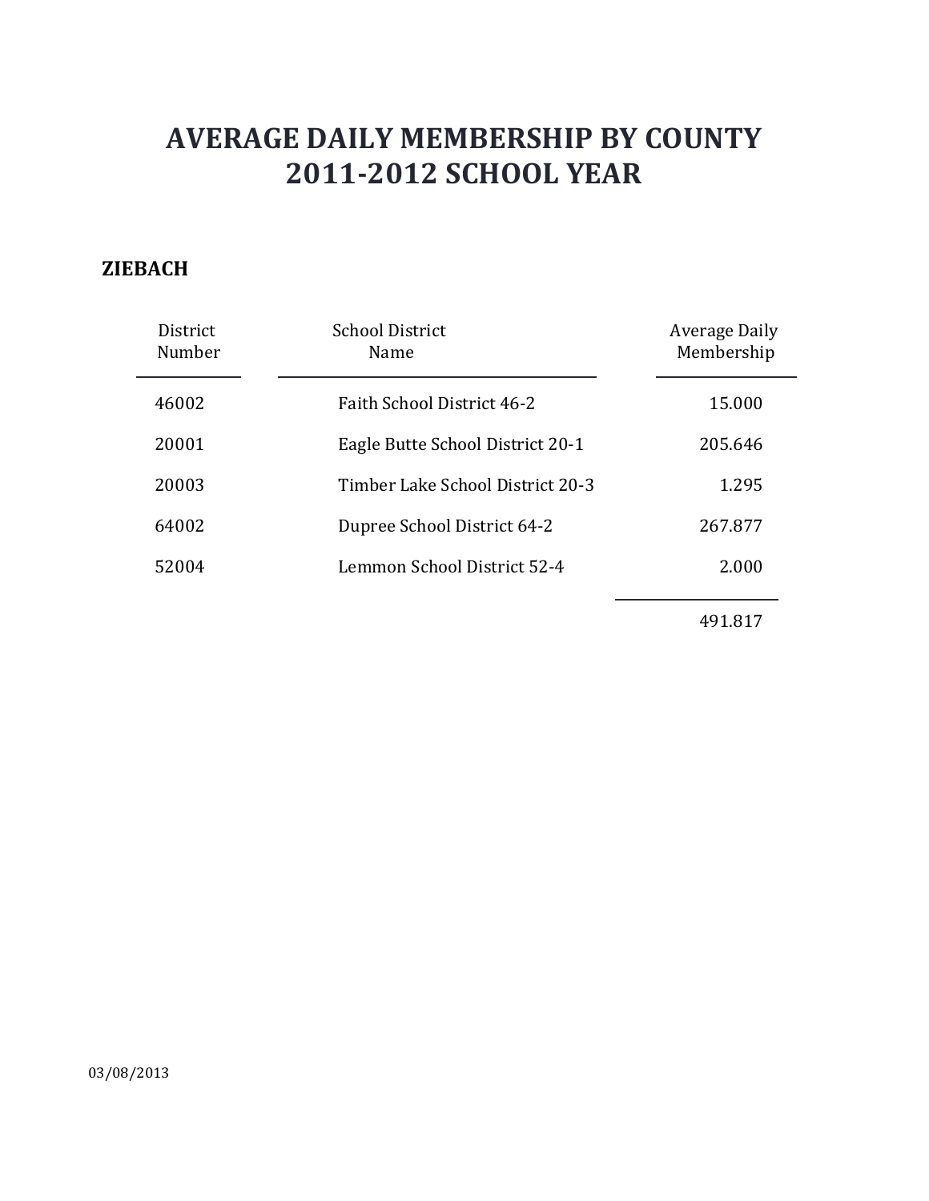# AVERAGE DAILY MEMBERSHIP BY COUNTY
# 2011-2012 SCHOOL YEAR

**ZIEBACH**

| District Number | School District Name | Average Daily Membership |
|---|---|---|
| 46002 | Faith School District 46-2 | 15.000 |
| 20001 | Eagle Butte School District 20-1 | 205.646 |
| 20003 | Timber Lake School District 20-3 | 1.295 |
| 64002 | Dupree School District 64-2 | 267.877 |
| 52004 | Lemmon School District 52-4 | 2.000 |
| | | 491.817 |

03/08/2013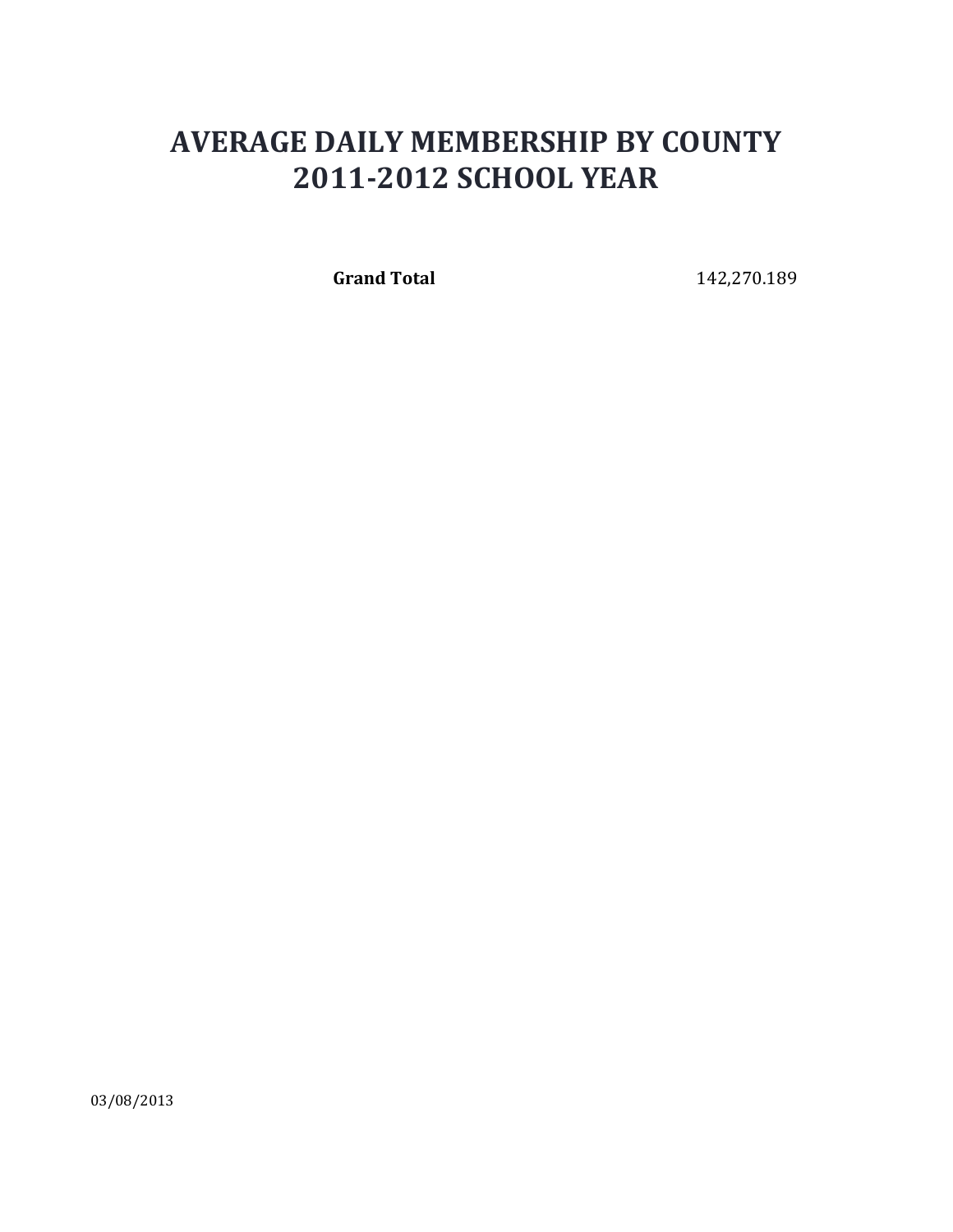# AVERAGE DAILY MEMBERSHIP BY COUNTY
# 2011-2012 SCHOOL YEAR

| | |
|---|---|
| **Grand Total** | 142,270.189 |

03/08/2013